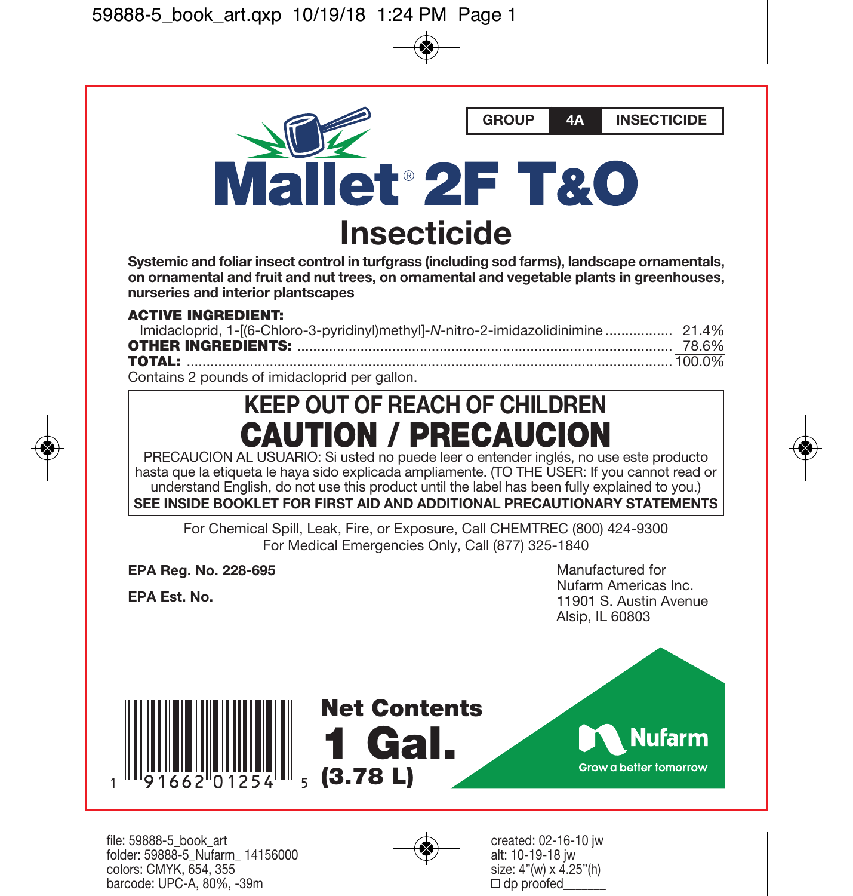| GROUP | 4A | INSECTICIDE |
|---|---|---|

# Mallet® 2F T&O

## Insecticide

**Systemic and foliar insect control in turfgrass (including sod farms), landscape ornamentals, on ornamental and fruit and nut trees, on ornamental and vegetable plants in greenhouses, nurseries and interior plantscapes**

**ACTIVE INGREDIENT:**

| | |
|---|---|
| Imidacloprid, 1-[(6-Chloro-3-pyridinyl)methyl]-*N*-nitro-2-imidazolidinimine | 21.4% |
| **OTHER INGREDIENTS:** | 78.6% |
| **TOTAL:** | 100.0% |

Contains 2 pounds of imidacloprid per gallon.

## KEEP OUT OF REACH OF CHILDREN

## CAUTION / PRECAUCION

PRECAUCION AL USUARIO: Si usted no puede leer o entender inglés, no use este producto hasta que la etiqueta le haya sido explicada ampliamente. (TO THE USER: If you cannot read or understand English, do not use this product until the label has been fully explained to you.)

**SEE INSIDE BOOKLET FOR FIRST AID AND ADDITIONAL PRECAUTIONARY STATEMENTS**

For Chemical Spill, Leak, Fire, or Exposure, Call CHEMTREC (800) 424-9300
For Medical Emergencies Only, Call (877) 325-1840

**EPA Reg. No. 228-695**

**EPA Est. No.**

Manufactured for
Nufarm Americas Inc.
11901 S. Austin Avenue
Alsip, IL 60803

1 91662 01254 5

**Net Contents**
**1 Gal.**
**(3.78 L)**

Nufarm
Grow a better tomorrow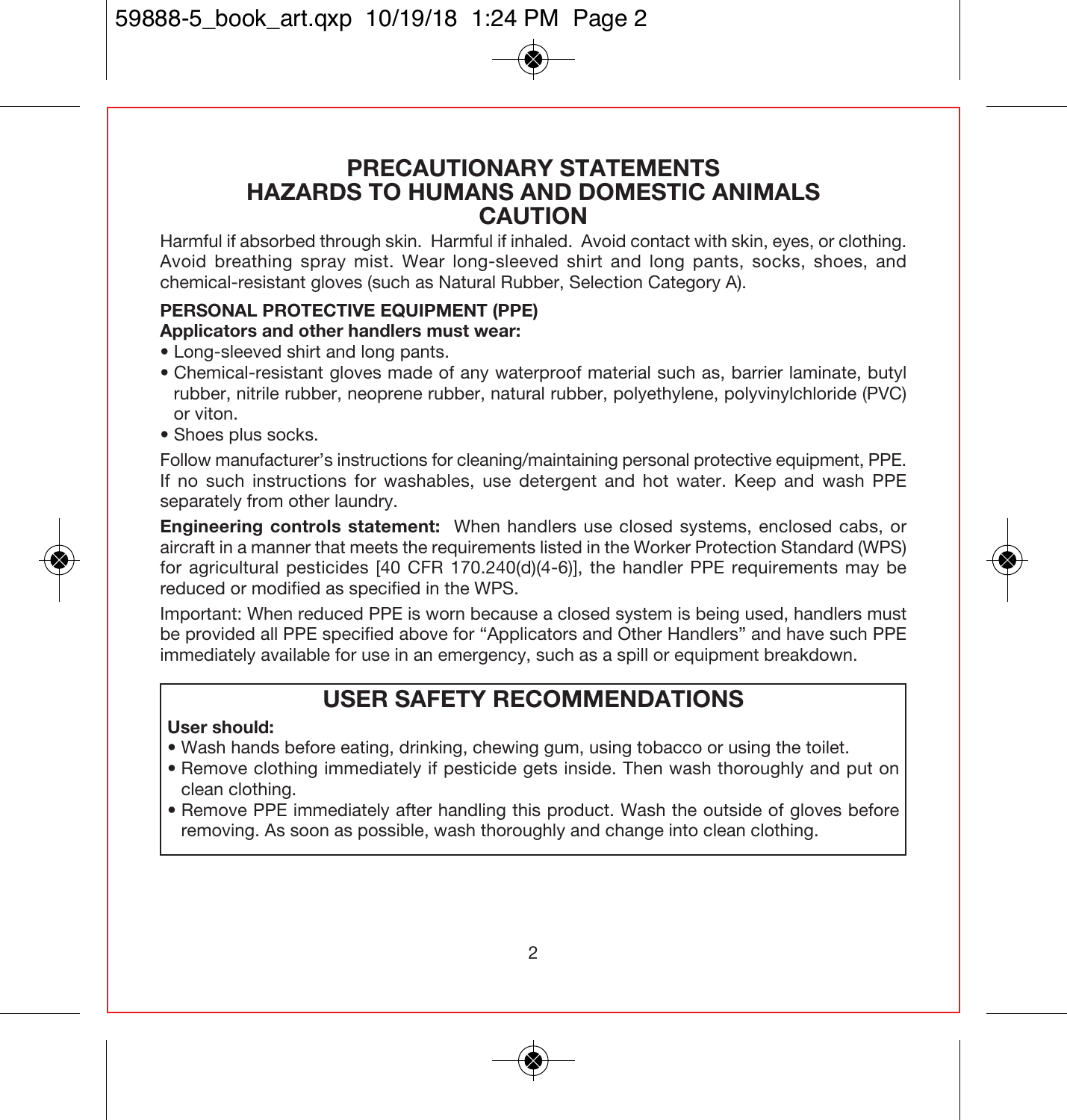# PRECAUTIONARY STATEMENTS
## HAZARDS TO HUMANS AND DOMESTIC ANIMALS
## CAUTION

Harmful if absorbed through skin. Harmful if inhaled. Avoid contact with skin, eyes, or clothing. Avoid breathing spray mist. Wear long-sleeved shirt and long pants, socks, shoes, and chemical-resistant gloves (such as Natural Rubber, Selection Category A).

**PERSONAL PROTECTIVE EQUIPMENT (PPE)**
**Applicators and other handlers must wear:**

- Long-sleeved shirt and long pants.
- Chemical-resistant gloves made of any waterproof material such as, barrier laminate, butyl rubber, nitrile rubber, neoprene rubber, natural rubber, polyethylene, polyvinylchloride (PVC) or viton.
- Shoes plus socks.

Follow manufacturer's instructions for cleaning/maintaining personal protective equipment, PPE. If no such instructions for washables, use detergent and hot water. Keep and wash PPE separately from other laundry.

**Engineering controls statement:** When handlers use closed systems, enclosed cabs, or aircraft in a manner that meets the requirements listed in the Worker Protection Standard (WPS) for agricultural pesticides [40 CFR 170.240(d)(4-6)], the handler PPE requirements may be reduced or modified as specified in the WPS.

Important: When reduced PPE is worn because a closed system is being used, handlers must be provided all PPE specified above for "Applicators and Other Handlers" and have such PPE immediately available for use in an emergency, such as a spill or equipment breakdown.

## USER SAFETY RECOMMENDATIONS

**User should:**

- Wash hands before eating, drinking, chewing gum, using tobacco or using the toilet.
- Remove clothing immediately if pesticide gets inside. Then wash thoroughly and put on clean clothing.
- Remove PPE immediately after handling this product. Wash the outside of gloves before removing. As soon as possible, wash thoroughly and change into clean clothing.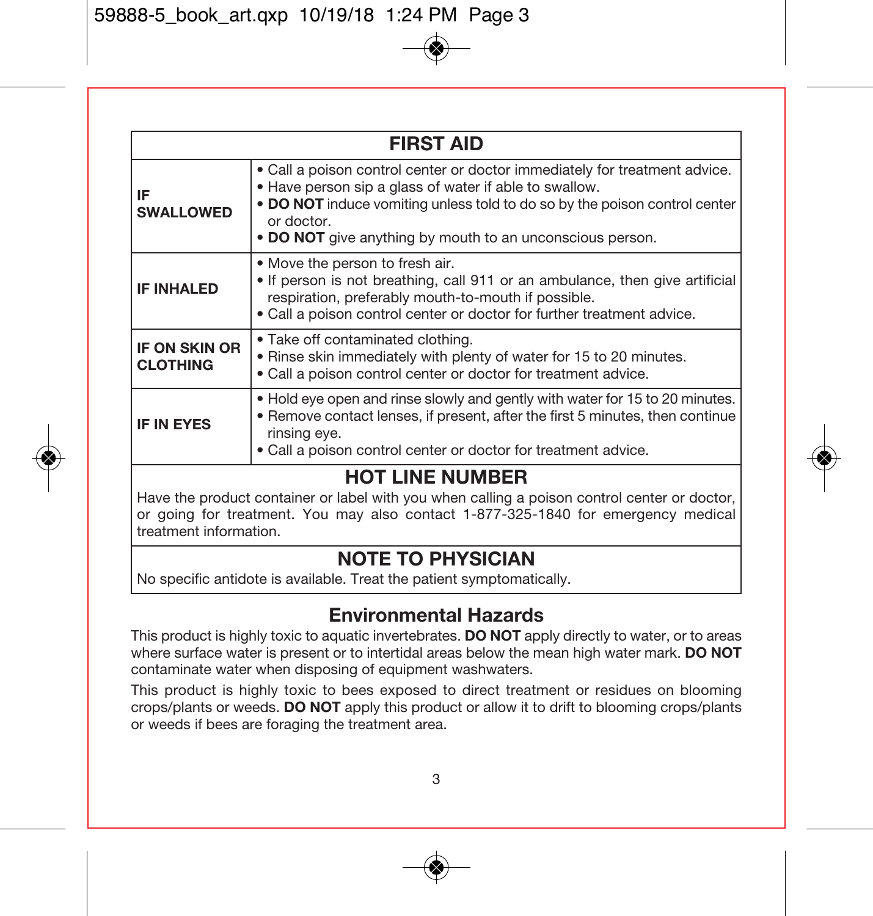| FIRST AID | |
|---|---|
| **IF SWALLOWED** | • Call a poison control center or doctor immediately for treatment advice.<br>• Have person sip a glass of water if able to swallow.<br>• **DO NOT** induce vomiting unless told to do so by the poison control center or doctor.<br>• **DO NOT** give anything by mouth to an unconscious person. |
| **IF INHALED** | • Move the person to fresh air.<br>• If person is not breathing, call 911 or an ambulance, then give artificial respiration, preferably mouth-to-mouth if possible.<br>• Call a poison control center or doctor for further treatment advice. |
| **IF ON SKIN OR CLOTHING** | • Take off contaminated clothing.<br>• Rinse skin immediately with plenty of water for 15 to 20 minutes.<br>• Call a poison control center or doctor for treatment advice. |
| **IF IN EYES** | • Hold eye open and rinse slowly and gently with water for 15 to 20 minutes.<br>• Remove contact lenses, if present, after the first 5 minutes, then continue rinsing eye.<br>• Call a poison control center or doctor for treatment advice. |

## HOT LINE NUMBER

Have the product container or label with you when calling a poison control center or doctor, or going for treatment. You may also contact 1-877-325-1840 for emergency medical treatment information.

## NOTE TO PHYSICIAN

No specific antidote is available. Treat the patient symptomatically.

## Environmental Hazards

This product is highly toxic to aquatic invertebrates. **DO NOT** apply directly to water, or to areas where surface water is present or to intertidal areas below the mean high water mark. **DO NOT** contaminate water when disposing of equipment washwaters.

This product is highly toxic to bees exposed to direct treatment or residues on blooming crops/plants or weeds. **DO NOT** apply this product or allow it to drift to blooming crops/plants or weeds if bees are foraging the treatment area.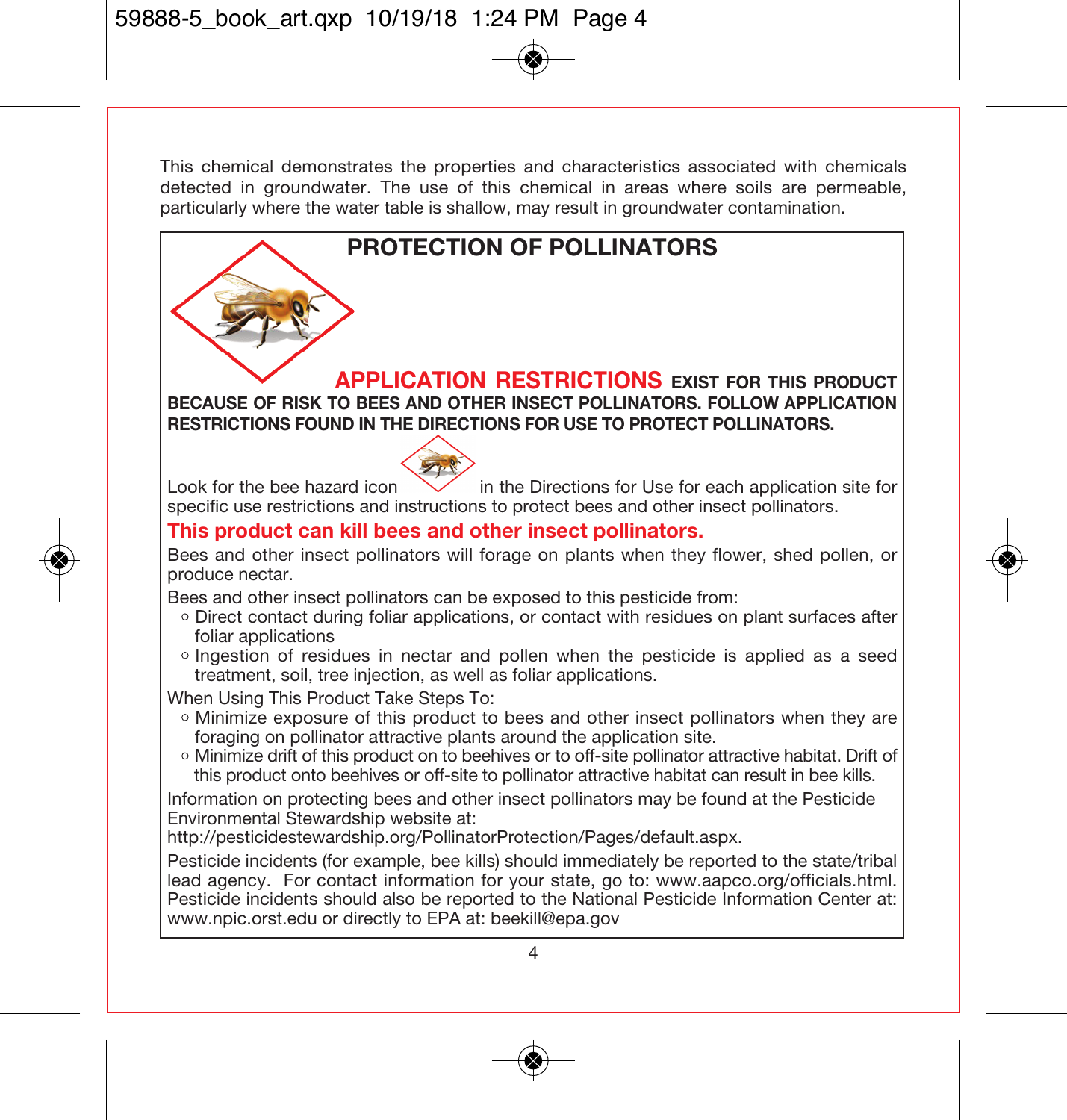This chemical demonstrates the properties and characteristics associated with chemicals detected in groundwater. The use of this chemical in areas where soils are permeable, particularly where the water table is shallow, may result in groundwater contamination.

## PROTECTION OF POLLINATORS

**APPLICATION RESTRICTIONS EXIST FOR THIS PRODUCT BECAUSE OF RISK TO BEES AND OTHER INSECT POLLINATORS. FOLLOW APPLICATION RESTRICTIONS FOUND IN THE DIRECTIONS FOR USE TO PROTECT POLLINATORS.**

Look for the bee hazard icon in the Directions for Use for each application site for specific use restrictions and instructions to protect bees and other insect pollinators.

**This product can kill bees and other insect pollinators.**

Bees and other insect pollinators will forage on plants when they flower, shed pollen, or produce nectar.

Bees and other insect pollinators can be exposed to this pesticide from:

- Direct contact during foliar applications, or contact with residues on plant surfaces after foliar applications
- Ingestion of residues in nectar and pollen when the pesticide is applied as a seed treatment, soil, tree injection, as well as foliar applications.

When Using This Product Take Steps To:

- Minimize exposure of this product to bees and other insect pollinators when they are foraging on pollinator attractive plants around the application site.
- Minimize drift of this product on to beehives or to off-site pollinator attractive habitat. Drift of this product onto beehives or off-site to pollinator attractive habitat can result in bee kills.

Information on protecting bees and other insect pollinators may be found at the Pesticide Environmental Stewardship website at: http://pesticidestewardship.org/PollinatorProtection/Pages/default.aspx.

Pesticide incidents (for example, bee kills) should immediately be reported to the state/tribal lead agency. For contact information for your state, go to: www.aapco.org/officials.html. Pesticide incidents should also be reported to the National Pesticide Information Center at: www.npic.orst.edu or directly to EPA at: beekill@epa.gov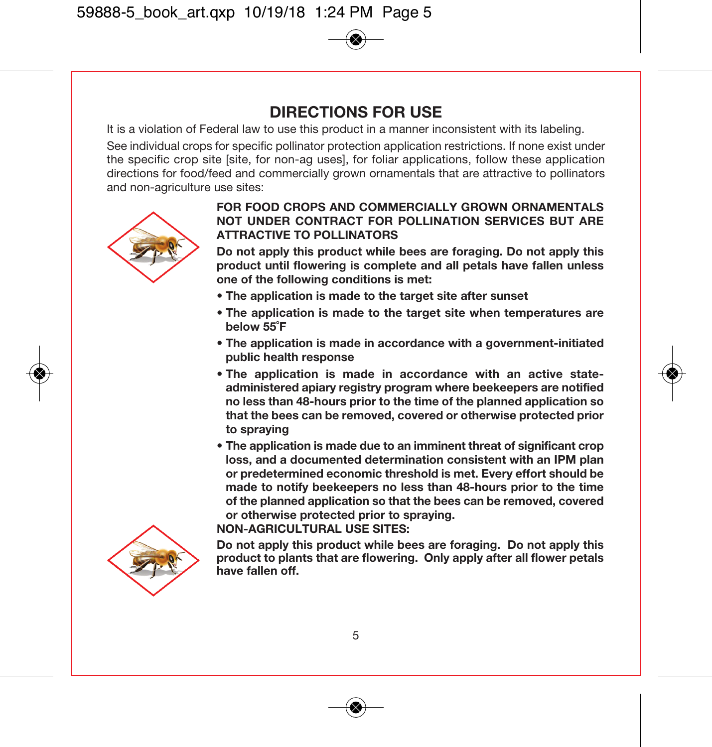# DIRECTIONS FOR USE

It is a violation of Federal law to use this product in a manner inconsistent with its labeling.

See individual crops for specific pollinator protection application restrictions. If none exist under the specific crop site [site, for non-ag uses], for foliar applications, follow these application directions for food/feed and commercially grown ornamentals that are attractive to pollinators and non-agriculture use sites:

**FOR FOOD CROPS AND COMMERCIALLY GROWN ORNAMENTALS NOT UNDER CONTRACT FOR POLLINATION SERVICES BUT ARE ATTRACTIVE TO POLLINATORS**

**Do not apply this product while bees are foraging. Do not apply this product until flowering is complete and all petals have fallen unless one of the following conditions is met:**

- **The application is made to the target site after sunset**
- **The application is made to the target site when temperatures are below 55°F**
- **The application is made in accordance with a government-initiated public health response**
- **The application is made in accordance with an active state-administered apiary registry program where beekeepers are notified no less than 48-hours prior to the time of the planned application so that the bees can be removed, covered or otherwise protected prior to spraying**
- **The application is made due to an imminent threat of significant crop loss, and a documented determination consistent with an IPM plan or predetermined economic threshold is met. Every effort should be made to notify beekeepers no less than 48-hours prior to the time of the planned application so that the bees can be removed, covered or otherwise protected prior to spraying.**

**NON-AGRICULTURAL USE SITES:**

**Do not apply this product while bees are foraging. Do not apply this product to plants that are flowering. Only apply after all flower petals have fallen off.**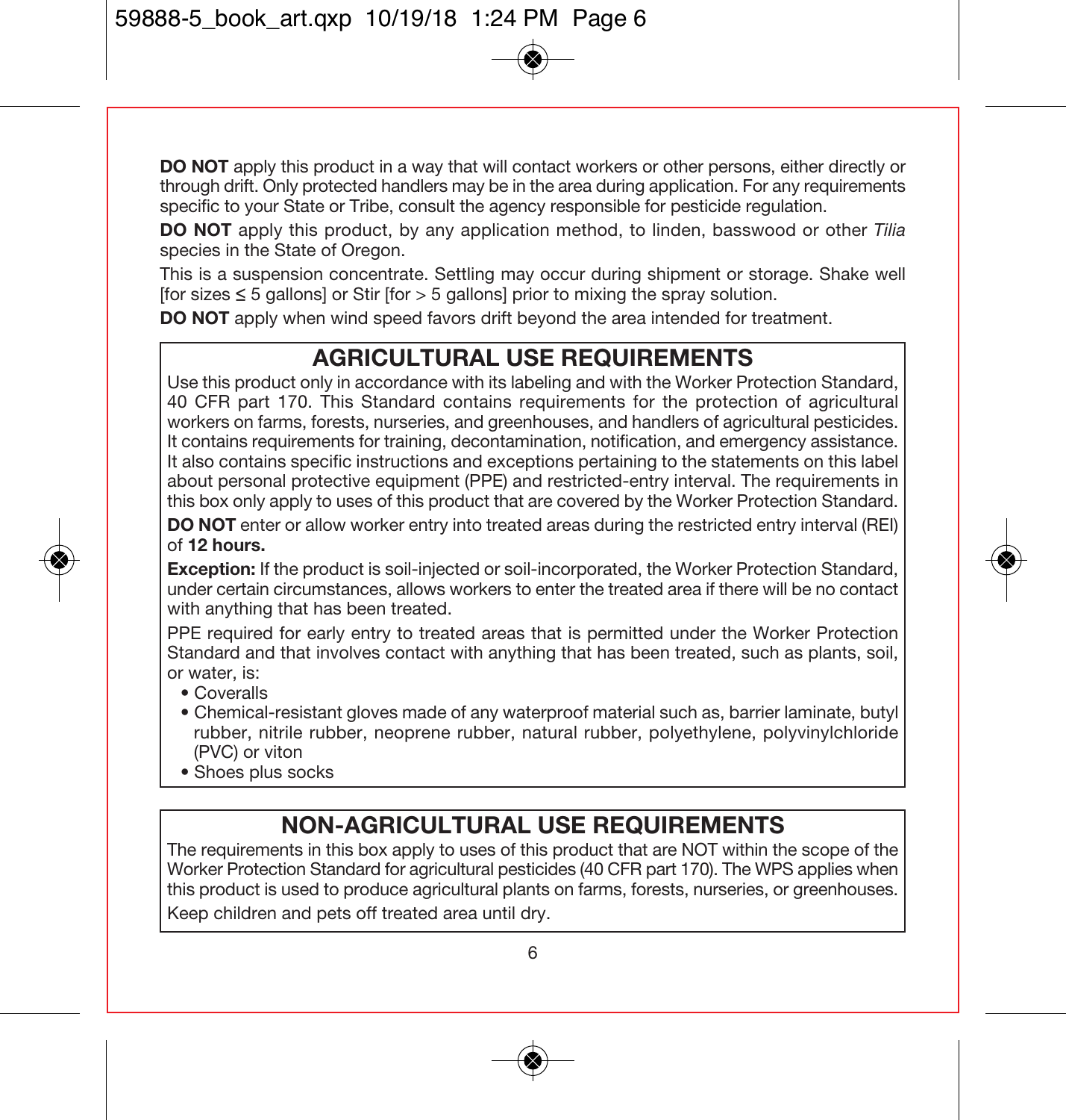**DO NOT** apply this product in a way that will contact workers or other persons, either directly or through drift. Only protected handlers may be in the area during application. For any requirements specific to your State or Tribe, consult the agency responsible for pesticide regulation.

**DO NOT** apply this product, by any application method, to linden, basswood or other *Tilia* species in the State of Oregon.

This is a suspension concentrate. Settling may occur during shipment or storage. Shake well [for sizes ≤ 5 gallons] or Stir [for > 5 gallons] prior to mixing the spray solution.

**DO NOT** apply when wind speed favors drift beyond the area intended for treatment.

## AGRICULTURAL USE REQUIREMENTS

Use this product only in accordance with its labeling and with the Worker Protection Standard, 40 CFR part 170. This Standard contains requirements for the protection of agricultural workers on farms, forests, nurseries, and greenhouses, and handlers of agricultural pesticides. It contains requirements for training, decontamination, notification, and emergency assistance. It also contains specific instructions and exceptions pertaining to the statements on this label about personal protective equipment (PPE) and restricted-entry interval. The requirements in this box only apply to uses of this product that are covered by the Worker Protection Standard.

**DO NOT** enter or allow worker entry into treated areas during the restricted entry interval (REI) of **12 hours.**

**Exception:** If the product is soil-injected or soil-incorporated, the Worker Protection Standard, under certain circumstances, allows workers to enter the treated area if there will be no contact with anything that has been treated.

PPE required for early entry to treated areas that is permitted under the Worker Protection Standard and that involves contact with anything that has been treated, such as plants, soil, or water, is:

- Coveralls
- Chemical-resistant gloves made of any waterproof material such as, barrier laminate, butyl rubber, nitrile rubber, neoprene rubber, natural rubber, polyethylene, polyvinylchloride (PVC) or viton
- Shoes plus socks

## NON-AGRICULTURAL USE REQUIREMENTS

The requirements in this box apply to uses of this product that are NOT within the scope of the Worker Protection Standard for agricultural pesticides (40 CFR part 170). The WPS applies when this product is used to produce agricultural plants on farms, forests, nurseries, or greenhouses.

Keep children and pets off treated area until dry.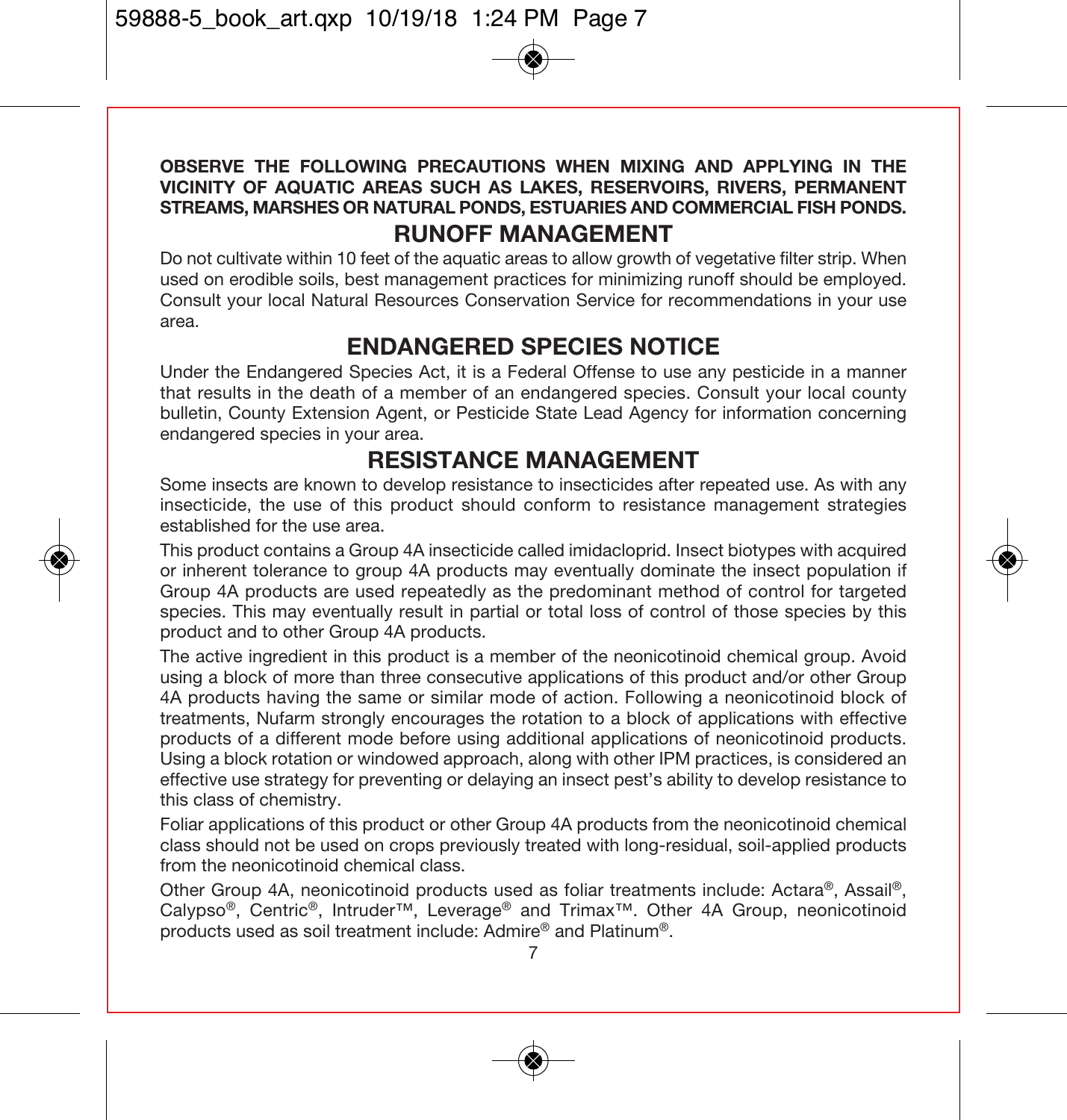**OBSERVE THE FOLLOWING PRECAUTIONS WHEN MIXING AND APPLYING IN THE VICINITY OF AQUATIC AREAS SUCH AS LAKES, RESERVOIRS, RIVERS, PERMANENT STREAMS, MARSHES OR NATURAL PONDS, ESTUARIES AND COMMERCIAL FISH PONDS.**

## RUNOFF MANAGEMENT

Do not cultivate within 10 feet of the aquatic areas to allow growth of vegetative filter strip. When used on erodible soils, best management practices for minimizing runoff should be employed. Consult your local Natural Resources Conservation Service for recommendations in your use area.

## ENDANGERED SPECIES NOTICE

Under the Endangered Species Act, it is a Federal Offense to use any pesticide in a manner that results in the death of a member of an endangered species. Consult your local county bulletin, County Extension Agent, or Pesticide State Lead Agency for information concerning endangered species in your area.

## RESISTANCE MANAGEMENT

Some insects are known to develop resistance to insecticides after repeated use. As with any insecticide, the use of this product should conform to resistance management strategies established for the use area.

This product contains a Group 4A insecticide called imidacloprid. Insect biotypes with acquired or inherent tolerance to group 4A products may eventually dominate the insect population if Group 4A products are used repeatedly as the predominant method of control for targeted species. This may eventually result in partial or total loss of control of those species by this product and to other Group 4A products.

The active ingredient in this product is a member of the neonicotinoid chemical group. Avoid using a block of more than three consecutive applications of this product and/or other Group 4A products having the same or similar mode of action. Following a neonicotinoid block of treatments, Nufarm strongly encourages the rotation to a block of applications with effective products of a different mode before using additional applications of neonicotinoid products. Using a block rotation or windowed approach, along with other IPM practices, is considered an effective use strategy for preventing or delaying an insect pest's ability to develop resistance to this class of chemistry.

Foliar applications of this product or other Group 4A products from the neonicotinoid chemical class should not be used on crops previously treated with long-residual, soil-applied products from the neonicotinoid chemical class.

Other Group 4A, neonicotinoid products used as foliar treatments include: Actara®, Assail®, Calypso®, Centric®, Intruder™, Leverage® and Trimax™. Other 4A Group, neonicotinoid products used as soil treatment include: Admire® and Platinum®.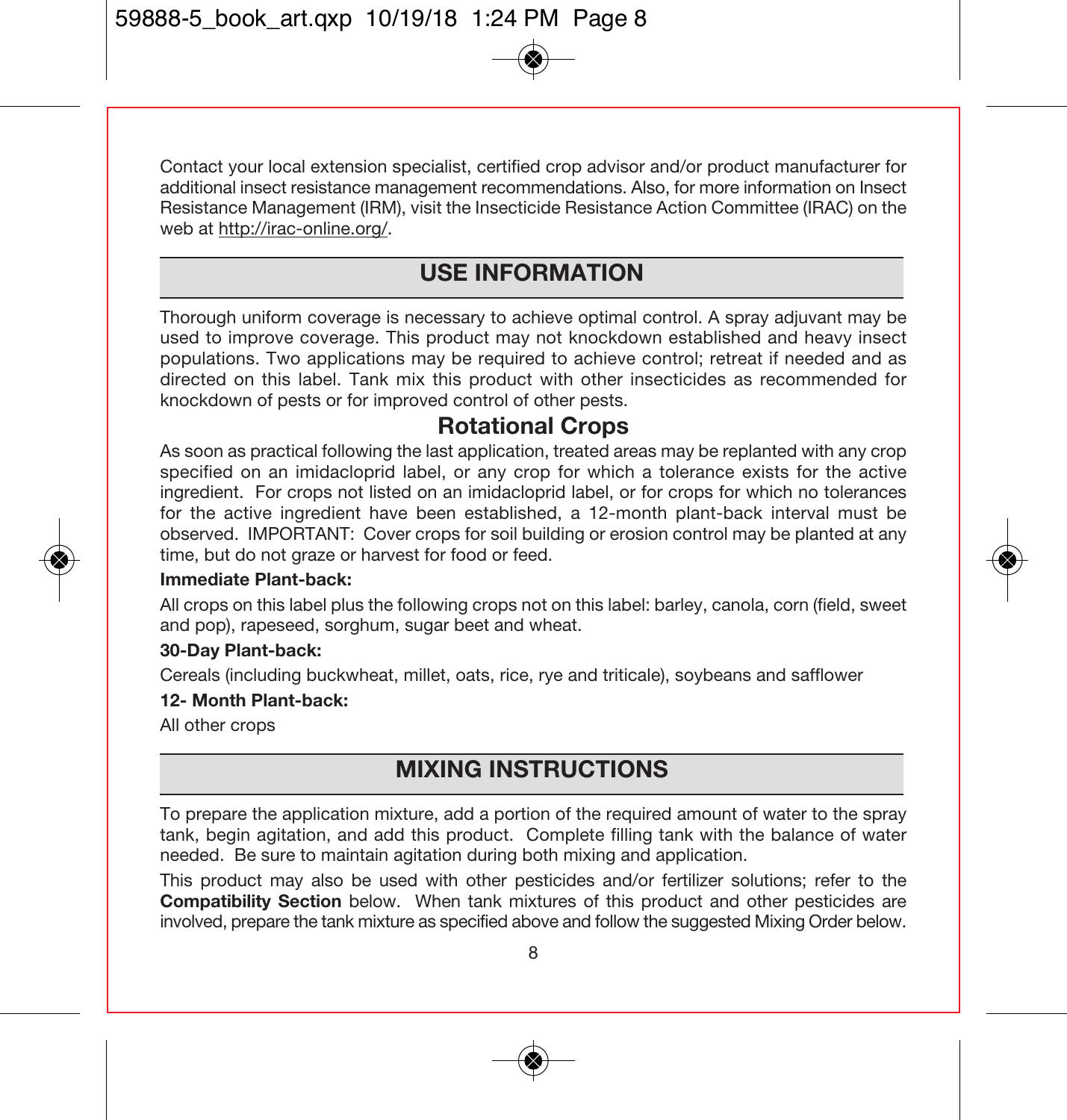Contact your local extension specialist, certified crop advisor and/or product manufacturer for additional insect resistance management recommendations. Also, for more information on Insect Resistance Management (IRM), visit the Insecticide Resistance Action Committee (IRAC) on the web at http://irac-online.org/.

## USE INFORMATION

Thorough uniform coverage is necessary to achieve optimal control. A spray adjuvant may be used to improve coverage. This product may not knockdown established and heavy insect populations. Two applications may be required to achieve control; retreat if needed and as directed on this label. Tank mix this product with other insecticides as recommended for knockdown of pests or for improved control of other pests.

### Rotational Crops

As soon as practical following the last application, treated areas may be replanted with any crop specified on an imidacloprid label, or any crop for which a tolerance exists for the active ingredient. For crops not listed on an imidacloprid label, or for crops for which no tolerances for the active ingredient have been established, a 12-month plant-back interval must be observed. IMPORTANT: Cover crops for soil building or erosion control may be planted at any time, but do not graze or harvest for food or feed.

**Immediate Plant-back:**

All crops on this label plus the following crops not on this label: barley, canola, corn (field, sweet and pop), rapeseed, sorghum, sugar beet and wheat.

**30-Day Plant-back:**

Cereals (including buckwheat, millet, oats, rice, rye and triticale), soybeans and safflower

**12- Month Plant-back:**

All other crops

## MIXING INSTRUCTIONS

To prepare the application mixture, add a portion of the required amount of water to the spray tank, begin agitation, and add this product. Complete filling tank with the balance of water needed. Be sure to maintain agitation during both mixing and application.

This product may also be used with other pesticides and/or fertilizer solutions; refer to the **Compatibility Section** below. When tank mixtures of this product and other pesticides are involved, prepare the tank mixture as specified above and follow the suggested Mixing Order below.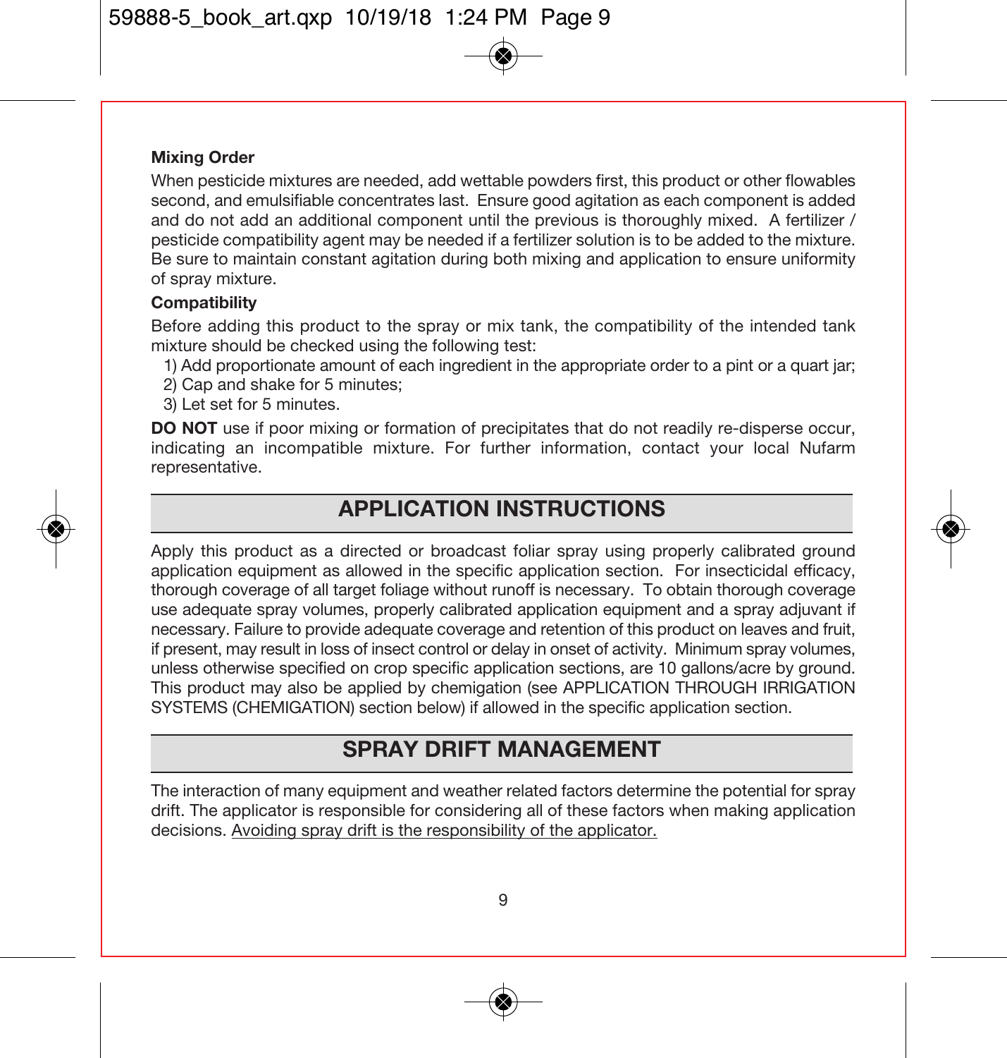### Mixing Order

When pesticide mixtures are needed, add wettable powders first, this product or other flowables second, and emulsifiable concentrates last. Ensure good agitation as each component is added and do not add an additional component until the previous is thoroughly mixed. A fertilizer / pesticide compatibility agent may be needed if a fertilizer solution is to be added to the mixture. Be sure to maintain constant agitation during both mixing and application to ensure uniformity of spray mixture.

### Compatibility

Before adding this product to the spray or mix tank, the compatibility of the intended tank mixture should be checked using the following test:

1) Add proportionate amount of each ingredient in the appropriate order to a pint or a quart jar;
2) Cap and shake for 5 minutes;
3) Let set for 5 minutes.

**DO NOT** use if poor mixing or formation of precipitates that do not readily re-disperse occur, indicating an incompatible mixture. For further information, contact your local Nufarm representative.

## APPLICATION INSTRUCTIONS

Apply this product as a directed or broadcast foliar spray using properly calibrated ground application equipment as allowed in the specific application section. For insecticidal efficacy, thorough coverage of all target foliage without runoff is necessary. To obtain thorough coverage use adequate spray volumes, properly calibrated application equipment and a spray adjuvant if necessary. Failure to provide adequate coverage and retention of this product on leaves and fruit, if present, may result in loss of insect control or delay in onset of activity. Minimum spray volumes, unless otherwise specified on crop specific application sections, are 10 gallons/acre by ground. This product may also be applied by chemigation (see APPLICATION THROUGH IRRIGATION SYSTEMS (CHEMIGATION) section below) if allowed in the specific application section.

## SPRAY DRIFT MANAGEMENT

The interaction of many equipment and weather related factors determine the potential for spray drift. The applicator is responsible for considering all of these factors when making application decisions. Avoiding spray drift is the responsibility of the applicator.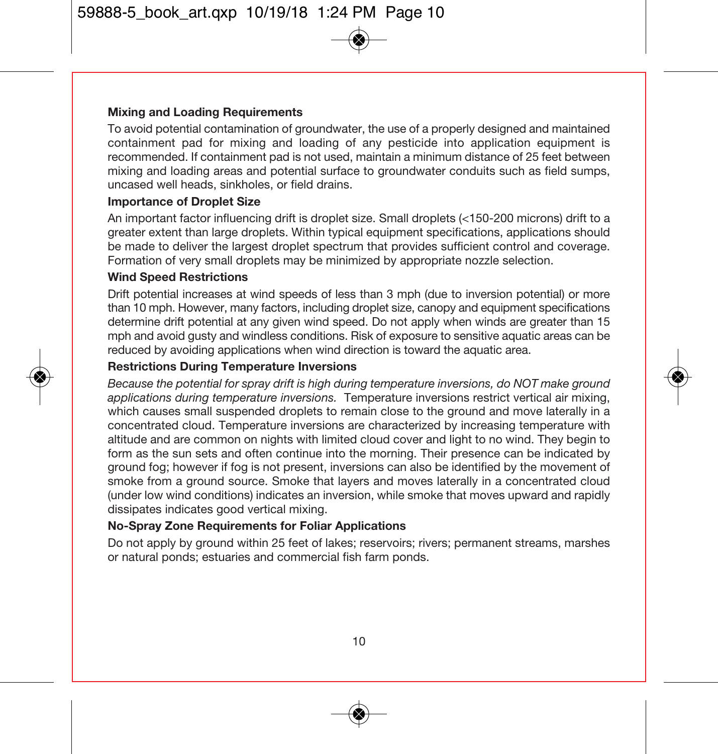**Mixing and Loading Requirements**

To avoid potential contamination of groundwater, the use of a properly designed and maintained containment pad for mixing and loading of any pesticide into application equipment is recommended. If containment pad is not used, maintain a minimum distance of 25 feet between mixing and loading areas and potential surface to groundwater conduits such as field sumps, uncased well heads, sinkholes, or field drains.

**Importance of Droplet Size**

An important factor influencing drift is droplet size. Small droplets (<150-200 microns) drift to a greater extent than large droplets. Within typical equipment specifications, applications should be made to deliver the largest droplet spectrum that provides sufficient control and coverage. Formation of very small droplets may be minimized by appropriate nozzle selection.

**Wind Speed Restrictions**

Drift potential increases at wind speeds of less than 3 mph (due to inversion potential) or more than 10 mph. However, many factors, including droplet size, canopy and equipment specifications determine drift potential at any given wind speed. Do not apply when winds are greater than 15 mph and avoid gusty and windless conditions. Risk of exposure to sensitive aquatic areas can be reduced by avoiding applications when wind direction is toward the aquatic area.

**Restrictions During Temperature Inversions**

*Because the potential for spray drift is high during temperature inversions, do NOT make ground applications during temperature inversions.* Temperature inversions restrict vertical air mixing, which causes small suspended droplets to remain close to the ground and move laterally in a concentrated cloud. Temperature inversions are characterized by increasing temperature with altitude and are common on nights with limited cloud cover and light to no wind. They begin to form as the sun sets and often continue into the morning. Their presence can be indicated by ground fog; however if fog is not present, inversions can also be identified by the movement of smoke from a ground source. Smoke that layers and moves laterally in a concentrated cloud (under low wind conditions) indicates an inversion, while smoke that moves upward and rapidly dissipates indicates good vertical mixing.

**No-Spray Zone Requirements for Foliar Applications**

Do not apply by ground within 25 feet of lakes; reservoirs; rivers; permanent streams, marshes or natural ponds; estuaries and commercial fish farm ponds.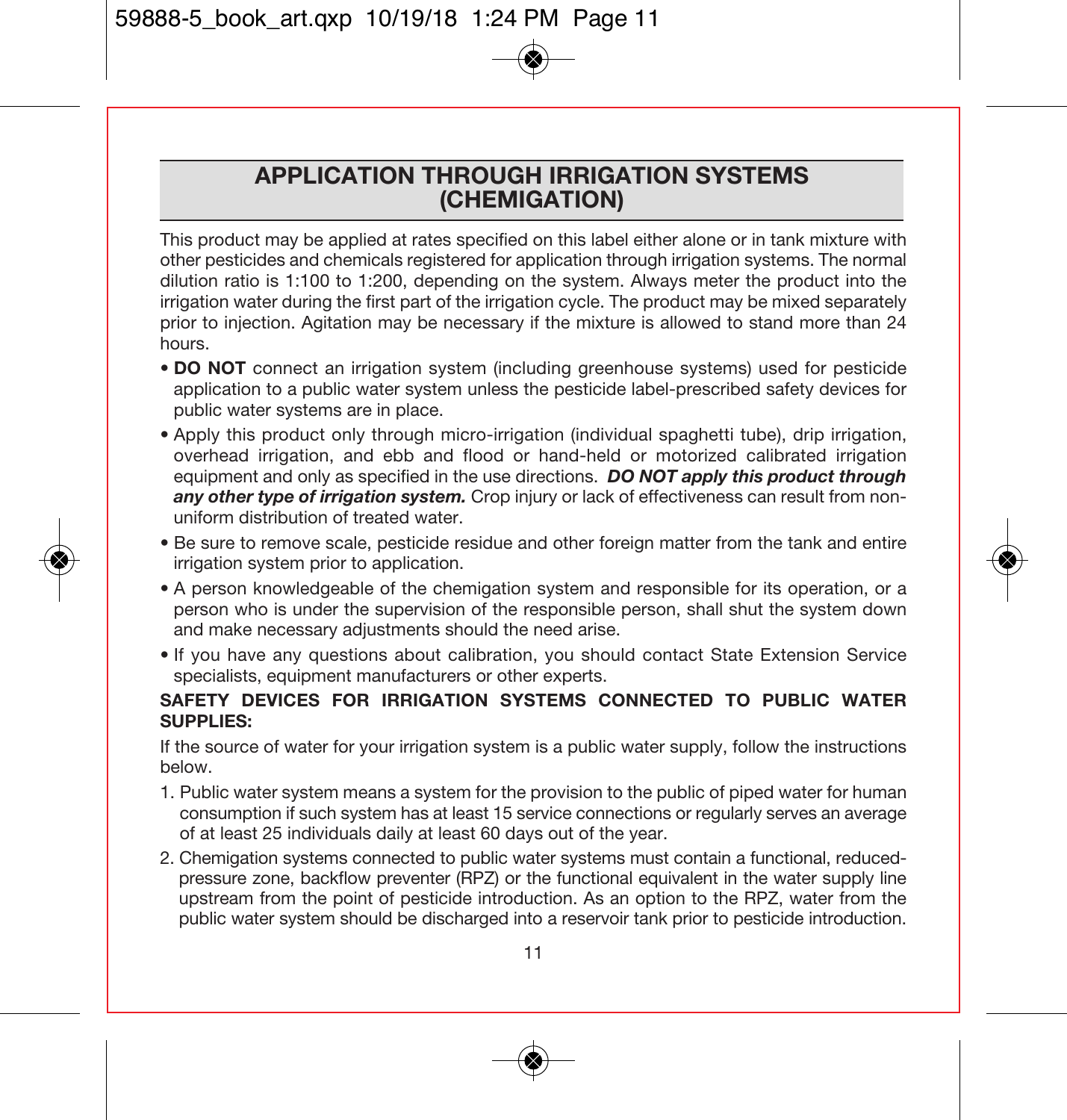## APPLICATION THROUGH IRRIGATION SYSTEMS (CHEMIGATION)

This product may be applied at rates specified on this label either alone or in tank mixture with other pesticides and chemicals registered for application through irrigation systems. The normal dilution ratio is 1:100 to 1:200, depending on the system. Always meter the product into the irrigation water during the first part of the irrigation cycle. The product may be mixed separately prior to injection. Agitation may be necessary if the mixture is allowed to stand more than 24 hours.

- **DO NOT** connect an irrigation system (including greenhouse systems) used for pesticide application to a public water system unless the pesticide label-prescribed safety devices for public water systems are in place.
- Apply this product only through micro-irrigation (individual spaghetti tube), drip irrigation, overhead irrigation, and ebb and flood or hand-held or motorized calibrated irrigation equipment and only as specified in the use directions. ***DO NOT apply this product through any other type of irrigation system.*** Crop injury or lack of effectiveness can result from non-uniform distribution of treated water.
- Be sure to remove scale, pesticide residue and other foreign matter from the tank and entire irrigation system prior to application.
- A person knowledgeable of the chemigation system and responsible for its operation, or a person who is under the supervision of the responsible person, shall shut the system down and make necessary adjustments should the need arise.
- If you have any questions about calibration, you should contact State Extension Service specialists, equipment manufacturers or other experts.

**SAFETY DEVICES FOR IRRIGATION SYSTEMS CONNECTED TO PUBLIC WATER SUPPLIES:**

If the source of water for your irrigation system is a public water supply, follow the instructions below.

1. Public water system means a system for the provision to the public of piped water for human consumption if such system has at least 15 service connections or regularly serves an average of at least 25 individuals daily at least 60 days out of the year.
2. Chemigation systems connected to public water systems must contain a functional, reduced-pressure zone, backflow preventer (RPZ) or the functional equivalent in the water supply line upstream from the point of pesticide introduction. As an option to the RPZ, water from the public water system should be discharged into a reservoir tank prior to pesticide introduction.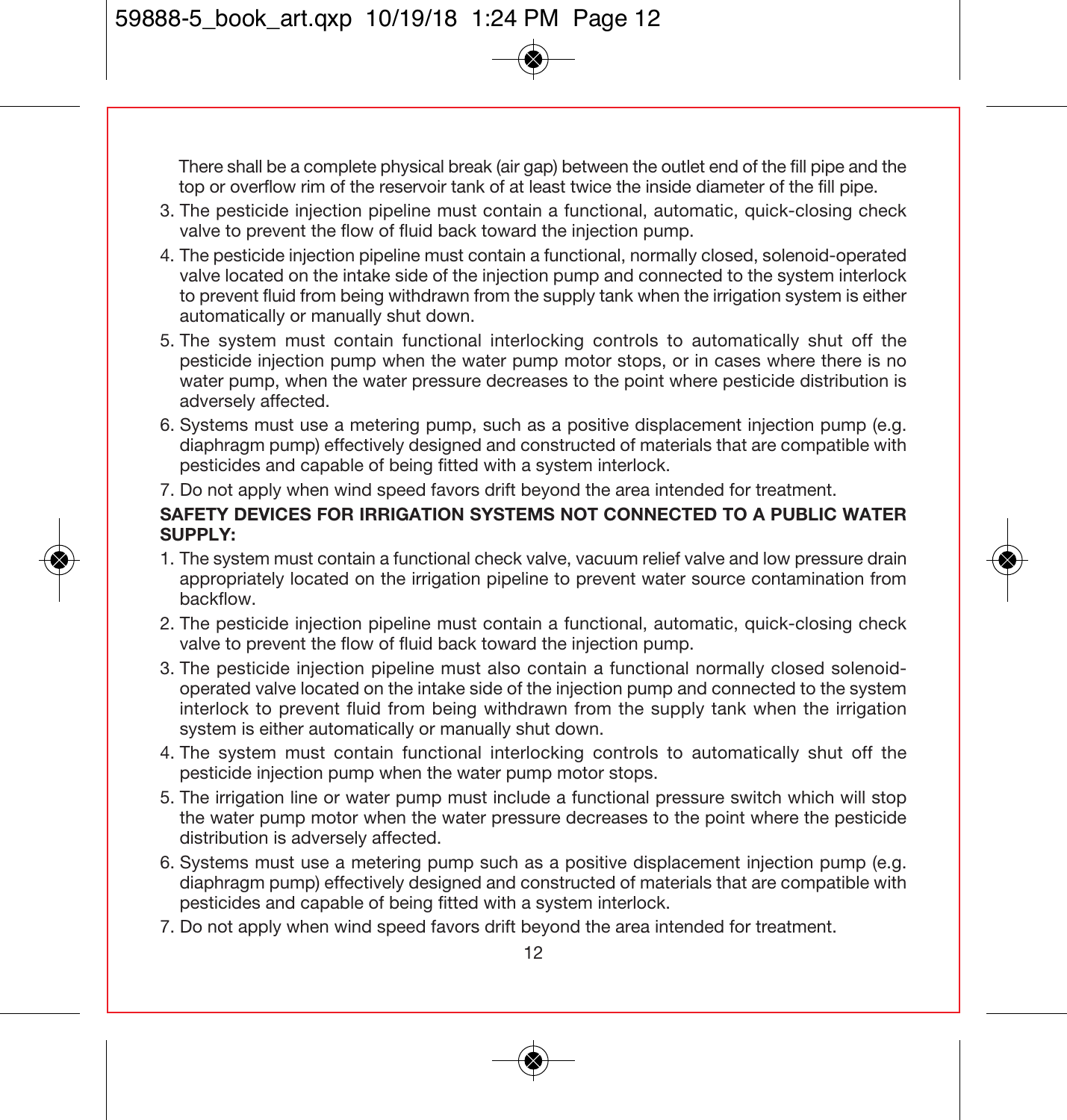There shall be a complete physical break (air gap) between the outlet end of the fill pipe and the top or overflow rim of the reservoir tank of at least twice the inside diameter of the fill pipe.

3. The pesticide injection pipeline must contain a functional, automatic, quick-closing check valve to prevent the flow of fluid back toward the injection pump.
4. The pesticide injection pipeline must contain a functional, normally closed, solenoid-operated valve located on the intake side of the injection pump and connected to the system interlock to prevent fluid from being withdrawn from the supply tank when the irrigation system is either automatically or manually shut down.
5. The system must contain functional interlocking controls to automatically shut off the pesticide injection pump when the water pump motor stops, or in cases where there is no water pump, when the water pressure decreases to the point where pesticide distribution is adversely affected.
6. Systems must use a metering pump, such as a positive displacement injection pump (e.g. diaphragm pump) effectively designed and constructed of materials that are compatible with pesticides and capable of being fitted with a system interlock.
7. Do not apply when wind speed favors drift beyond the area intended for treatment.

**SAFETY DEVICES FOR IRRIGATION SYSTEMS NOT CONNECTED TO A PUBLIC WATER SUPPLY:**

1. The system must contain a functional check valve, vacuum relief valve and low pressure drain appropriately located on the irrigation pipeline to prevent water source contamination from backflow.
2. The pesticide injection pipeline must contain a functional, automatic, quick-closing check valve to prevent the flow of fluid back toward the injection pump.
3. The pesticide injection pipeline must also contain a functional normally closed solenoid-operated valve located on the intake side of the injection pump and connected to the system interlock to prevent fluid from being withdrawn from the supply tank when the irrigation system is either automatically or manually shut down.
4. The system must contain functional interlocking controls to automatically shut off the pesticide injection pump when the water pump motor stops.
5. The irrigation line or water pump must include a functional pressure switch which will stop the water pump motor when the water pressure decreases to the point where the pesticide distribution is adversely affected.
6. Systems must use a metering pump such as a positive displacement injection pump (e.g. diaphragm pump) effectively designed and constructed of materials that are compatible with pesticides and capable of being fitted with a system interlock.
7. Do not apply when wind speed favors drift beyond the area intended for treatment.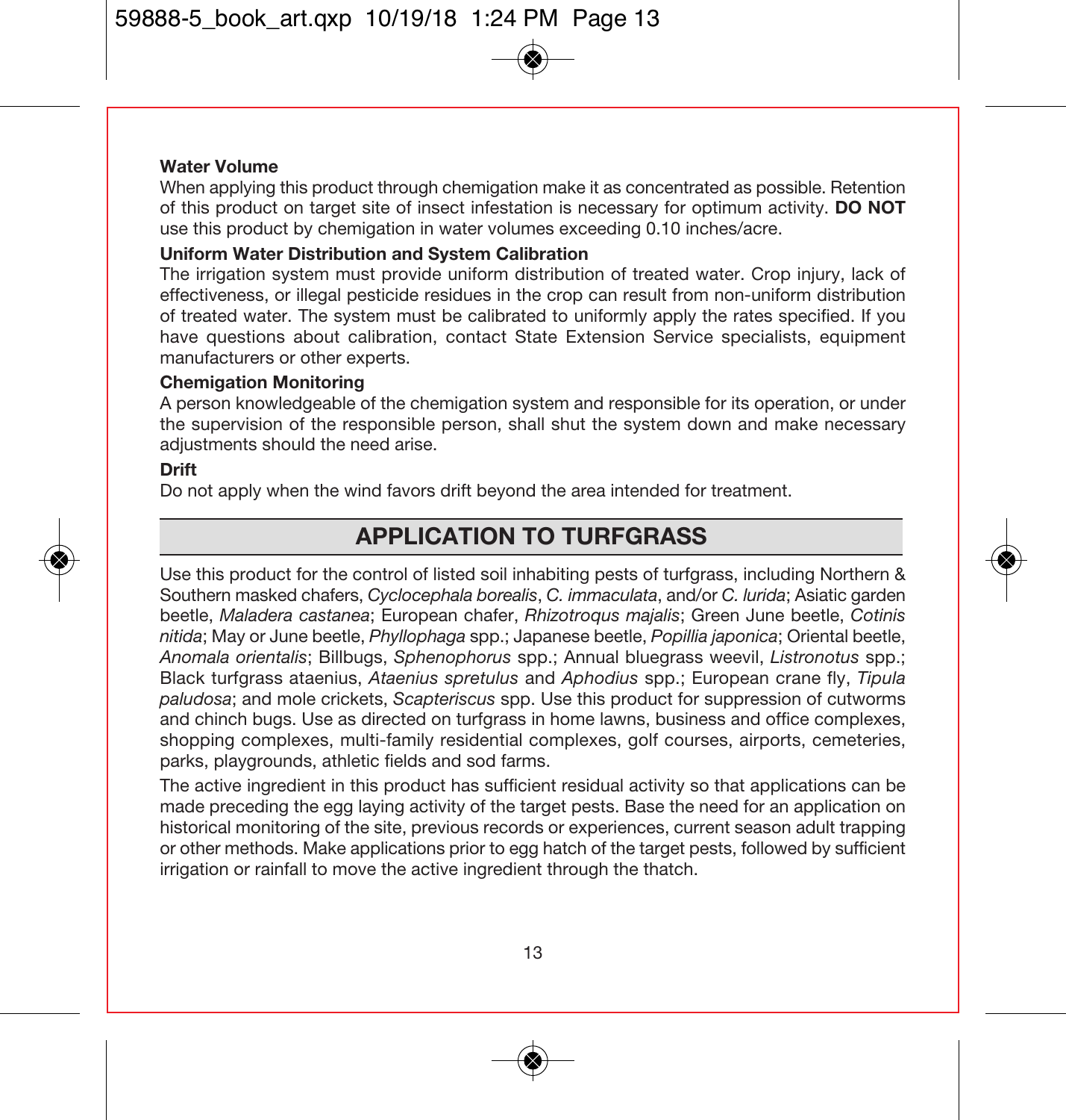**Water Volume**

When applying this product through chemigation make it as concentrated as possible. Retention of this product on target site of insect infestation is necessary for optimum activity. **DO NOT** use this product by chemigation in water volumes exceeding 0.10 inches/acre.

**Uniform Water Distribution and System Calibration**

The irrigation system must provide uniform distribution of treated water. Crop injury, lack of effectiveness, or illegal pesticide residues in the crop can result from non-uniform distribution of treated water. The system must be calibrated to uniformly apply the rates specified. If you have questions about calibration, contact State Extension Service specialists, equipment manufacturers or other experts.

**Chemigation Monitoring**

A person knowledgeable of the chemigation system and responsible for its operation, or under the supervision of the responsible person, shall shut the system down and make necessary adjustments should the need arise.

**Drift**

Do not apply when the wind favors drift beyond the area intended for treatment.

## APPLICATION TO TURFGRASS

Use this product for the control of listed soil inhabiting pests of turfgrass, including Northern & Southern masked chafers, *Cyclocephala borealis*, *C. immaculata*, and/or *C. lurida*; Asiatic garden beetle, *Maladera castanea*; European chafer, *Rhizotroqus majalis*; Green June beetle, *Cotinis nitida*; May or June beetle, *Phyllophaga* spp.; Japanese beetle, *Popillia japonica*; Oriental beetle, *Anomala orientalis*; Billbugs, *Sphenophorus* spp.; Annual bluegrass weevil, *Listronotus* spp.; Black turfgrass ataenius, *Ataenius spretulus* and *Aphodius* spp.; European crane fly, *Tipula paludosa*; and mole crickets, *Scapteriscus* spp. Use this product for suppression of cutworms and chinch bugs. Use as directed on turfgrass in home lawns, business and office complexes, shopping complexes, multi-family residential complexes, golf courses, airports, cemeteries, parks, playgrounds, athletic fields and sod farms.

The active ingredient in this product has sufficient residual activity so that applications can be made preceding the egg laying activity of the target pests. Base the need for an application on historical monitoring of the site, previous records or experiences, current season adult trapping or other methods. Make applications prior to egg hatch of the target pests, followed by sufficient irrigation or rainfall to move the active ingredient through the thatch.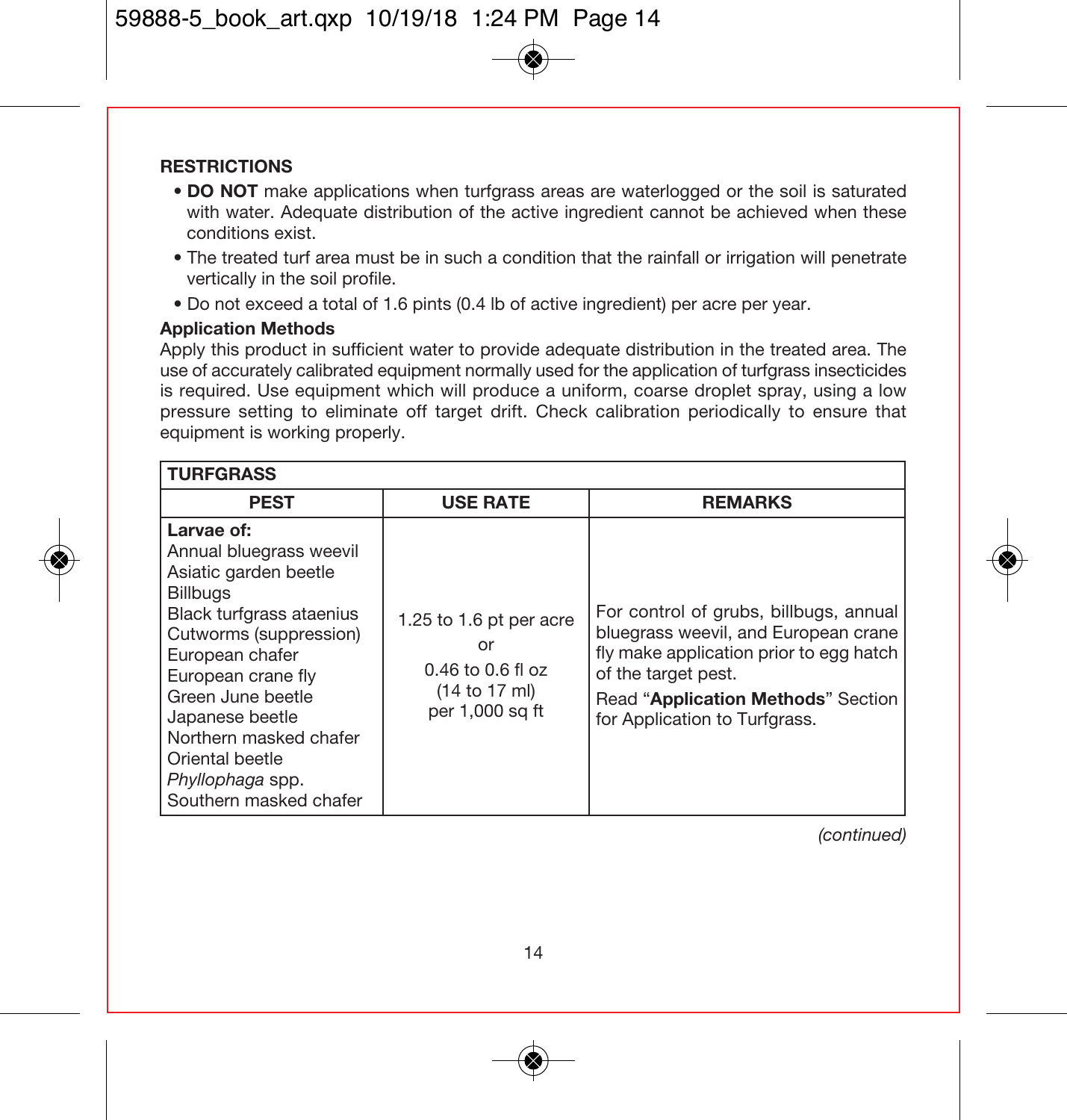**RESTRICTIONS**

- **DO NOT** make applications when turfgrass areas are waterlogged or the soil is saturated with water. Adequate distribution of the active ingredient cannot be achieved when these conditions exist.
- The treated turf area must be in such a condition that the rainfall or irrigation will penetrate vertically in the soil profile.
- Do not exceed a total of 1.6 pints (0.4 lb of active ingredient) per acre per year.

**Application Methods**

Apply this product in sufficient water to provide adequate distribution in the treated area. The use of accurately calibrated equipment normally used for the application of turfgrass insecticides is required. Use equipment which will produce a uniform, coarse droplet spray, using a low pressure setting to eliminate off target drift. Check calibration periodically to ensure that equipment is working properly.

| TURFGRASS | | |
|---|---|---|
| **PEST** | **USE RATE** | **REMARKS** |
| **Larvae of:**<br>Annual bluegrass weevil<br>Asiatic garden beetle<br>Billbugs<br>Black turfgrass ataenius<br>Cutworms (suppression)<br>European chafer<br>European crane fly<br>Green June beetle<br>Japanese beetle<br>Northern masked chafer<br>Oriental beetle<br>*Phyllophaga* spp.<br>Southern masked chafer | 1.25 to 1.6 pt per acre<br>or<br>0.46 to 0.6 fl oz<br>(14 to 17 ml)<br>per 1,000 sq ft | For control of grubs, billbugs, annual bluegrass weevil, and European crane fly make application prior to egg hatch of the target pest.<br>Read "**Application Methods**" Section for Application to Turfgrass. |

*(continued)*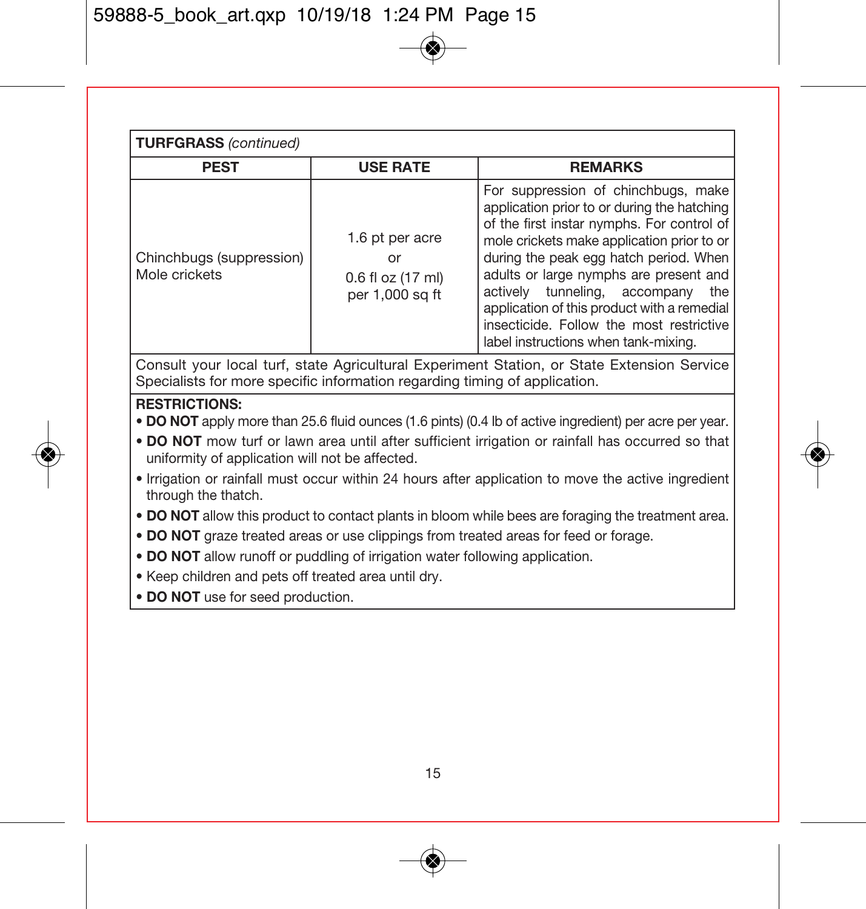| TURFGRASS *(continued)* | | |
|---|---|---|
| **PEST** | **USE RATE** | **REMARKS** |
| Chinchbugs (suppression)<br>Mole crickets | 1.6 pt per acre<br>or<br>0.6 fl oz (17 ml)<br>per 1,000 sq ft | For suppression of chinchbugs, make application prior to or during the hatching of the first instar nymphs. For control of mole crickets make application prior to or during the peak egg hatch period. When adults or large nymphs are present and actively tunneling, accompany the application of this product with a remedial insecticide. Follow the most restrictive label instructions when tank-mixing. |
| Consult your local turf, state Agricultural Experiment Station, or State Extension Service Specialists for more specific information regarding timing of application. | | |

**RESTRICTIONS:**

- **DO NOT** apply more than 25.6 fluid ounces (1.6 pints) (0.4 lb of active ingredient) per acre per year.
- **DO NOT** mow turf or lawn area until after sufficient irrigation or rainfall has occurred so that uniformity of application will not be affected.
- Irrigation or rainfall must occur within 24 hours after application to move the active ingredient through the thatch.
- **DO NOT** allow this product to contact plants in bloom while bees are foraging the treatment area.
- **DO NOT** graze treated areas or use clippings from treated areas for feed or forage.
- **DO NOT** allow runoff or puddling of irrigation water following application.
- Keep children and pets off treated area until dry.
- **DO NOT** use for seed production.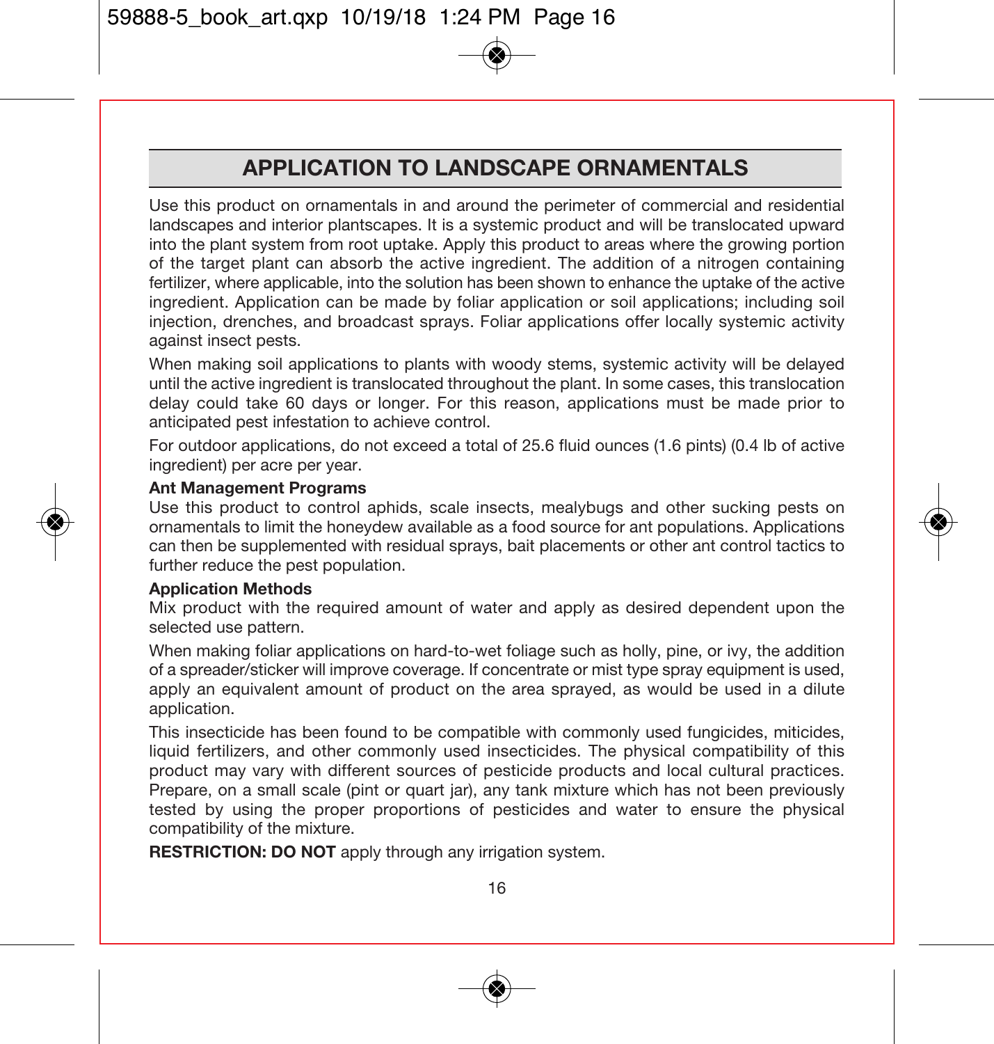## APPLICATION TO LANDSCAPE ORNAMENTALS

Use this product on ornamentals in and around the perimeter of commercial and residential landscapes and interior plantscapes. It is a systemic product and will be translocated upward into the plant system from root uptake. Apply this product to areas where the growing portion of the target plant can absorb the active ingredient. The addition of a nitrogen containing fertilizer, where applicable, into the solution has been shown to enhance the uptake of the active ingredient. Application can be made by foliar application or soil applications; including soil injection, drenches, and broadcast sprays. Foliar applications offer locally systemic activity against insect pests.

When making soil applications to plants with woody stems, systemic activity will be delayed until the active ingredient is translocated throughout the plant. In some cases, this translocation delay could take 60 days or longer. For this reason, applications must be made prior to anticipated pest infestation to achieve control.

For outdoor applications, do not exceed a total of 25.6 fluid ounces (1.6 pints) (0.4 lb of active ingredient) per acre per year.

**Ant Management Programs**

Use this product to control aphids, scale insects, mealybugs and other sucking pests on ornamentals to limit the honeydew available as a food source for ant populations. Applications can then be supplemented with residual sprays, bait placements or other ant control tactics to further reduce the pest population.

**Application Methods**

Mix product with the required amount of water and apply as desired dependent upon the selected use pattern.

When making foliar applications on hard-to-wet foliage such as holly, pine, or ivy, the addition of a spreader/sticker will improve coverage. If concentrate or mist type spray equipment is used, apply an equivalent amount of product on the area sprayed, as would be used in a dilute application.

This insecticide has been found to be compatible with commonly used fungicides, miticides, liquid fertilizers, and other commonly used insecticides. The physical compatibility of this product may vary with different sources of pesticide products and local cultural practices. Prepare, on a small scale (pint or quart jar), any tank mixture which has not been previously tested by using the proper proportions of pesticides and water to ensure the physical compatibility of the mixture.

**RESTRICTION: DO NOT** apply through any irrigation system.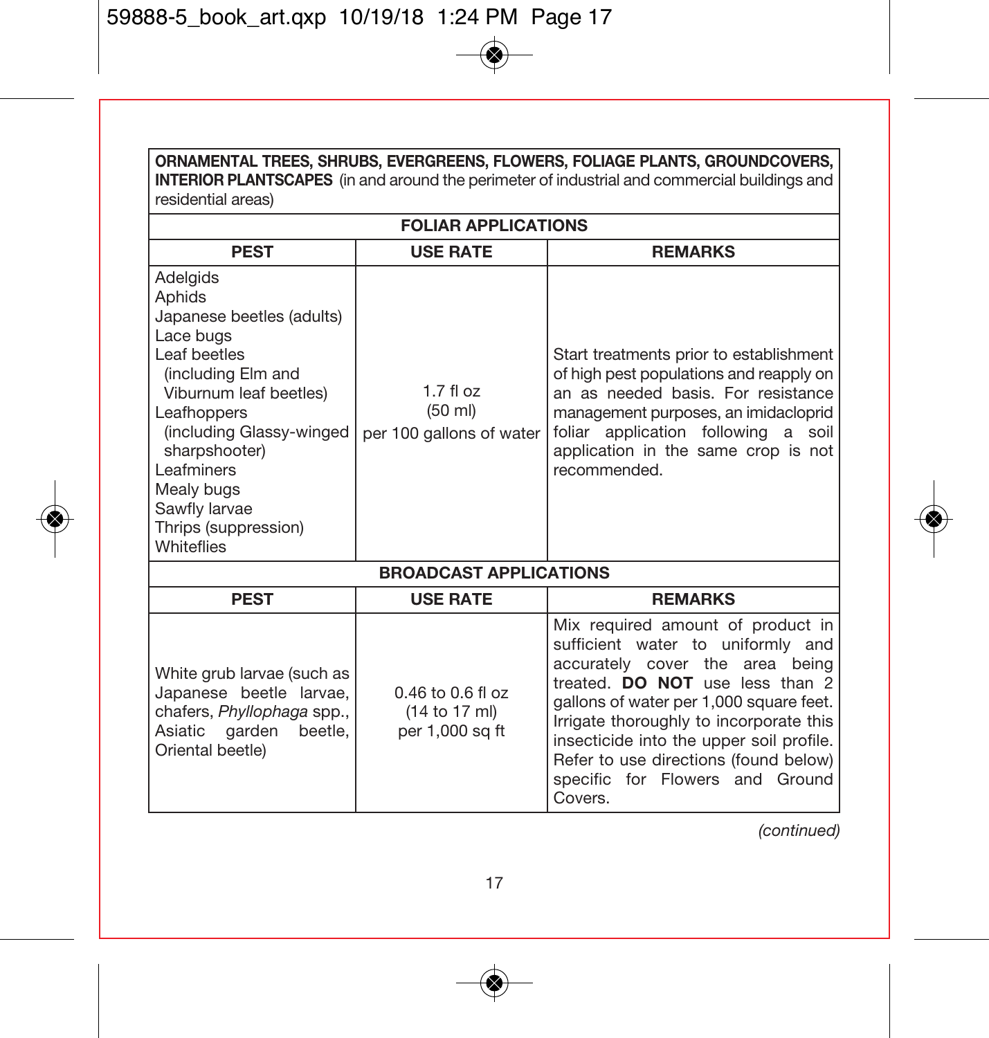**ORNAMENTAL TREES, SHRUBS, EVERGREENS, FLOWERS, FOLIAGE PLANTS, GROUNDCOVERS, INTERIOR PLANTSCAPES** (in and around the perimeter of industrial and commercial buildings and residential areas)

**FOLIAR APPLICATIONS**

| PEST | USE RATE | REMARKS |
|---|---|---|
| Adelgids<br>Aphids<br>Japanese beetles (adults)<br>Lace bugs<br>Leaf beetles (including Elm and Viburnum leaf beetles)<br>Leafhoppers (including Glassy-winged sharpshooter)<br>Leafminers<br>Mealy bugs<br>Sawfly larvae<br>Thrips (suppression)<br>Whiteflies | 1.7 fl oz<br>(50 ml)<br>per 100 gallons of water | Start treatments prior to establishment of high pest populations and reapply on an as needed basis. For resistance management purposes, an imidacloprid foliar application following a soil application in the same crop is not recommended. |

**BROADCAST APPLICATIONS**

| PEST | USE RATE | REMARKS |
|---|---|---|
| White grub larvae (such as Japanese beetle larvae, chafers, *Phyllophaga* spp., Asiatic garden beetle, Oriental beetle) | 0.46 to 0.6 fl oz<br>(14 to 17 ml)<br>per 1,000 sq ft | Mix required amount of product in sufficient water to uniformly and accurately cover the area being treated. **DO NOT** use less than 2 gallons of water per 1,000 square feet. Irrigate thoroughly to incorporate this insecticide into the upper soil profile. Refer to use directions (found below) specific for Flowers and Ground Covers. |

*(continued)*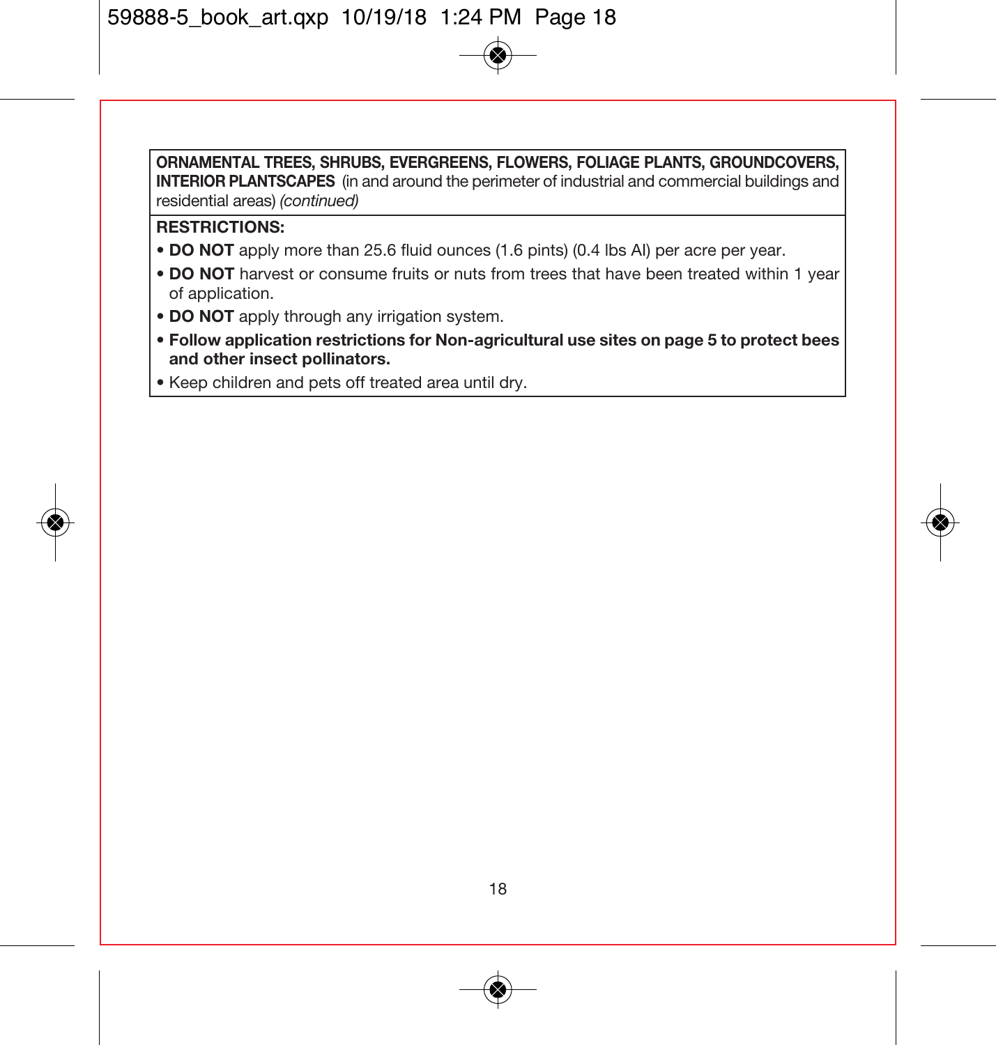**ORNAMENTAL TREES, SHRUBS, EVERGREENS, FLOWERS, FOLIAGE PLANTS, GROUNDCOVERS, INTERIOR PLANTSCAPES** (in and around the perimeter of industrial and commercial buildings and residential areas) *(continued)*

**RESTRICTIONS:**

- **DO NOT** apply more than 25.6 fluid ounces (1.6 pints) (0.4 lbs AI) per acre per year.
- **DO NOT** harvest or consume fruits or nuts from trees that have been treated within 1 year of application.
- **DO NOT** apply through any irrigation system.
- **Follow application restrictions for Non-agricultural use sites on page 5 to protect bees and other insect pollinators.**
- Keep children and pets off treated area until dry.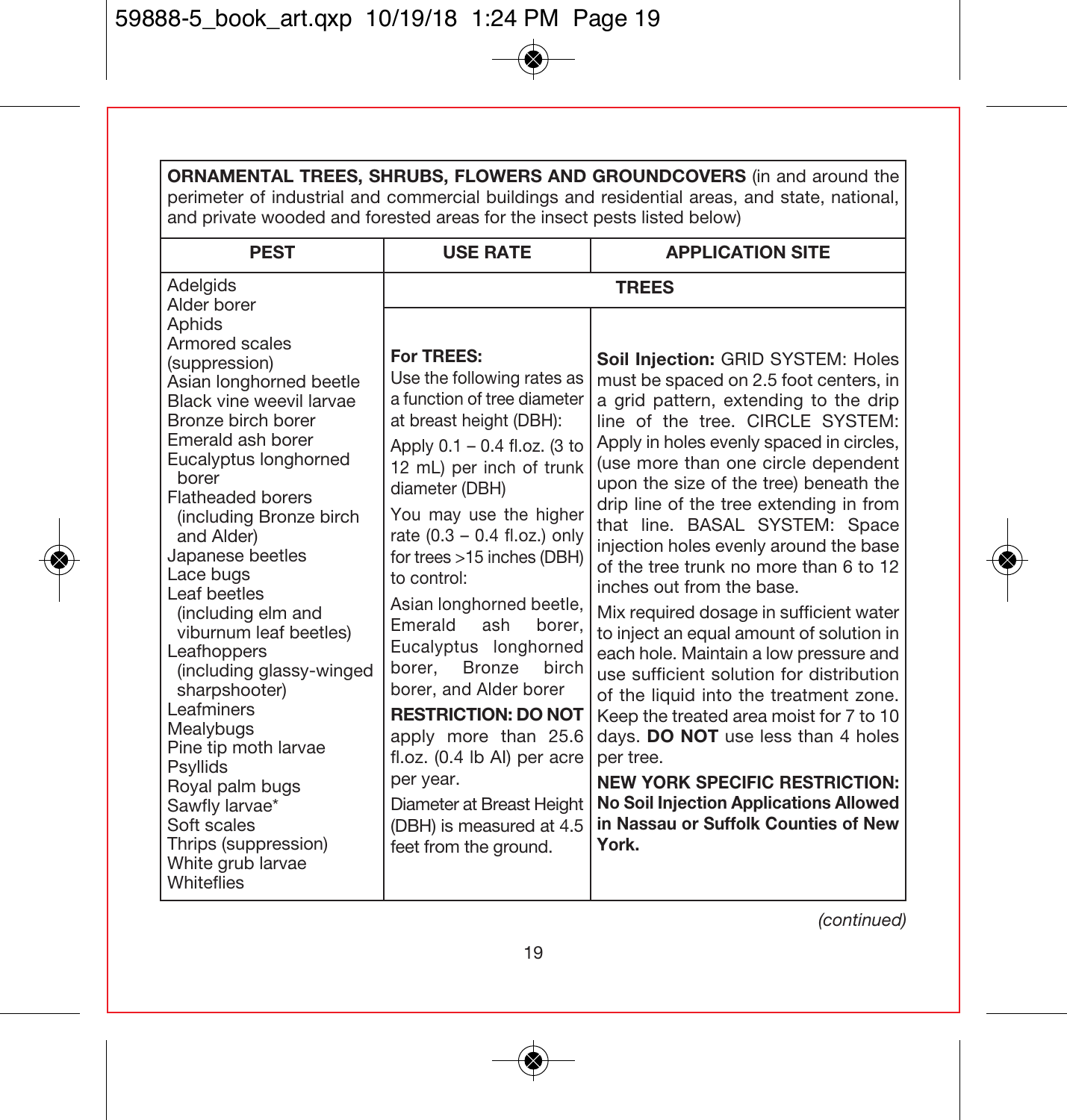**ORNAMENTAL TREES, SHRUBS, FLOWERS AND GROUNDCOVERS** (in and around the perimeter of industrial and commercial buildings and residential areas, and state, national, and private wooded and forested areas for the insect pests listed below)

| PEST | USE RATE | APPLICATION SITE |
|---|---|---|
| | **TREES** | |
| Adelgids<br>Alder borer<br>Aphids<br>Armored scales (suppression)<br>Asian longhorned beetle<br>Black vine weevil larvae<br>Bronze birch borer<br>Emerald ash borer<br>Eucalyptus longhorned borer<br>Flatheaded borers (including Bronze birch and Alder)<br>Japanese beetles<br>Lace bugs<br>Leaf beetles (including elm and viburnum leaf beetles)<br>Leafhoppers (including glassy-winged sharpshooter)<br>Leafminers<br>Mealybugs<br>Pine tip moth larvae<br>Psyllids<br>Royal palm bugs<br>Sawfly larvae*<br>Soft scales<br>Thrips (suppression)<br>White grub larvae<br>Whiteflies | **For TREES:**<br>Use the following rates as a function of tree diameter at breast height (DBH):<br>Apply 0.1 – 0.4 fl.oz. (3 to 12 mL) per inch of trunk diameter (DBH)<br>You may use the higher rate (0.3 – 0.4 fl.oz.) only for trees >15 inches (DBH) to control:<br>Asian longhorned beetle, Emerald ash borer, Eucalyptus longhorned borer, Bronze birch borer, and Alder borer<br>**RESTRICTION: DO NOT** apply more than 25.6 fl.oz. (0.4 lb AI) per acre per year.<br>Diameter at Breast Height (DBH) is measured at 4.5 feet from the ground. | **Soil Injection:** GRID SYSTEM: Holes must be spaced on 2.5 foot centers, in a grid pattern, extending to the drip line of the tree. CIRCLE SYSTEM: Apply in holes evenly spaced in circles, (use more than one circle dependent upon the size of the tree) beneath the drip line of the tree extending in from that line. BASAL SYSTEM: Space injection holes evenly around the base of the tree trunk no more than 6 to 12 inches out from the base.<br>Mix required dosage in sufficient water to inject an equal amount of solution in each hole. Maintain a low pressure and use sufficient solution for distribution of the liquid into the treatment zone. Keep the treated area moist for 7 to 10 days. **DO NOT** use less than 4 holes per tree.<br>**NEW YORK SPECIFIC RESTRICTION: No Soil Injection Applications Allowed in Nassau or Suffolk Counties of New York.** |

*(continued)*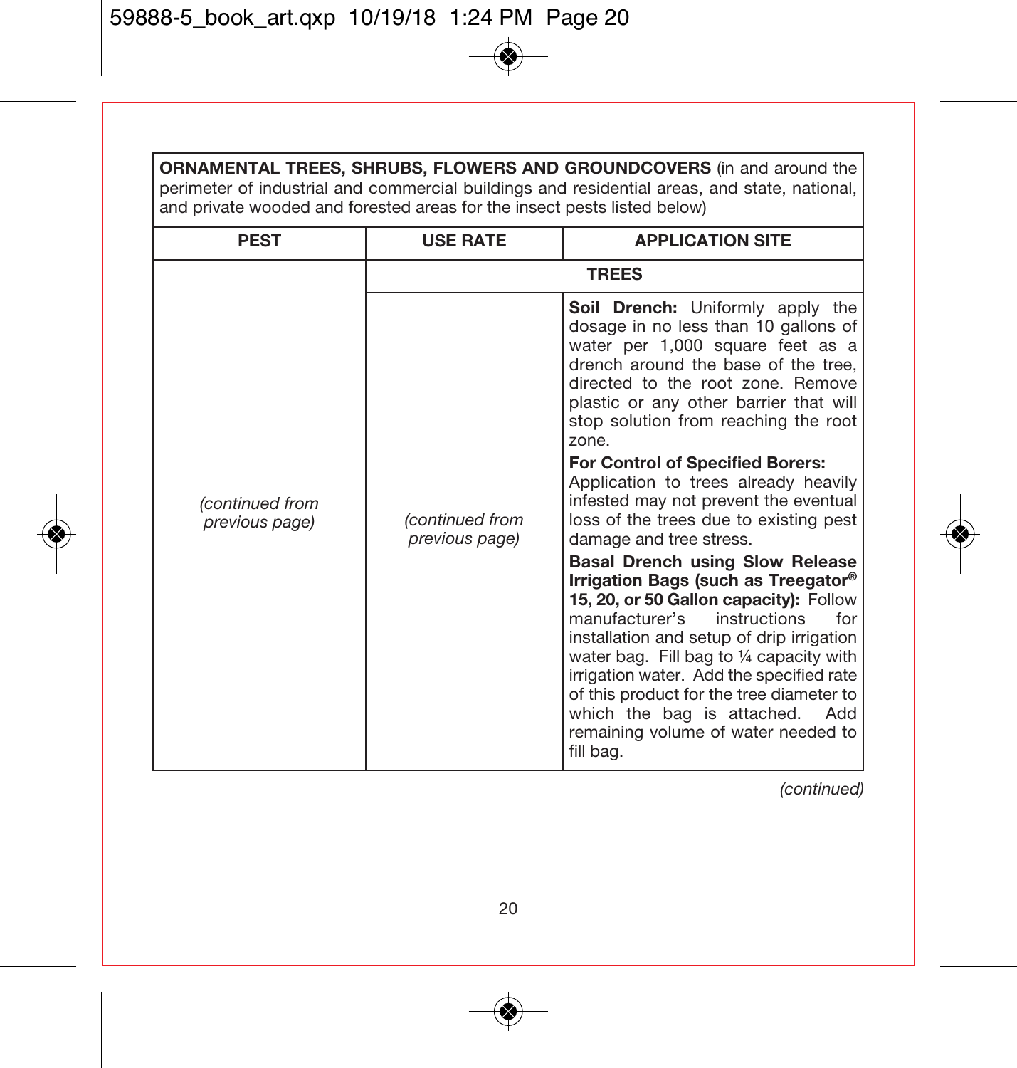| **ORNAMENTAL TREES, SHRUBS, FLOWERS AND GROUNDCOVERS** (in and around the perimeter of industrial and commercial buildings and residential areas, and state, national, and private wooded and forested areas for the insect pests listed below) | | |
|---|---|---|
| **PEST** | **USE RATE** | **APPLICATION SITE** |
| | **TREES** | |
| *(continued from previous page)* | *(continued from previous page)* | **Soil Drench:** Uniformly apply the dosage in no less than 10 gallons of water per 1,000 square feet as a drench around the base of the tree, directed to the root zone. Remove plastic or any other barrier that will stop solution from reaching the root zone.<br><br>**For Control of Specified Borers:** Application to trees already heavily infested may not prevent the eventual loss of the trees due to existing pest damage and tree stress.<br><br>**Basal Drench using Slow Release Irrigation Bags (such as Treegator® 15, 20, or 50 Gallon capacity):** Follow manufacturer's instructions for installation and setup of drip irrigation water bag. Fill bag to ¼ capacity with irrigation water. Add the specified rate of this product for the tree diameter to which the bag is attached. Add remaining volume of water needed to fill bag. |

*(continued)*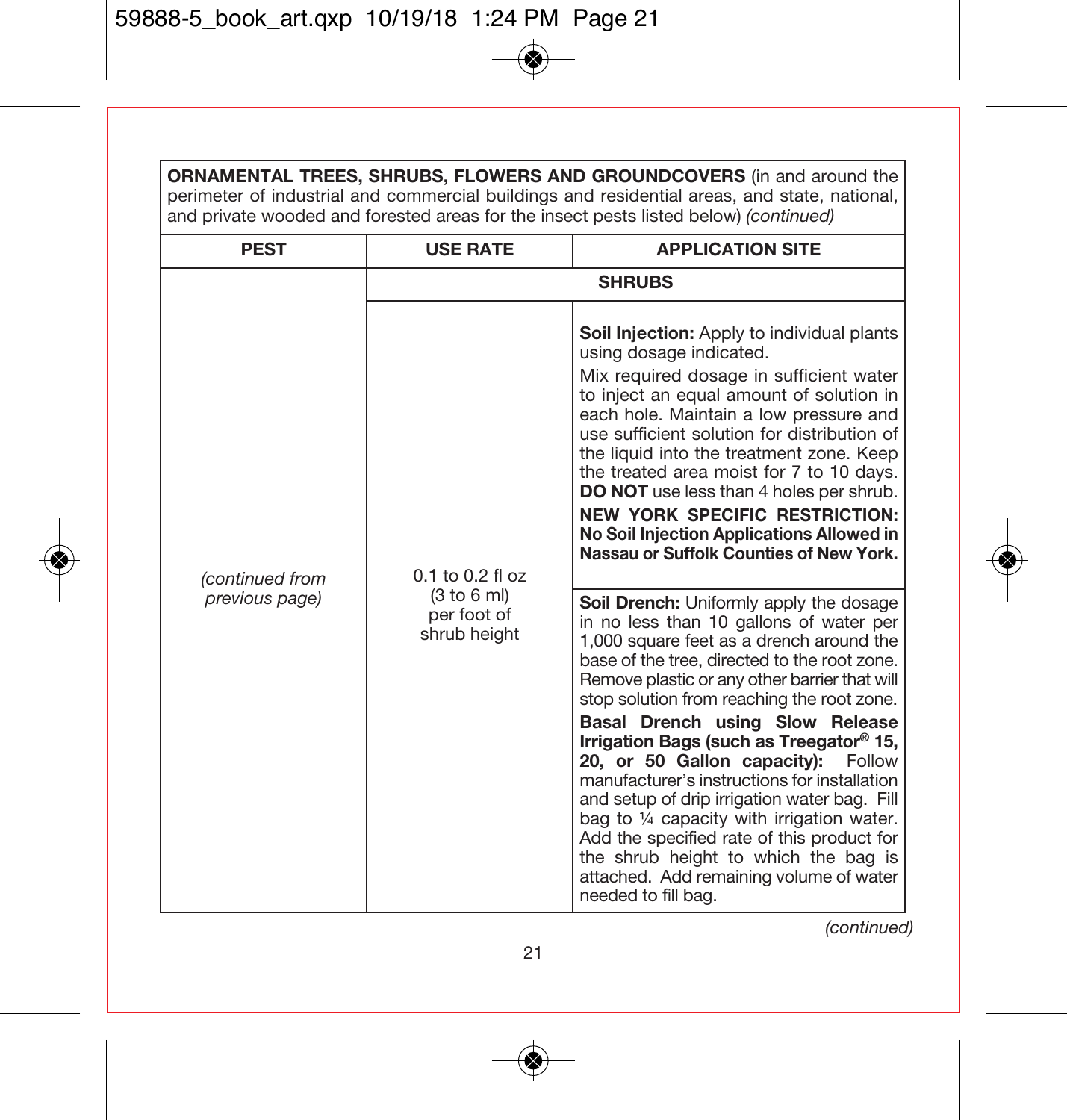**ORNAMENTAL TREES, SHRUBS, FLOWERS AND GROUNDCOVERS** (in and around the perimeter of industrial and commercial buildings and residential areas, and state, national, and private wooded and forested areas for the insect pests listed below) *(continued)*

| PEST | USE RATE | APPLICATION SITE |
|---|---|---|
| | **SHRUBS** | |
| *(continued from previous page)* | 0.1 to 0.2 fl oz (3 to 6 ml) per foot of shrub height | **Soil Injection:** Apply to individual plants using dosage indicated.<br>Mix required dosage in sufficient water to inject an equal amount of solution in each hole. Maintain a low pressure and use sufficient solution for distribution of the liquid into the treatment zone. Keep the treated area moist for 7 to 10 days. **DO NOT** use less than 4 holes per shrub.<br>**NEW YORK SPECIFIC RESTRICTION: No Soil Injection Applications Allowed in Nassau or Suffolk Counties of New York.** |
| | | **Soil Drench:** Uniformly apply the dosage in no less than 10 gallons of water per 1,000 square feet as a drench around the base of the tree, directed to the root zone. Remove plastic or any other barrier that will stop solution from reaching the root zone.<br>**Basal Drench using Slow Release Irrigation Bags (such as Treegator® 15, 20, or 50 Gallon capacity):** Follow manufacturer's instructions for installation and setup of drip irrigation water bag. Fill bag to ¼ capacity with irrigation water. Add the specified rate of this product for the shrub height to which the bag is attached. Add remaining volume of water needed to fill bag. |

*(continued)*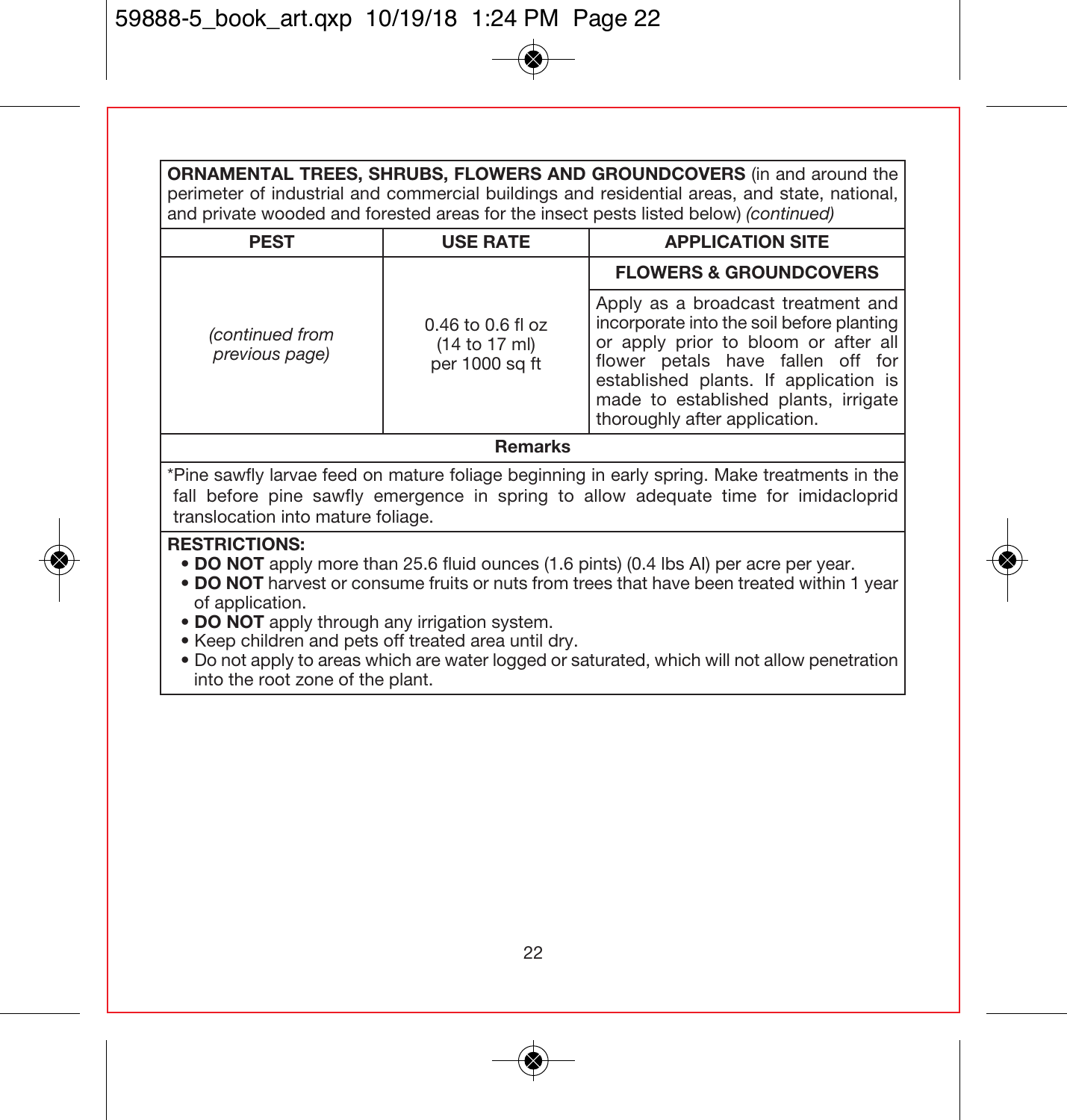**ORNAMENTAL TREES, SHRUBS, FLOWERS AND GROUNDCOVERS** (in and around the perimeter of industrial and commercial buildings and residential areas, and state, national, and private wooded and forested areas for the insect pests listed below) *(continued)*

| PEST | USE RATE | APPLICATION SITE |
|---|---|---|
| | | **FLOWERS & GROUNDCOVERS** |
| *(continued from previous page)* | 0.46 to 0.6 fl oz (14 to 17 ml) per 1000 sq ft | Apply as a broadcast treatment and incorporate into the soil before planting or apply prior to bloom or after all flower petals have fallen off for established plants. If application is made to established plants, irrigate thoroughly after application. |

**Remarks**

*Pine sawfly larvae feed on mature foliage beginning in early spring. Make treatments in the fall before pine sawfly emergence in spring to allow adequate time for imidacloprid translocation into mature foliage.

**RESTRICTIONS:**

- **DO NOT** apply more than 25.6 fluid ounces (1.6 pints) (0.4 lbs AI) per acre per year.
- **DO NOT** harvest or consume fruits or nuts from trees that have been treated within 1 year of application.
- **DO NOT** apply through any irrigation system.
- Keep children and pets off treated area until dry.
- Do not apply to areas which are water logged or saturated, which will not allow penetration into the root zone of the plant.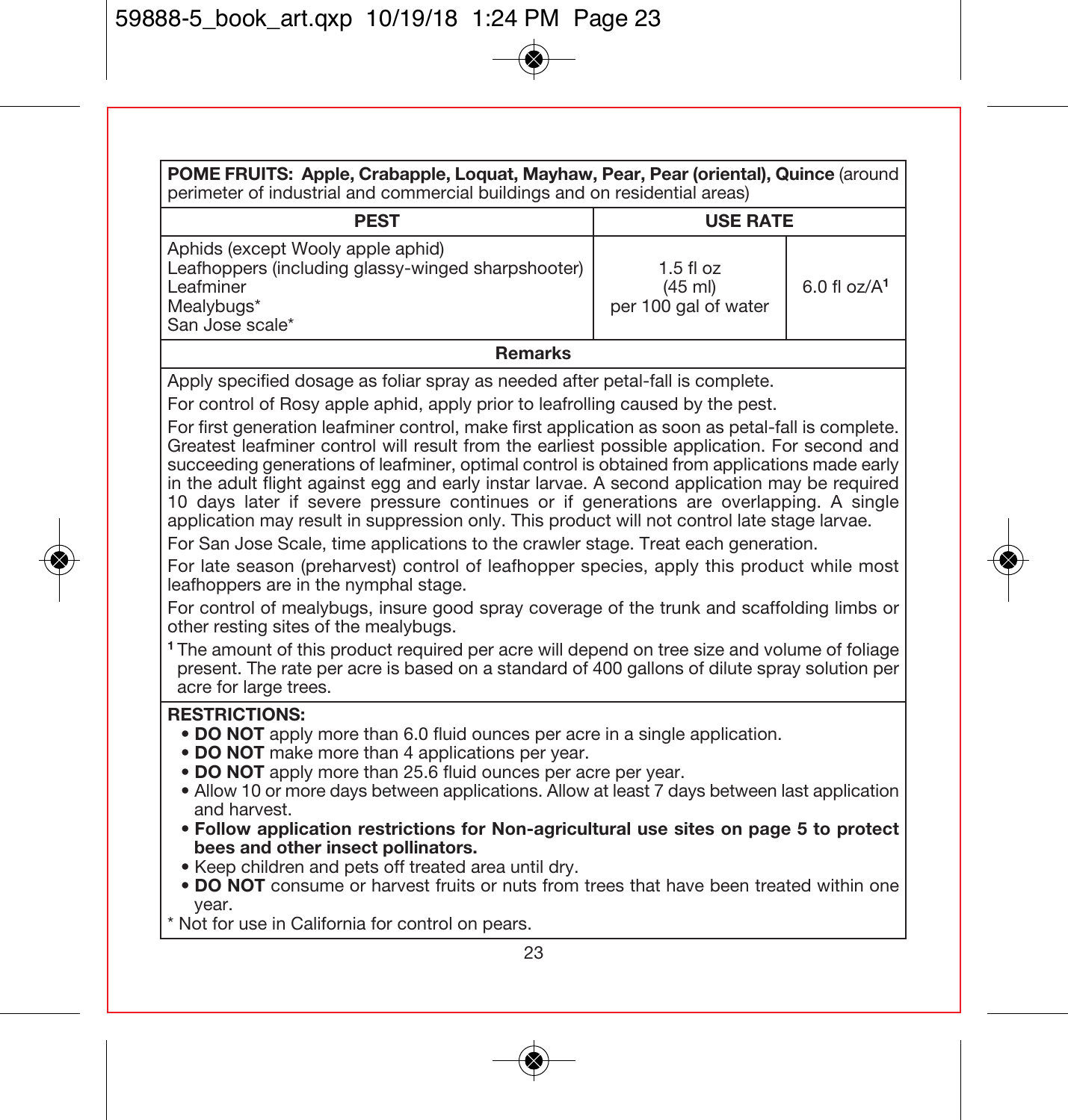| **POME FRUITS: Apple, Crabapple, Loquat, Mayhaw, Pear, Pear (oriental), Quince** (around perimeter of industrial and commercial buildings and on residential areas) | | |
|---|---|---|
| **PEST** | **USE RATE** | |
| Aphids (except Wooly apple aphid)<br>Leafhoppers (including glassy-winged sharpshooter)<br>Leafminer<br>Mealybugs*<br>San Jose scale* | 1.5 fl oz<br>(45 ml)<br>per 100 gal of water | 6.0 fl oz/A[1] |

**Remarks**

Apply specified dosage as foliar spray as needed after petal-fall is complete.

For control of Rosy apple aphid, apply prior to leafrolling caused by the pest.

For first generation leafminer control, make first application as soon as petal-fall is complete. Greatest leafminer control will result from the earliest possible application. For second and succeeding generations of leafminer, optimal control is obtained from applications made early in the adult flight against egg and early instar larvae. A second application may be required 10 days later if severe pressure continues or if generations are overlapping. A single application may result in suppression only. This product will not control late stage larvae.

For San Jose Scale, time applications to the crawler stage. Treat each generation.

For late season (preharvest) control of leafhopper species, apply this product while most leafhoppers are in the nymphal stage.

For control of mealybugs, insure good spray coverage of the trunk and scaffolding limbs or other resting sites of the mealybugs.

[1] The amount of this product required per acre will depend on tree size and volume of foliage present. The rate per acre is based on a standard of 400 gallons of dilute spray solution per acre for large trees.

**RESTRICTIONS:**

- **DO NOT** apply more than 6.0 fluid ounces per acre in a single application.
- **DO NOT** make more than 4 applications per year.
- **DO NOT** apply more than 25.6 fluid ounces per acre per year.
- Allow 10 or more days between applications. Allow at least 7 days between last application and harvest.
- **Follow application restrictions for Non-agricultural use sites on page 5 to protect bees and other insect pollinators.**
- Keep children and pets off treated area until dry.
- **DO NOT** consume or harvest fruits or nuts from trees that have been treated within one year.

* Not for use in California for control on pears.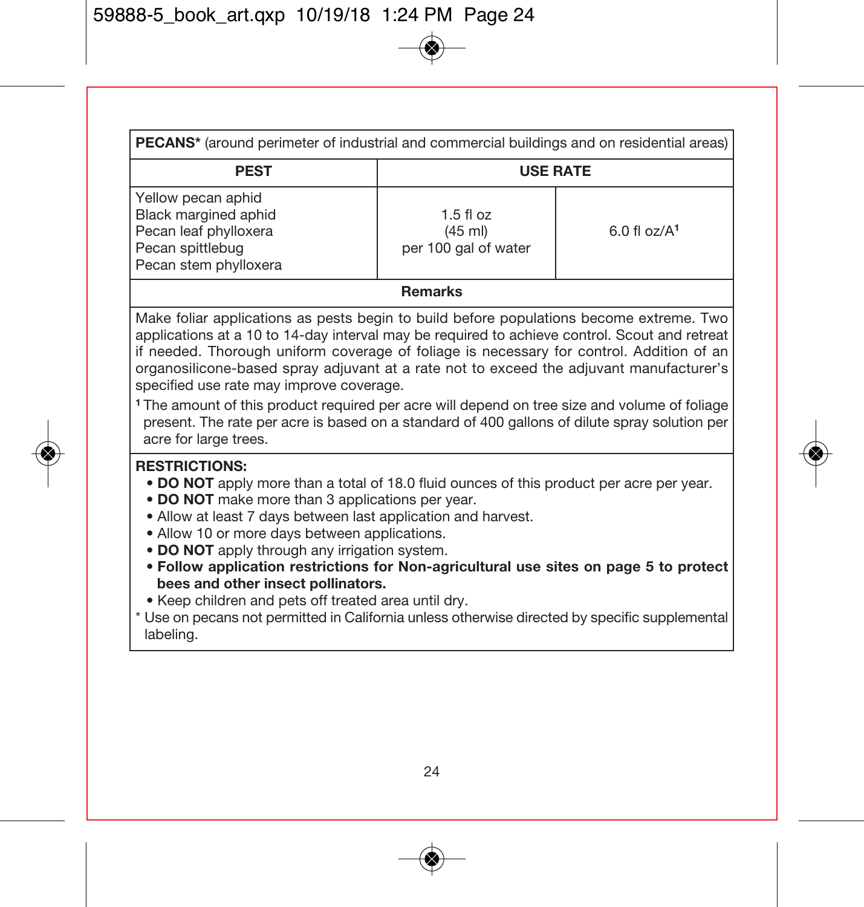| **PECANS*** (around perimeter of industrial and commercial buildings and on residential areas) | | |
|---|---|---|
| **PEST** | **USE RATE** | |
| Yellow pecan aphid<br>Black margined aphid<br>Pecan leaf phylloxera<br>Pecan spittlebug<br>Pecan stem phylloxera | 1.5 fl oz<br>(45 ml)<br>per 100 gal of water | 6.0 fl oz/A[1] |

**Remarks**

Make foliar applications as pests begin to build before populations become extreme. Two applications at a 10 to 14-day interval may be required to achieve control. Scout and retreat if needed. Thorough uniform coverage of foliage is necessary for control. Addition of an organosilicone-based spray adjuvant at a rate not to exceed the adjuvant manufacturer's specified use rate may improve coverage.

[1] The amount of this product required per acre will depend on tree size and volume of foliage present. The rate per acre is based on a standard of 400 gallons of dilute spray solution per acre for large trees.

**RESTRICTIONS:**

- **DO NOT** apply more than a total of 18.0 fluid ounces of this product per acre per year.
- **DO NOT** make more than 3 applications per year.
- Allow at least 7 days between last application and harvest.
- Allow 10 or more days between applications.
- **DO NOT** apply through any irrigation system.
- **Follow application restrictions for Non-agricultural use sites on page 5 to protect bees and other insect pollinators.**
- Keep children and pets off treated area until dry.

\* Use on pecans not permitted in California unless otherwise directed by specific supplemental labeling.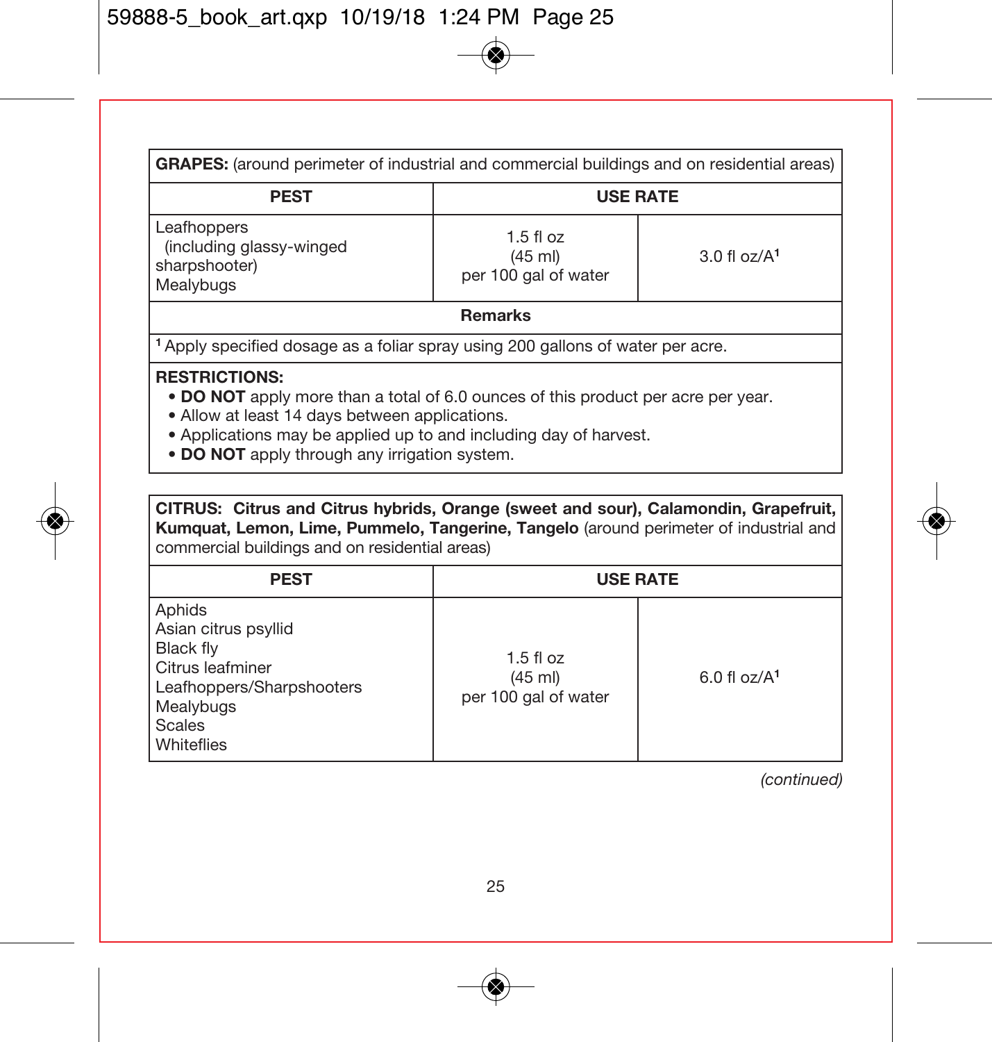| **GRAPES:** (around perimeter of industrial and commercial buildings and on residential areas) | | |
|---|---|---|
| **PEST** | **USE RATE** | |
| Leafhoppers (including glassy-winged sharpshooter)<br>Mealybugs | 1.5 fl oz<br>(45 ml)<br>per 100 gal of water | 3.0 fl oz/A[1] |
| **Remarks** | | |
| [1] Apply specified dosage as a foliar spray using 200 gallons of water per acre. | | |

**RESTRICTIONS:**

- **DO NOT** apply more than a total of 6.0 ounces of this product per acre per year.
- Allow at least 14 days between applications.
- Applications may be applied up to and including day of harvest.
- **DO NOT** apply through any irrigation system.

| **CITRUS: Citrus and Citrus hybrids, Orange (sweet and sour), Calamondin, Grapefruit, Kumquat, Lemon, Lime, Pummelo, Tangerine, Tangelo** (around perimeter of industrial and commercial buildings and on residential areas) | | |
|---|---|---|
| **PEST** | **USE RATE** | |
| Aphids<br>Asian citrus psyllid<br>Black fly<br>Citrus leafminer<br>Leafhoppers/Sharpshooters<br>Mealybugs<br>Scales<br>Whiteflies | 1.5 fl oz<br>(45 ml)<br>per 100 gal of water | 6.0 fl oz/A[1] |

*(continued)*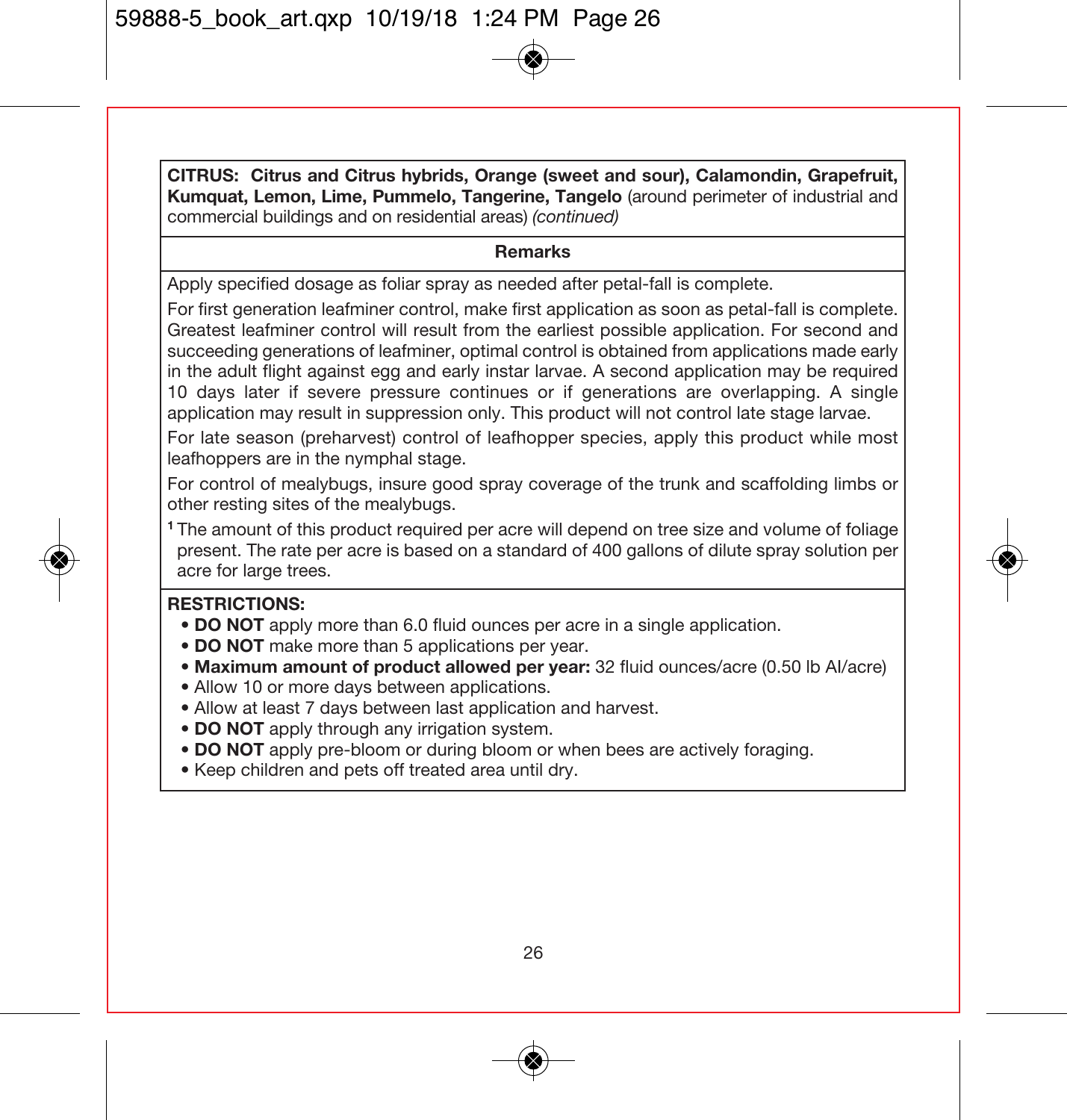**CITRUS: Citrus and Citrus hybrids, Orange (sweet and sour), Calamondin, Grapefruit, Kumquat, Lemon, Lime, Pummelo, Tangerine, Tangelo** (around perimeter of industrial and commercial buildings and on residential areas) *(continued)*

**Remarks**

Apply specified dosage as foliar spray as needed after petal-fall is complete.

For first generation leafminer control, make first application as soon as petal-fall is complete. Greatest leafminer control will result from the earliest possible application. For second and succeeding generations of leafminer, optimal control is obtained from applications made early in the adult flight against egg and early instar larvae. A second application may be required 10 days later if severe pressure continues or if generations are overlapping. A single application may result in suppression only. This product will not control late stage larvae.

For late season (preharvest) control of leafhopper species, apply this product while most leafhoppers are in the nymphal stage.

For control of mealybugs, insure good spray coverage of the trunk and scaffolding limbs or other resting sites of the mealybugs.

[1] The amount of this product required per acre will depend on tree size and volume of foliage present. The rate per acre is based on a standard of 400 gallons of dilute spray solution per acre for large trees.

**RESTRICTIONS:**

- **DO NOT** apply more than 6.0 fluid ounces per acre in a single application.
- **DO NOT** make more than 5 applications per year.
- **Maximum amount of product allowed per year:** 32 fluid ounces/acre (0.50 lb AI/acre)
- Allow 10 or more days between applications.
- Allow at least 7 days between last application and harvest.
- **DO NOT** apply through any irrigation system.
- **DO NOT** apply pre-bloom or during bloom or when bees are actively foraging.
- Keep children and pets off treated area until dry.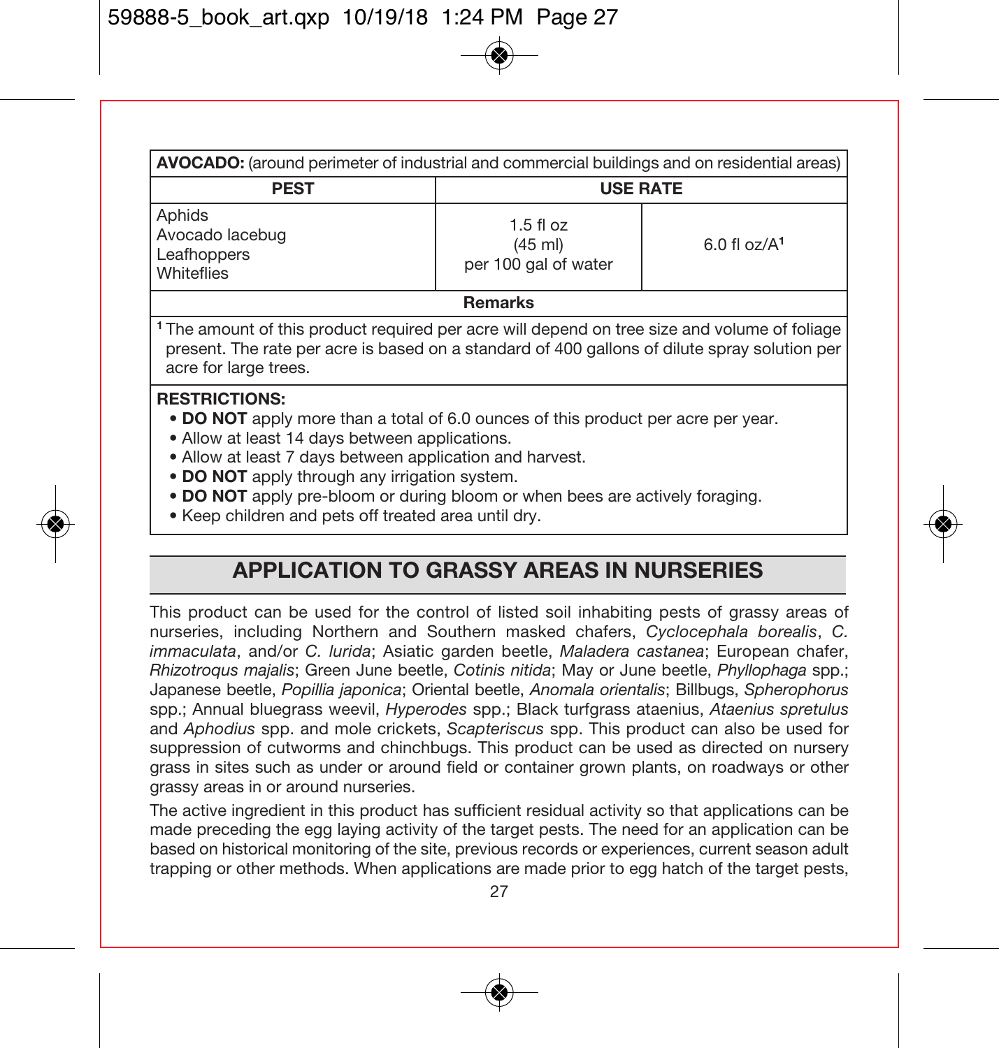| **AVOCADO:** (around perimeter of industrial and commercial buildings and on residential areas) | | |
|---|---|---|
| **PEST** | **USE RATE** | |
| Aphids<br>Avocado lacebug<br>Leafhoppers<br>Whiteflies | 1.5 fl oz<br>(45 ml)<br>per 100 gal of water | 6.0 fl oz/A[1] |
| **Remarks** | | |
| [1] The amount of this product required per acre will depend on tree size and volume of foliage present. The rate per acre is based on a standard of 400 gallons of dilute spray solution per acre for large trees. | | |

**RESTRICTIONS:**

- **DO NOT** apply more than a total of 6.0 ounces of this product per acre per year.
- Allow at least 14 days between applications.
- Allow at least 7 days between application and harvest.
- **DO NOT** apply through any irrigation system.
- **DO NOT** apply pre-bloom or during bloom or when bees are actively foraging.
- Keep children and pets off treated area until dry.

## APPLICATION TO GRASSY AREAS IN NURSERIES

This product can be used for the control of listed soil inhabiting pests of grassy areas of nurseries, including Northern and Southern masked chafers, *Cyclocephala borealis*, *C. immaculata*, and/or *C. lurida*; Asiatic garden beetle, *Maladera castanea*; European chafer, *Rhizotroqus majalis*; Green June beetle, *Cotinis nitida*; May or June beetle, *Phyllophaga* spp.; Japanese beetle, *Popillia japonica*; Oriental beetle, *Anomala orientalis*; Billbugs, *Spherophorus* spp.; Annual bluegrass weevil, *Hyperodes* spp.; Black turfgrass ataenius, *Ataenius spretulus* and *Aphodius* spp. and mole crickets, *Scapteriscus* spp. This product can also be used for suppression of cutworms and chinchbugs. This product can be used as directed on nursery grass in sites such as under or around field or container grown plants, on roadways or other grassy areas in or around nurseries.

The active ingredient in this product has sufficient residual activity so that applications can be made preceding the egg laying activity of the target pests. The need for an application can be based on historical monitoring of the site, previous records or experiences, current season adult trapping or other methods. When applications are made prior to egg hatch of the target pests,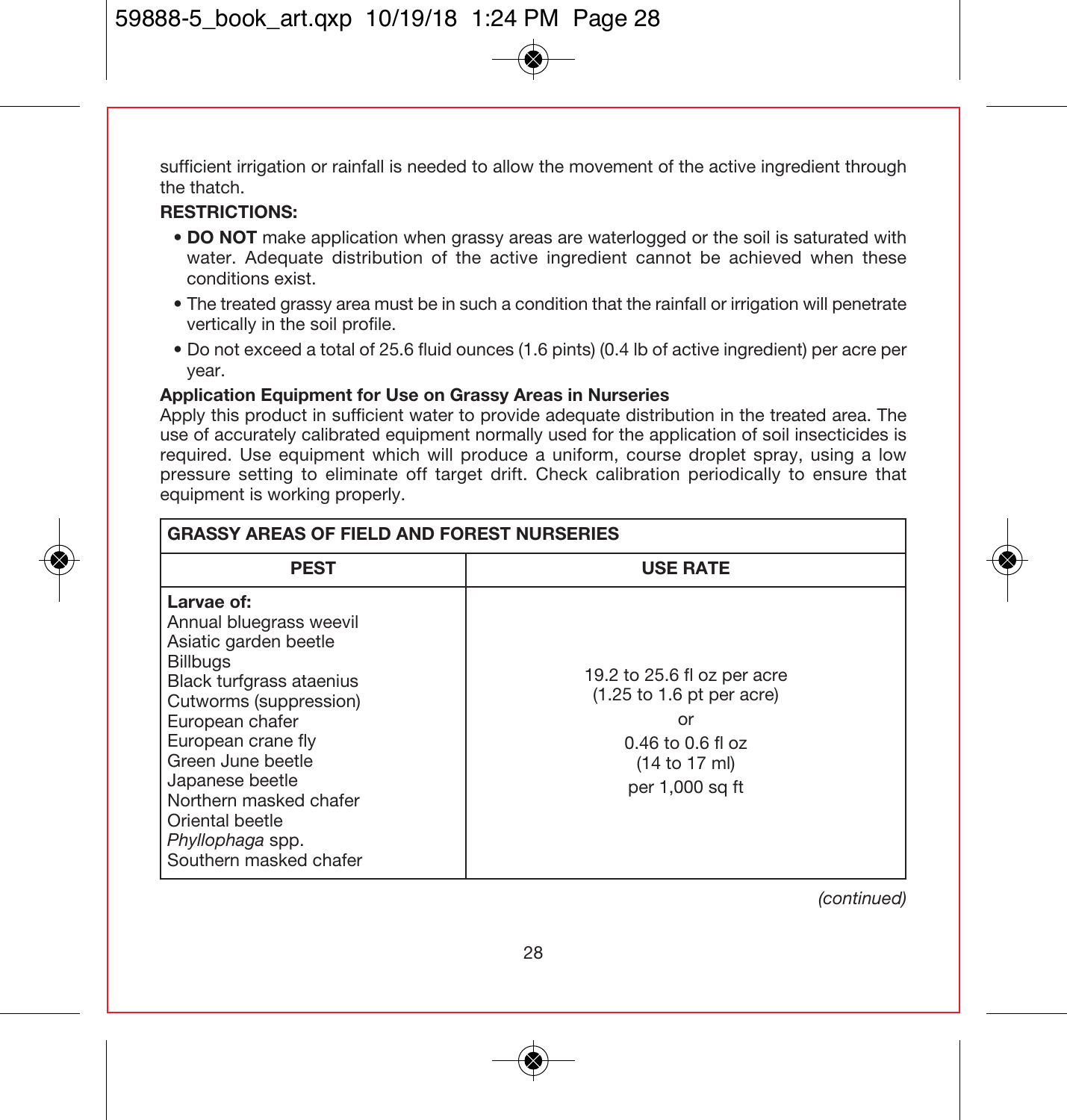sufficient irrigation or rainfall is needed to allow the movement of the active ingredient through the thatch.

**RESTRICTIONS:**

- **DO NOT** make application when grassy areas are waterlogged or the soil is saturated with water. Adequate distribution of the active ingredient cannot be achieved when these conditions exist.
- The treated grassy area must be in such a condition that the rainfall or irrigation will penetrate vertically in the soil profile.
- Do not exceed a total of 25.6 fluid ounces (1.6 pints) (0.4 lb of active ingredient) per acre per year.

**Application Equipment for Use on Grassy Areas in Nurseries**

Apply this product in sufficient water to provide adequate distribution in the treated area. The use of accurately calibrated equipment normally used for the application of soil insecticides is required. Use equipment which will produce a uniform, course droplet spray, using a low pressure setting to eliminate off target drift. Check calibration periodically to ensure that equipment is working properly.

| **GRASSY AREAS OF FIELD AND FOREST NURSERIES** | |
|---|---|
| **PEST** | **USE RATE** |
| **Larvae of:**<br>Annual bluegrass weevil<br>Asiatic garden beetle<br>Billbugs<br>Black turfgrass ataenius<br>Cutworms (suppression)<br>European chafer<br>European crane fly<br>Green June beetle<br>Japanese beetle<br>Northern masked chafer<br>Oriental beetle<br>*Phyllophaga* spp.<br>Southern masked chafer | 19.2 to 25.6 fl oz per acre<br>(1.25 to 1.6 pt per acre)<br>or<br>0.46 to 0.6 fl oz<br>(14 to 17 ml)<br>per 1,000 sq ft |

*(continued)*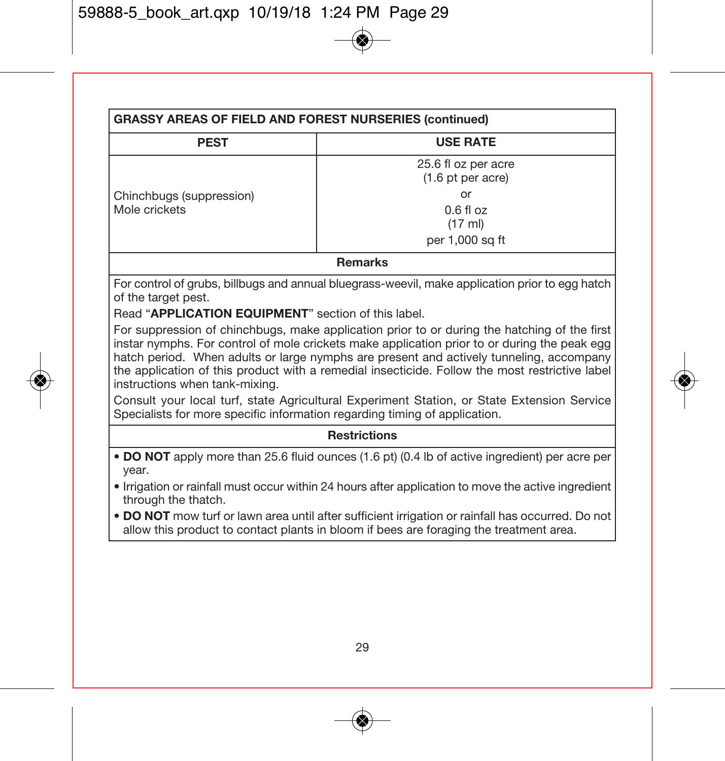| GRASSY AREAS OF FIELD AND FOREST NURSERIES (continued) | |
|---|---|
| **PEST** | **USE RATE** |
| Chinchbugs (suppression)<br>Mole crickets | 25.6 fl oz per acre<br>(1.6 pt per acre)<br>or<br>0.6 fl oz<br>(17 ml)<br>per 1,000 sq ft |

**Remarks**

For control of grubs, billbugs and annual bluegrass-weevil, make application prior to egg hatch of the target pest.

Read "**APPLICATION EQUIPMENT**" section of this label.

For suppression of chinchbugs, make application prior to or during the hatching of the first instar nymphs. For control of mole crickets make application prior to or during the peak egg hatch period. When adults or large nymphs are present and actively tunneling, accompany the application of this product with a remedial insecticide. Follow the most restrictive label instructions when tank-mixing.

Consult your local turf, state Agricultural Experiment Station, or State Extension Service Specialists for more specific information regarding timing of application.

**Restrictions**

- **DO NOT** apply more than 25.6 fluid ounces (1.6 pt) (0.4 lb of active ingredient) per acre per year.
- Irrigation or rainfall must occur within 24 hours after application to move the active ingredient through the thatch.
- **DO NOT** mow turf or lawn area until after sufficient irrigation or rainfall has occurred. Do not allow this product to contact plants in bloom if bees are foraging the treatment area.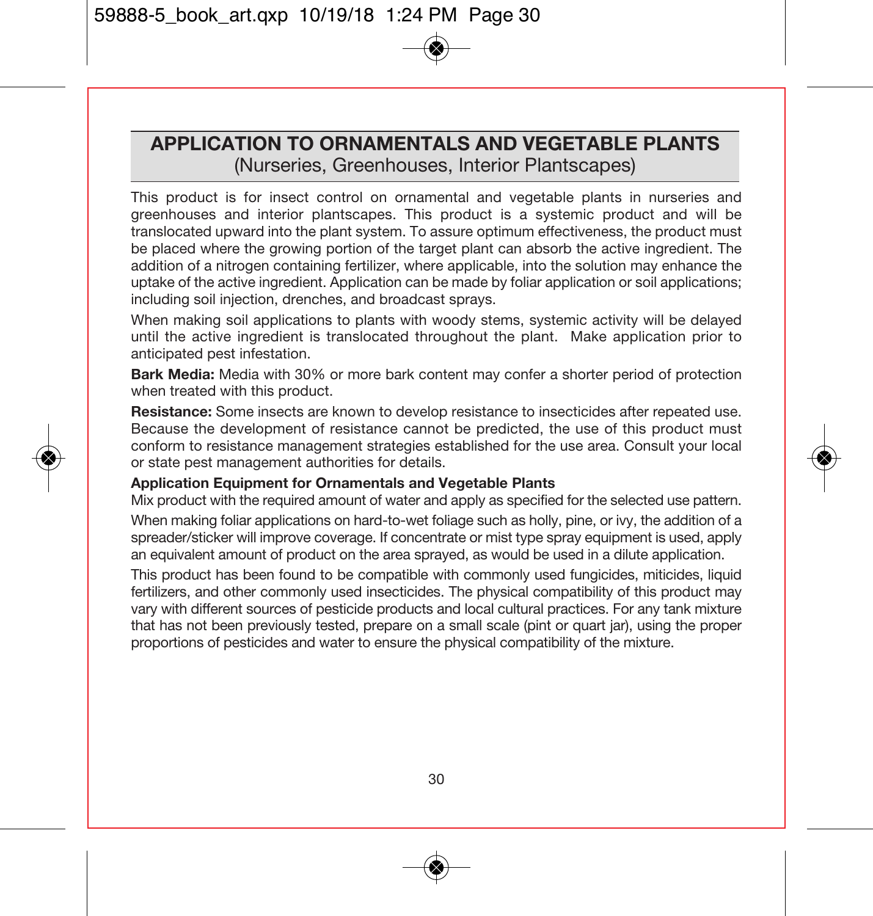## APPLICATION TO ORNAMENTALS AND VEGETABLE PLANTS
(Nurseries, Greenhouses, Interior Plantscapes)

This product is for insect control on ornamental and vegetable plants in nurseries and greenhouses and interior plantscapes. This product is a systemic product and will be translocated upward into the plant system. To assure optimum effectiveness, the product must be placed where the growing portion of the target plant can absorb the active ingredient. The addition of a nitrogen containing fertilizer, where applicable, into the solution may enhance the uptake of the active ingredient. Application can be made by foliar application or soil applications; including soil injection, drenches, and broadcast sprays.

When making soil applications to plants with woody stems, systemic activity will be delayed until the active ingredient is translocated throughout the plant. Make application prior to anticipated pest infestation.

**Bark Media:** Media with 30% or more bark content may confer a shorter period of protection when treated with this product.

**Resistance:** Some insects are known to develop resistance to insecticides after repeated use. Because the development of resistance cannot be predicted, the use of this product must conform to resistance management strategies established for the use area. Consult your local or state pest management authorities for details.

**Application Equipment for Ornamentals and Vegetable Plants**

Mix product with the required amount of water and apply as specified for the selected use pattern.

When making foliar applications on hard-to-wet foliage such as holly, pine, or ivy, the addition of a spreader/sticker will improve coverage. If concentrate or mist type spray equipment is used, apply an equivalent amount of product on the area sprayed, as would be used in a dilute application.

This product has been found to be compatible with commonly used fungicides, miticides, liquid fertilizers, and other commonly used insecticides. The physical compatibility of this product may vary with different sources of pesticide products and local cultural practices. For any tank mixture that has not been previously tested, prepare on a small scale (pint or quart jar), using the proper proportions of pesticides and water to ensure the physical compatibility of the mixture.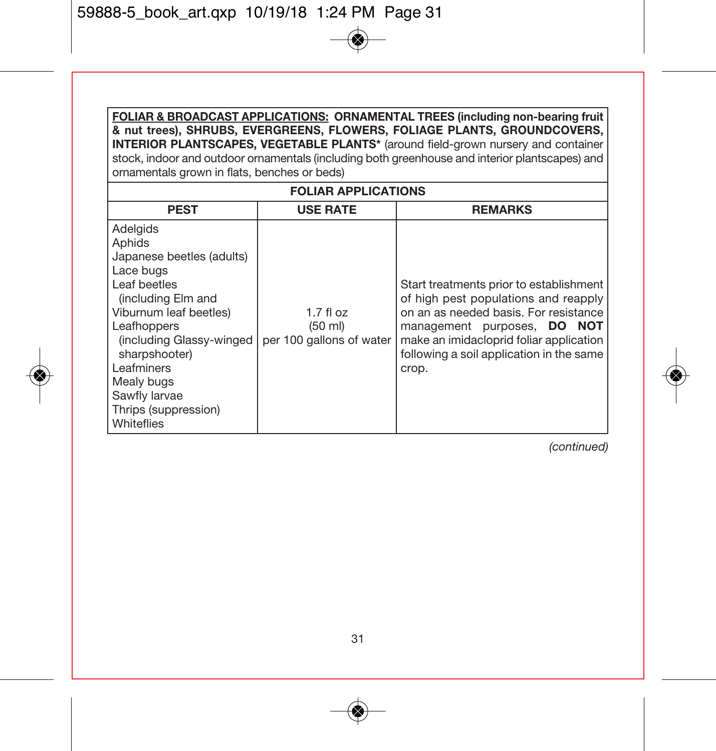**FOLIAR & BROADCAST APPLICATIONS: ORNAMENTAL TREES (including non-bearing fruit & nut trees), SHRUBS, EVERGREENS, FLOWERS, FOLIAGE PLANTS, GROUNDCOVERS, INTERIOR PLANTSCAPES, VEGETABLE PLANTS*** (around field-grown nursery and container stock, indoor and outdoor ornamentals (including both greenhouse and interior plantscapes) and ornamentals grown in flats, benches or beds)

**FOLIAR APPLICATIONS**

| PEST | USE RATE | REMARKS |
|---|---|---|
| Adelgids<br>Aphids<br>Japanese beetles (adults)<br>Lace bugs<br>Leaf beetles (including Elm and Viburnum leaf beetles)<br>Leafhoppers (including Glassy-winged sharpshooter)<br>Leafminers<br>Mealy bugs<br>Sawfly larvae<br>Thrips (suppression)<br>Whiteflies | 1.7 fl oz (50 ml) per 100 gallons of water | Start treatments prior to establishment of high pest populations and reapply on an as needed basis. For resistance management purposes, **DO NOT** make an imidacloprid foliar application following a soil application in the same crop. |

*(continued)*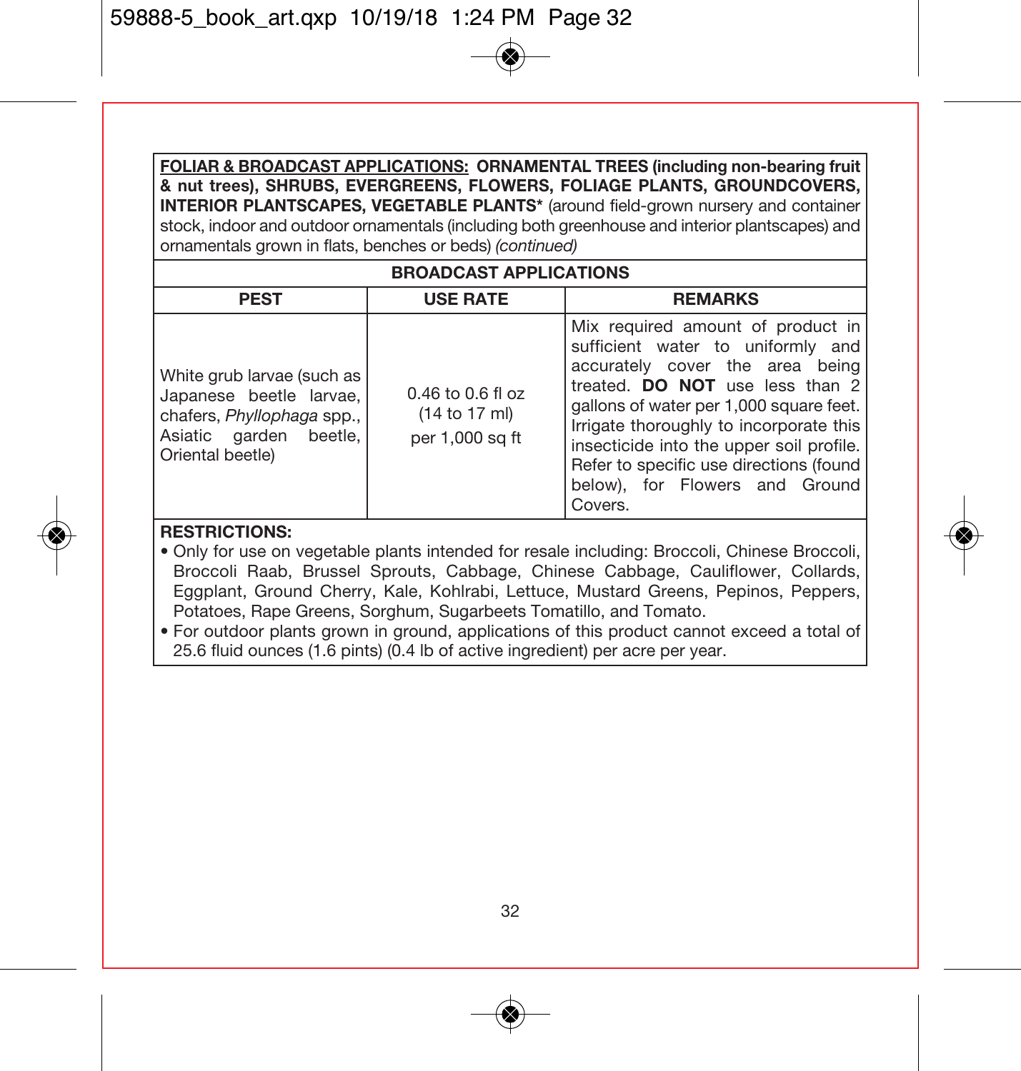**FOLIAR & BROADCAST APPLICATIONS: ORNAMENTAL TREES (including non-bearing fruit & nut trees), SHRUBS, EVERGREENS, FLOWERS, FOLIAGE PLANTS, GROUNDCOVERS, INTERIOR PLANTSCAPES, VEGETABLE PLANTS*** (around field-grown nursery and container stock, indoor and outdoor ornamentals (including both greenhouse and interior plantscapes) and ornamentals grown in flats, benches or beds) *(continued)*

**BROADCAST APPLICATIONS**

| PEST | USE RATE | REMARKS |
|---|---|---|
| White grub larvae (such as Japanese beetle larvae, chafers, *Phyllophaga* spp., Asiatic garden beetle, Oriental beetle) | 0.46 to 0.6 fl oz (14 to 17 ml) per 1,000 sq ft | Mix required amount of product in sufficient water to uniformly and accurately cover the area being treated. **DO NOT** use less than 2 gallons of water per 1,000 square feet. Irrigate thoroughly to incorporate this insecticide into the upper soil profile. Refer to specific use directions (found below), for Flowers and Ground Covers. |

**RESTRICTIONS:**

- Only for use on vegetable plants intended for resale including: Broccoli, Chinese Broccoli, Broccoli Raab, Brussel Sprouts, Cabbage, Chinese Cabbage, Cauliflower, Collards, Eggplant, Ground Cherry, Kale, Kohlrabi, Lettuce, Mustard Greens, Pepinos, Peppers, Potatoes, Rape Greens, Sorghum, Sugarbeets Tomatillo, and Tomato.
- For outdoor plants grown in ground, applications of this product cannot exceed a total of 25.6 fluid ounces (1.6 pints) (0.4 lb of active ingredient) per acre per year.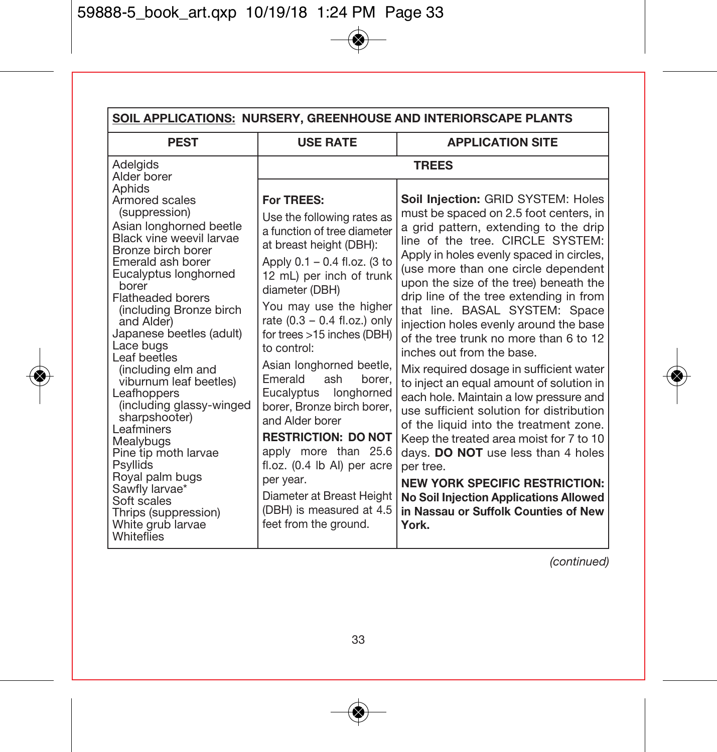| **SOIL APPLICATIONS: NURSERY, GREENHOUSE AND INTERIORSCAPE PLANTS** | | |
|---|---|---|
| **PEST** | **USE RATE** | **APPLICATION SITE** |
| | **TREES** | |
| Adelgids<br>Alder borer<br>Aphids<br>Armored scales (suppression)<br>Asian longhorned beetle<br>Black vine weevil larvae<br>Bronze birch borer<br>Emerald ash borer<br>Eucalyptus longhorned borer<br>Flatheaded borers (including Bronze birch and Alder)<br>Japanese beetles (adult)<br>Lace bugs<br>Leaf beetles (including elm and viburnum leaf beetles)<br>Leafhoppers (including glassy-winged sharpshooter)<br>Leafminers<br>Mealybugs<br>Pine tip moth larvae<br>Psyllids<br>Royal palm bugs<br>Sawfly larvae*<br>Soft scales<br>Thrips (suppression)<br>White grub larvae<br>Whiteflies | **For TREES:**<br>Use the following rates as a function of tree diameter at breast height (DBH):<br>Apply 0.1 – 0.4 fl.oz. (3 to 12 mL) per inch of trunk diameter (DBH)<br>You may use the higher rate (0.3 – 0.4 fl.oz.) only for trees >15 inches (DBH) to control:<br>Asian longhorned beetle, Emerald ash borer, Eucalyptus longhorned borer, Bronze birch borer, and Alder borer<br>**RESTRICTION: DO NOT** apply more than 25.6 fl.oz. (0.4 lb AI) per acre per year.<br>Diameter at Breast Height (DBH) is measured at 4.5 feet from the ground. | **Soil Injection:** GRID SYSTEM: Holes must be spaced on 2.5 foot centers, in a grid pattern, extending to the drip line of the tree. CIRCLE SYSTEM: Apply in holes evenly spaced in circles, (use more than one circle dependent upon the size of the tree) beneath the drip line of the tree extending in from that line. BASAL SYSTEM: Space injection holes evenly around the base of the tree trunk no more than 6 to 12 inches out from the base.<br>Mix required dosage in sufficient water to inject an equal amount of solution in each hole. Maintain a low pressure and use sufficient solution for distribution of the liquid into the treatment zone. Keep the treated area moist for 7 to 10 days. **DO NOT** use less than 4 holes per tree.<br>**NEW YORK SPECIFIC RESTRICTION: No Soil Injection Applications Allowed in Nassau or Suffolk Counties of New York.** |

*(continued)*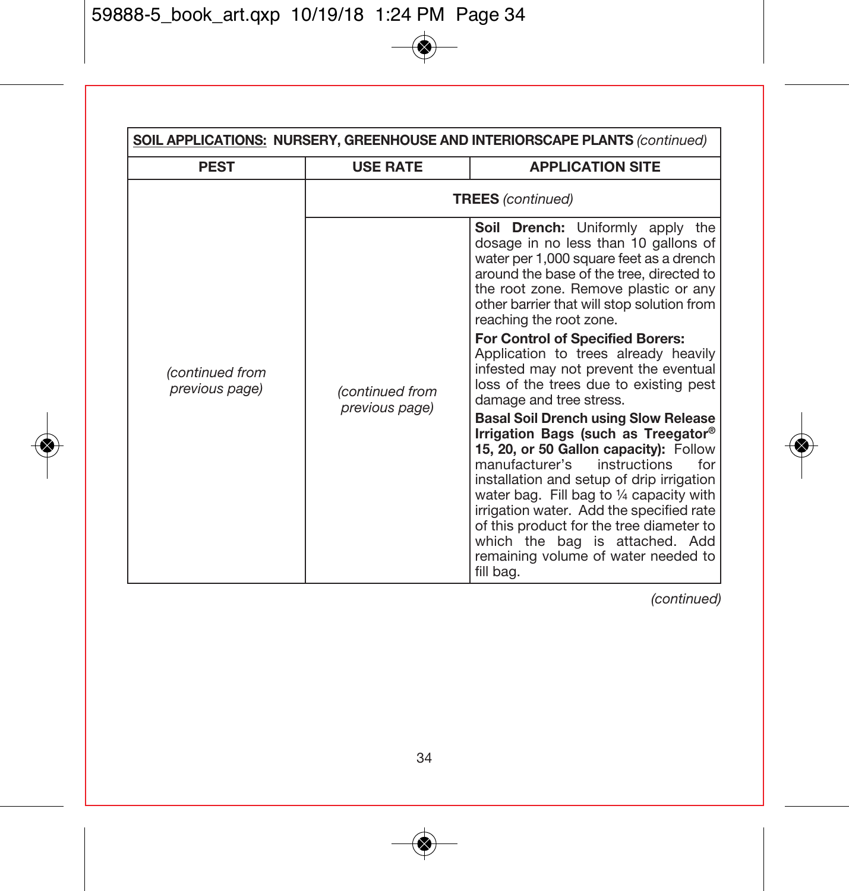| SOIL APPLICATIONS: NURSERY, GREENHOUSE AND INTERIORSCAPE PLANTS *(continued)* | | |
|---|---|---|
| **PEST** | **USE RATE** | **APPLICATION SITE** |
| *(continued from previous page)* | **TREES** *(continued)* | |
| | *(continued from previous page)* | **Soil Drench:** Uniformly apply the dosage in no less than 10 gallons of water per 1,000 square feet as a drench around the base of the tree, directed to the root zone. Remove plastic or any other barrier that will stop solution from reaching the root zone.<br>**For Control of Specified Borers:** Application to trees already heavily infested may not prevent the eventual loss of the trees due to existing pest damage and tree stress.<br>**Basal Soil Drench using Slow Release Irrigation Bags (such as Treegator® 15, 20, or 50 Gallon capacity):** Follow manufacturer's instructions for installation and setup of drip irrigation water bag. Fill bag to ¼ capacity with irrigation water. Add the specified rate of this product for the tree diameter to which the bag is attached. Add remaining volume of water needed to fill bag. |

*(continued)*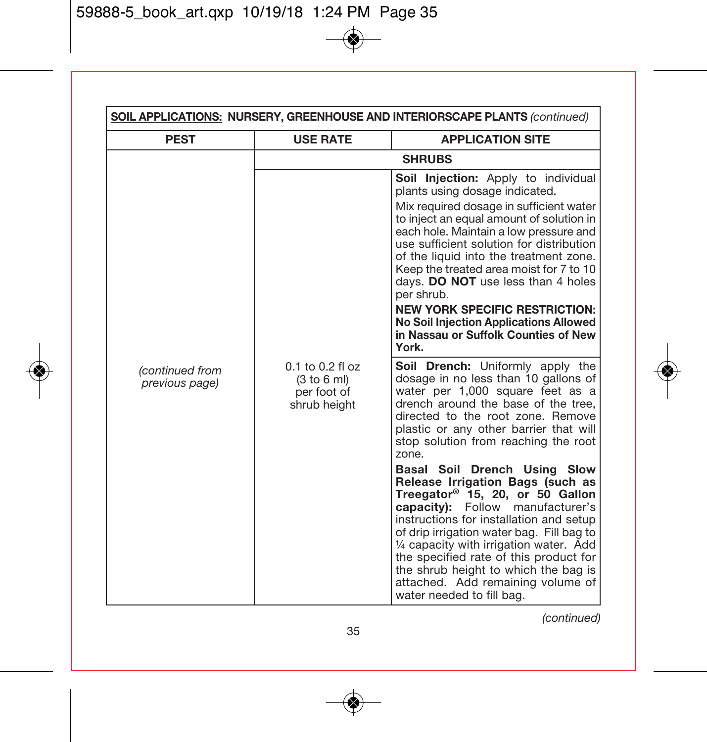| **SOIL APPLICATIONS: NURSERY, GREENHOUSE AND INTERIORSCAPE PLANTS** *(continued)* | | |
|---|---|---|
| **PEST** | **USE RATE** | **APPLICATION SITE** |
| | **SHRUBS** | |
| *(continued from previous page)* | 0.1 to 0.2 fl oz (3 to 6 ml) per foot of shrub height | **Soil Injection:** Apply to individual plants using dosage indicated.<br>Mix required dosage in sufficient water to inject an equal amount of solution in each hole. Maintain a low pressure and use sufficient solution for distribution of the liquid into the treatment zone. Keep the treated area moist for 7 to 10 days. **DO NOT** use less than 4 holes per shrub.<br>**NEW YORK SPECIFIC RESTRICTION: No Soil Injection Applications Allowed in Nassau or Suffolk Counties of New York.** |
| | | **Soil Drench:** Uniformly apply the dosage in no less than 10 gallons of water per 1,000 square feet as a drench around the base of the tree, directed to the root zone. Remove plastic or any other barrier that will stop solution from reaching the root zone.<br>**Basal Soil Drench Using Slow Release Irrigation Bags (such as Treegator® 15, 20, or 50 Gallon capacity):** Follow manufacturer's instructions for installation and setup of drip irrigation water bag. Fill bag to ¼ capacity with irrigation water. Add the specified rate of this product for the shrub height to which the bag is attached. Add remaining volume of water needed to fill bag. |

*(continued)*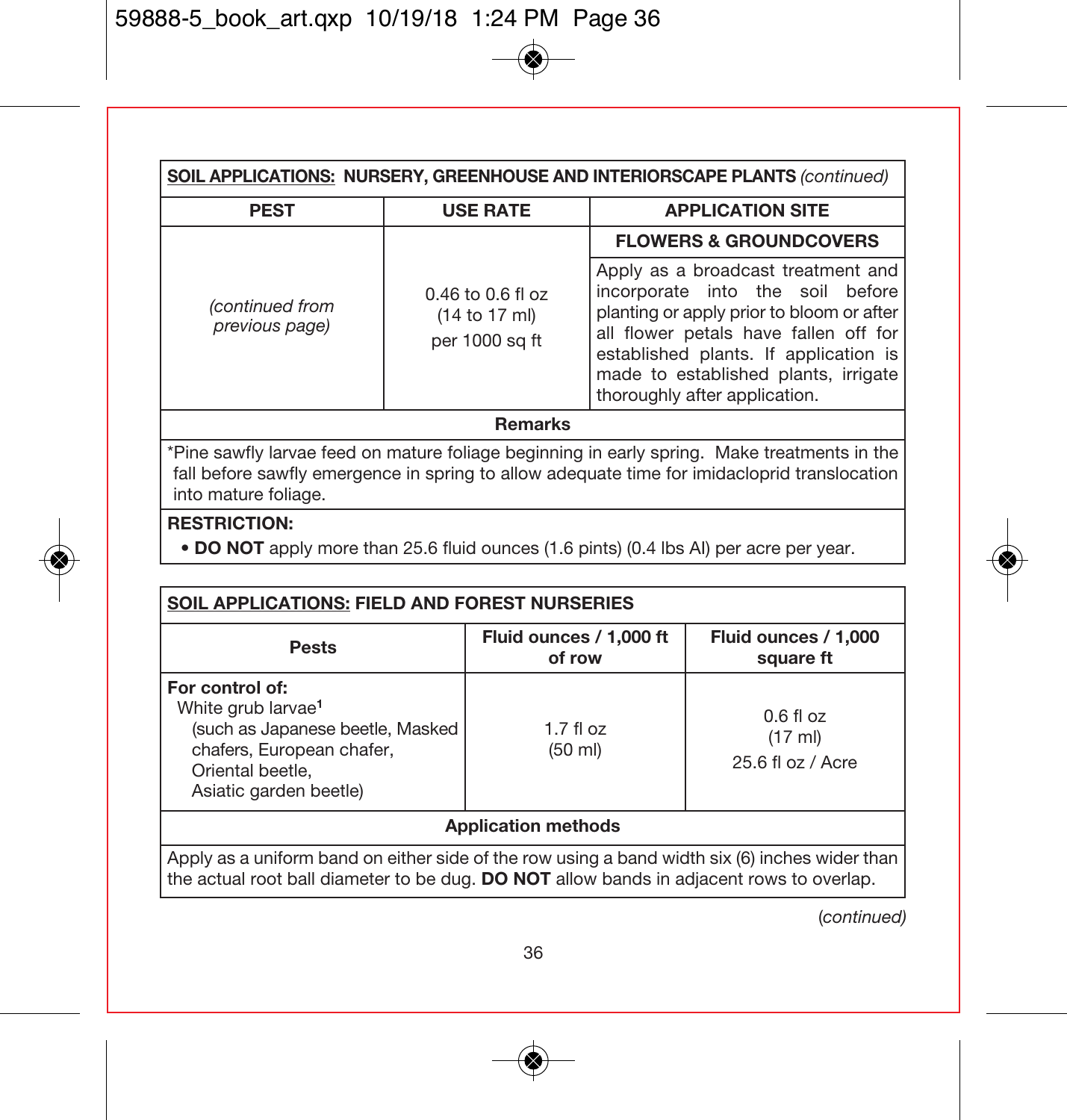| **SOIL APPLICATIONS: NURSERY, GREENHOUSE AND INTERIORSCAPE PLANTS** *(continued)* | | |
|---|---|---|
| **PEST** | **USE RATE** | **APPLICATION SITE** |
| | | **FLOWERS & GROUNDCOVERS** |
| *(continued from previous page)* | 0.46 to 0.6 fl oz (14 to 17 ml) per 1000 sq ft | Apply as a broadcast treatment and incorporate into the soil before planting or apply prior to bloom or after all flower petals have fallen off for established plants. If application is made to established plants, irrigate thoroughly after application. |
| **Remarks** | | |
| *Pine sawfly larvae feed on mature foliage beginning in early spring. Make treatments in the fall before sawfly emergence in spring to allow adequate time for imidacloprid translocation into mature foliage. | | |
| **RESTRICTION:** • **DO NOT** apply more than 25.6 fluid ounces (1.6 pints) (0.4 lbs AI) per acre per year. | | |

| **SOIL APPLICATIONS: FIELD AND FOREST NURSERIES** | | |
|---|---|---|
| **Pests** | **Fluid ounces / 1,000 ft of row** | **Fluid ounces / 1,000 square ft** |
| **For control of:** White grub larvae[1] (such as Japanese beetle, Masked chafers, European chafer, Oriental beetle, Asiatic garden beetle) | 1.7 fl oz (50 ml) | 0.6 fl oz (17 ml) 25.6 fl oz / Acre |
| **Application methods** | | |
| Apply as a uniform band on either side of the row using a band width six (6) inches wider than the actual root ball diameter to be dug. **DO NOT** allow bands in adjacent rows to overlap. | | |

*(continued)*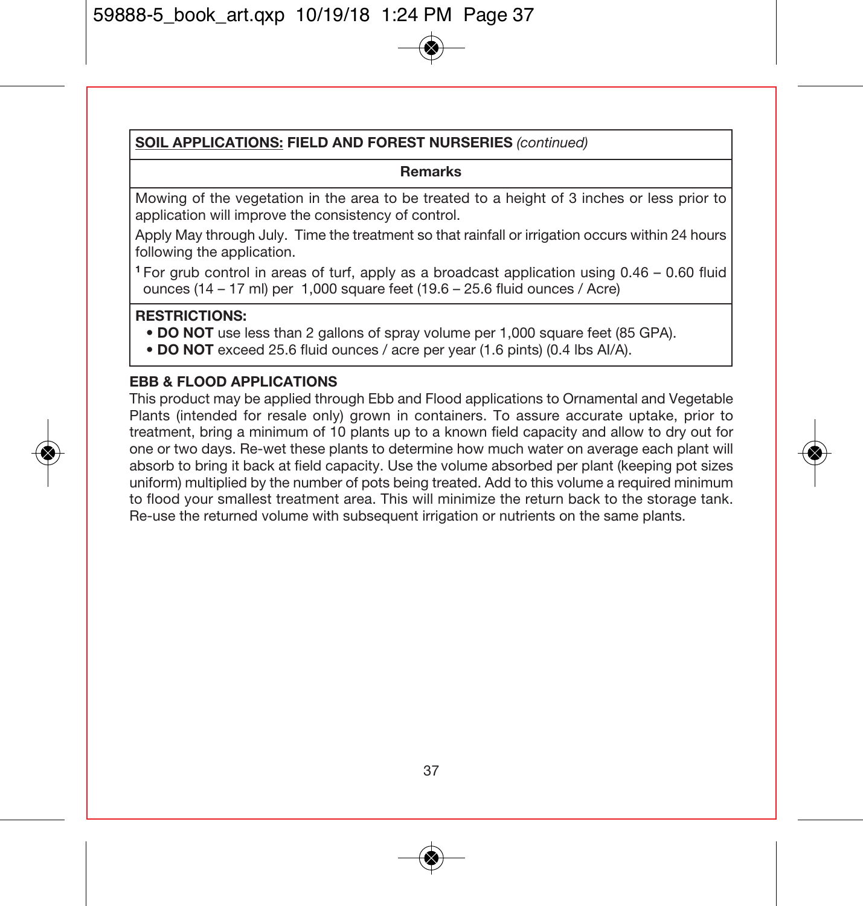| **SOIL APPLICATIONS: FIELD AND FOREST NURSERIES** *(continued)* |
|---|
| **Remarks** |
| Mowing of the vegetation in the area to be treated to a height of 3 inches or less prior to application will improve the consistency of control. Apply May through July. Time the treatment so that rainfall or irrigation occurs within 24 hours following the application. [1] For grub control in areas of turf, apply as a broadcast application using 0.46 – 0.60 fluid ounces (14 – 17 ml) per 1,000 square feet (19.6 – 25.6 fluid ounces / Acre) |
| **RESTRICTIONS:** • **DO NOT** use less than 2 gallons of spray volume per 1,000 square feet (85 GPA). • **DO NOT** exceed 25.6 fluid ounces / acre per year (1.6 pints) (0.4 lbs AI/A). |

**EBB & FLOOD APPLICATIONS**

This product may be applied through Ebb and Flood applications to Ornamental and Vegetable Plants (intended for resale only) grown in containers. To assure accurate uptake, prior to treatment, bring a minimum of 10 plants up to a known field capacity and allow to dry out for one or two days. Re-wet these plants to determine how much water on average each plant will absorb to bring it back at field capacity. Use the volume absorbed per plant (keeping pot sizes uniform) multiplied by the number of pots being treated. Add to this volume a required minimum to flood your smallest treatment area. This will minimize the return back to the storage tank. Re-use the returned volume with subsequent irrigation or nutrients on the same plants.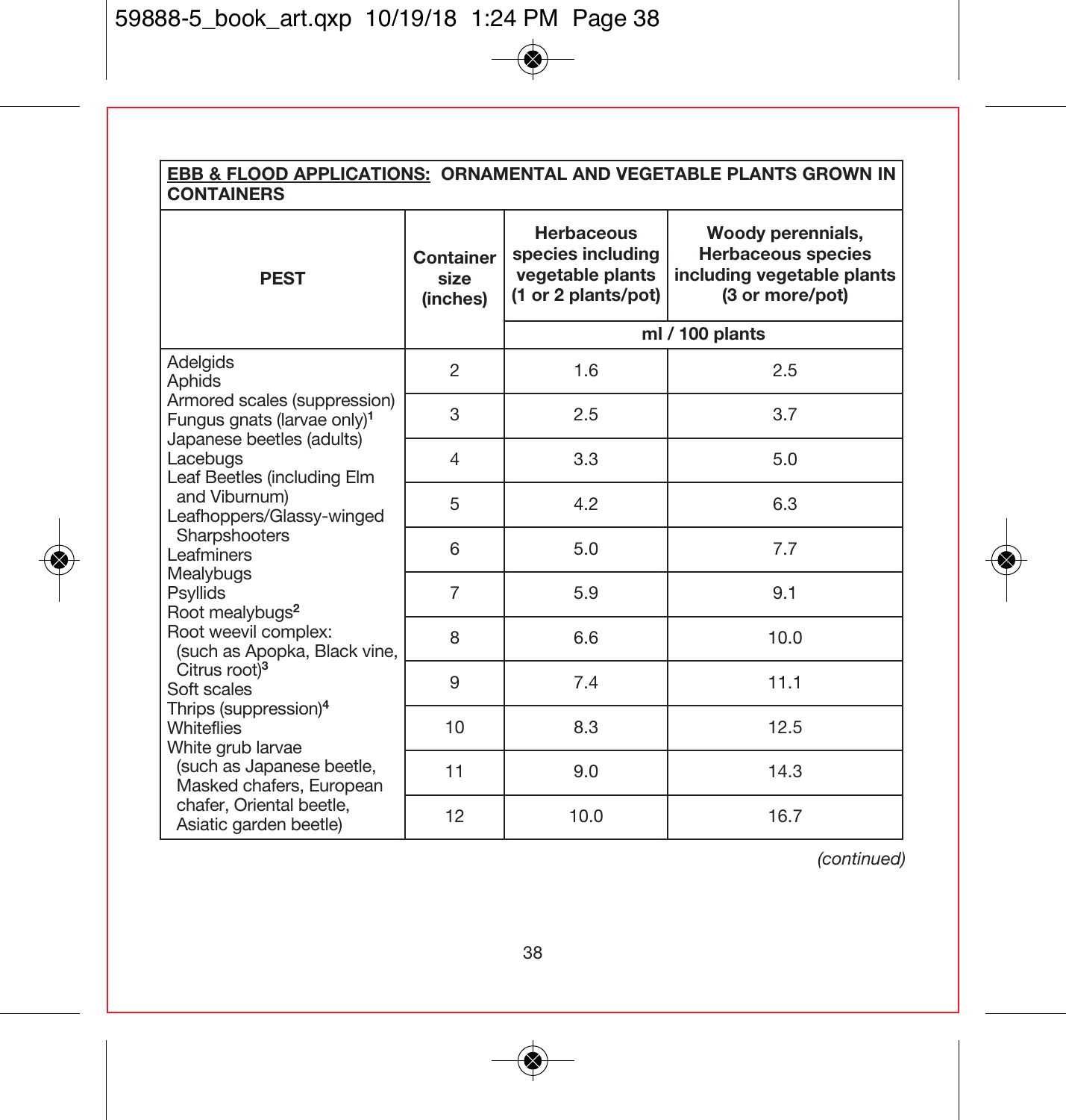| EBB & FLOOD APPLICATIONS: ORNAMENTAL AND VEGETABLE PLANTS GROWN IN CONTAINERS | | | |
|---|---|---|---|
| PEST | Container size (inches) | Herbaceous species including vegetable plants (1 or 2 plants/pot) | Woody perennials, Herbaceous species including vegetable plants (3 or more/pot) |
| | | ml / 100 plants | |
| Adelgids<br>Aphids<br>Armored scales (suppression)<br>Fungus gnats (larvae only)[1]<br>Japanese beetles (adults)<br>Lacebugs<br>Leaf Beetles (including Elm and Viburnum)<br>Leafhoppers/Glassy-winged Sharpshooters<br>Leafminers<br>Mealybugs<br>Psyllids<br>Root mealybugs[2]<br>Root weevil complex: (such as Apopka, Black vine, Citrus root)[3]<br>Soft scales<br>Thrips (suppression)[4]<br>Whiteflies<br>White grub larvae (such as Japanese beetle, Masked chafers, European chafer, Oriental beetle, Asiatic garden beetle) | 2 | 1.6 | 2.5 |
| | 3 | 2.5 | 3.7 |
| | 4 | 3.3 | 5.0 |
| | 5 | 4.2 | 6.3 |
| | 6 | 5.0 | 7.7 |
| | 7 | 5.9 | 9.1 |
| | 8 | 6.6 | 10.0 |
| | 9 | 7.4 | 11.1 |
| | 10 | 8.3 | 12.5 |
| | 11 | 9.0 | 14.3 |
| | 12 | 10.0 | 16.7 |

*(continued)*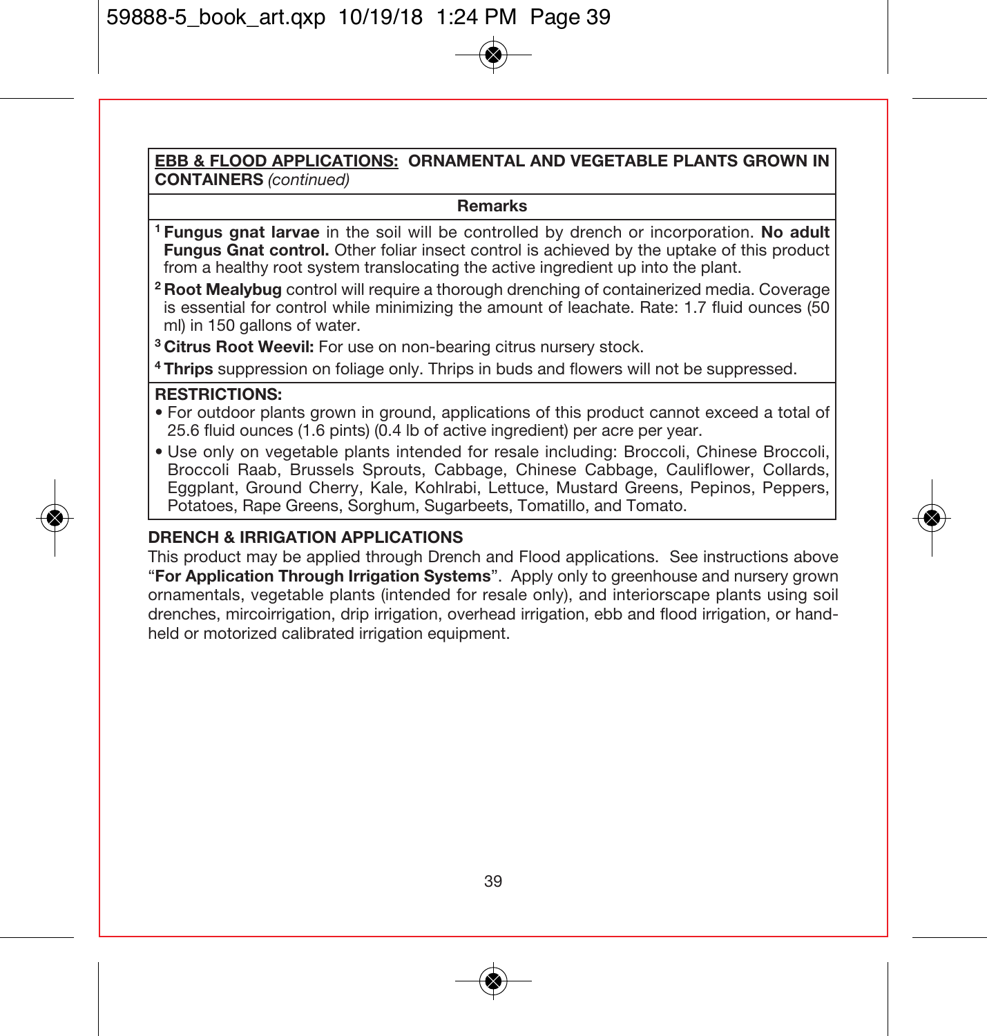**EBB & FLOOD APPLICATIONS: ORNAMENTAL AND VEGETABLE PLANTS GROWN IN CONTAINERS** *(continued)*

**Remarks**

[1] **Fungus gnat larvae** in the soil will be controlled by drench or incorporation. **No adult Fungus Gnat control.** Other foliar insect control is achieved by the uptake of this product from a healthy root system translocating the active ingredient up into the plant.

[2] **Root Mealybug** control will require a thorough drenching of containerized media. Coverage is essential for control while minimizing the amount of leachate. Rate: 1.7 fluid ounces (50 ml) in 150 gallons of water.

[3] **Citrus Root Weevil:** For use on non-bearing citrus nursery stock.

[4] **Thrips** suppression on foliage only. Thrips in buds and flowers will not be suppressed.

**RESTRICTIONS:**

- For outdoor plants grown in ground, applications of this product cannot exceed a total of 25.6 fluid ounces (1.6 pints) (0.4 lb of active ingredient) per acre per year.
- Use only on vegetable plants intended for resale including: Broccoli, Chinese Broccoli, Broccoli Raab, Brussels Sprouts, Cabbage, Chinese Cabbage, Cauliflower, Collards, Eggplant, Ground Cherry, Kale, Kohlrabi, Lettuce, Mustard Greens, Pepinos, Peppers, Potatoes, Rape Greens, Sorghum, Sugarbeets, Tomatillo, and Tomato.

**DRENCH & IRRIGATION APPLICATIONS**

This product may be applied through Drench and Flood applications. See instructions above "**For Application Through Irrigation Systems**". Apply only to greenhouse and nursery grown ornamentals, vegetable plants (intended for resale only), and interiorscape plants using soil drenches, mircoirrigation, drip irrigation, overhead irrigation, ebb and flood irrigation, or hand-held or motorized calibrated irrigation equipment.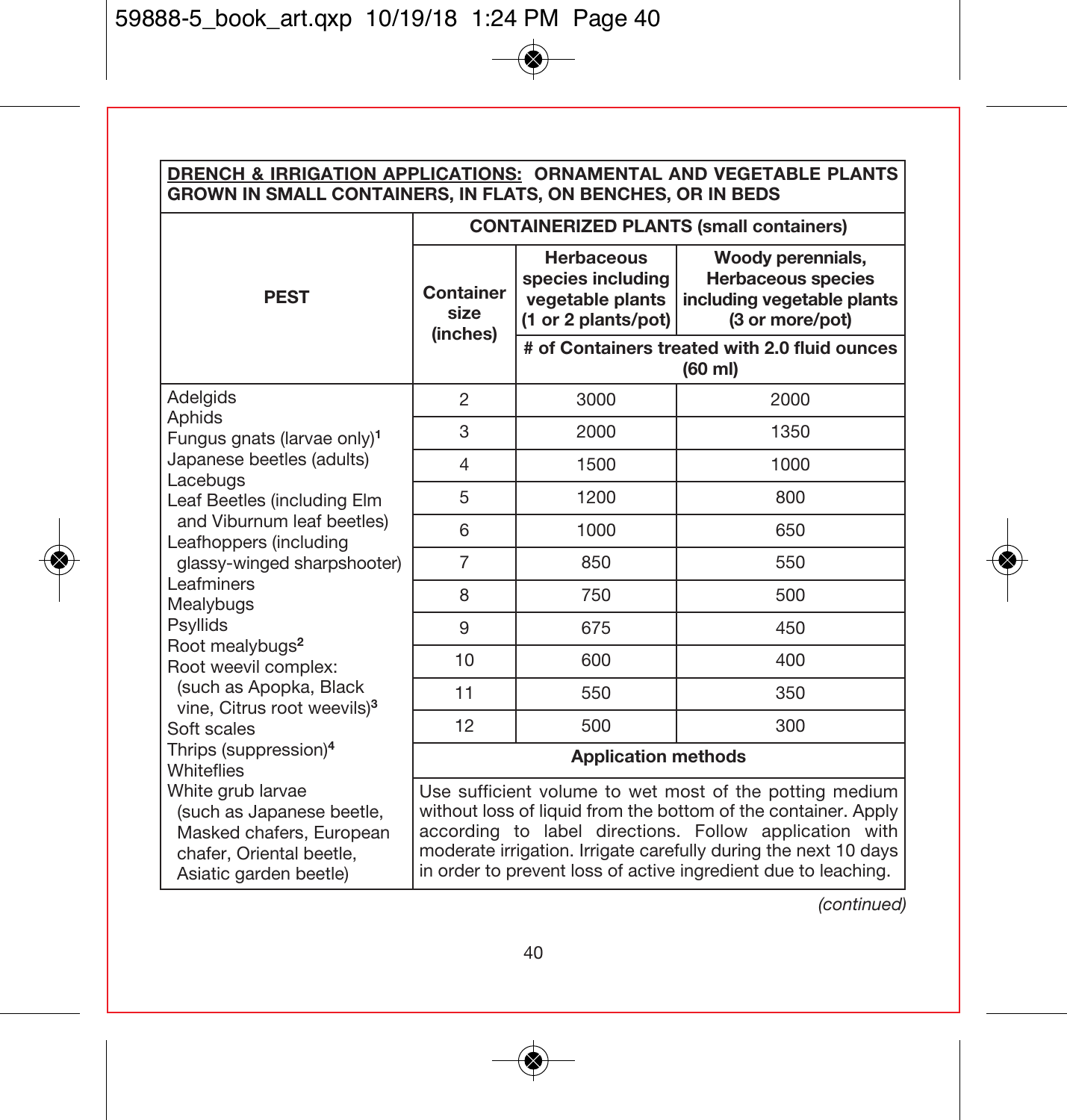**<u>DRENCH & IRRIGATION APPLICATIONS:</u> ORNAMENTAL AND VEGETABLE PLANTS GROWN IN SMALL CONTAINERS, IN FLATS, ON BENCHES, OR IN BEDS**

| PEST | CONTAINERIZED PLANTS (small containers) | | |
|---|---|---|---|
| | Container size (inches) | Herbaceous species including vegetable plants (1 or 2 plants/pot) | Woody perennials, Herbaceous species including vegetable plants (3 or more/pot) |
| | | # of Containers treated with 2.0 fluid ounces (60 ml) | |
| Adelgids<br>Aphids<br>Fungus gnats (larvae only)[1]<br>Japanese beetles (adults)<br>Lacebugs<br>Leaf Beetles (including Elm and Viburnum leaf beetles)<br>Leafhoppers (including glassy-winged sharpshooter)<br>Leafminers<br>Mealybugs<br>Psyllids<br>Root mealybugs[2]<br>Root weevil complex: (such as Apopka, Black vine, Citrus root weevils)[3]<br>Soft scales<br>Thrips (suppression)[4]<br>Whiteflies<br>White grub larvae (such as Japanese beetle, Masked chafers, European chafer, Oriental beetle, Asiatic garden beetle) | 2 | 3000 | 2000 |
| | 3 | 2000 | 1350 |
| | 4 | 1500 | 1000 |
| | 5 | 1200 | 800 |
| | 6 | 1000 | 650 |
| | 7 | 850 | 550 |
| | 8 | 750 | 500 |
| | 9 | 675 | 450 |
| | 10 | 600 | 400 |
| | 11 | 550 | 350 |
| | 12 | 500 | 300 |
| | **Application methods** | | |
| | Use sufficient volume to wet most of the potting medium without loss of liquid from the bottom of the container. Apply according to label directions. Follow application with moderate irrigation. Irrigate carefully during the next 10 days in order to prevent loss of active ingredient due to leaching. | | |

*(continued)*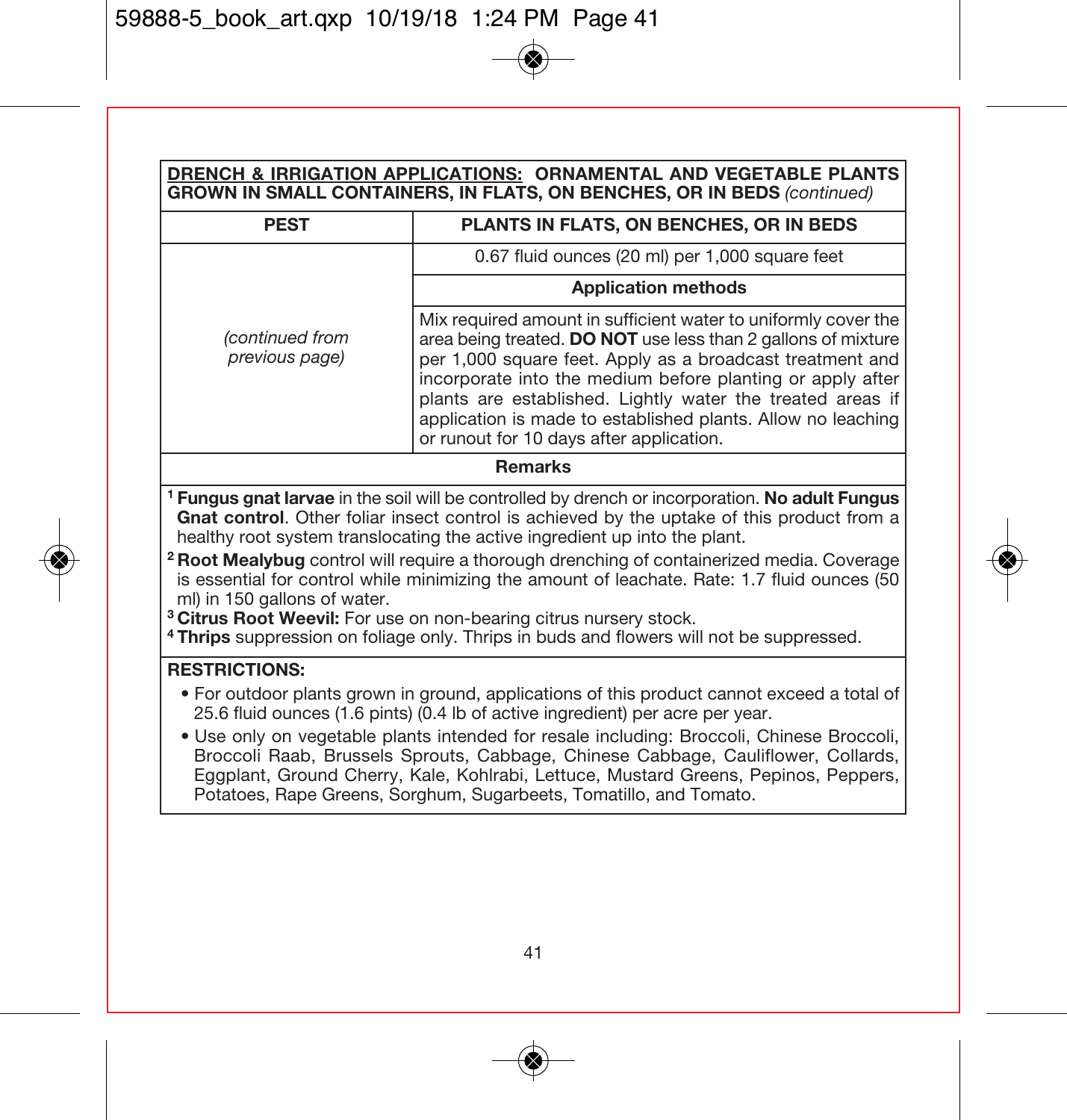**DRENCH & IRRIGATION APPLICATIONS: ORNAMENTAL AND VEGETABLE PLANTS GROWN IN SMALL CONTAINERS, IN FLATS, ON BENCHES, OR IN BEDS** *(continued)*

| PEST | PLANTS IN FLATS, ON BENCHES, OR IN BEDS |
|---|---|
| *(continued from previous page)* | 0.67 fluid ounces (20 ml) per 1,000 square feet |
| | **Application methods** |
| | Mix required amount in sufficient water to uniformly cover the area being treated. **DO NOT** use less than 2 gallons of mixture per 1,000 square feet. Apply as a broadcast treatment and incorporate into the medium before planting or apply after plants are established. Lightly water the treated areas if application is made to established plants. Allow no leaching or runout for 10 days after application. |

**Remarks**

[1] **Fungus gnat larvae** in the soil will be controlled by drench or incorporation. **No adult Fungus Gnat control**. Other foliar insect control is achieved by the uptake of this product from a healthy root system translocating the active ingredient up into the plant.

[2] **Root Mealybug** control will require a thorough drenching of containerized media. Coverage is essential for control while minimizing the amount of leachate. Rate: 1.7 fluid ounces (50 ml) in 150 gallons of water.

[3] **Citrus Root Weevil:** For use on non-bearing citrus nursery stock.

[4] **Thrips** suppression on foliage only. Thrips in buds and flowers will not be suppressed.

**RESTRICTIONS:**

- For outdoor plants grown in ground, applications of this product cannot exceed a total of 25.6 fluid ounces (1.6 pints) (0.4 lb of active ingredient) per acre per year.
- Use only on vegetable plants intended for resale including: Broccoli, Chinese Broccoli, Broccoli Raab, Brussels Sprouts, Cabbage, Chinese Cabbage, Cauliflower, Collards, Eggplant, Ground Cherry, Kale, Kohlrabi, Lettuce, Mustard Greens, Pepinos, Peppers, Potatoes, Rape Greens, Sorghum, Sugarbeets, Tomatillo, and Tomato.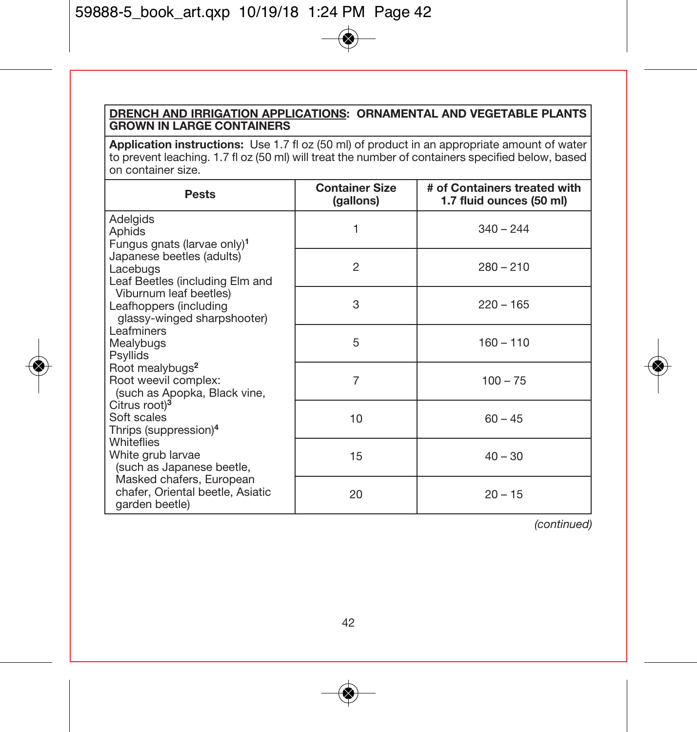**DRENCH AND IRRIGATION APPLICATIONS: ORNAMENTAL AND VEGETABLE PLANTS GROWN IN LARGE CONTAINERS**

**Application instructions:** Use 1.7 fl oz (50 ml) of product in an appropriate amount of water to prevent leaching. 1.7 fl oz (50 ml) will treat the number of containers specified below, based on container size.

| Pests | Container Size (gallons) | # of Containers treated with 1.7 fluid ounces (50 ml) |
|---|---|---|
| Adelgids<br>Aphids<br>Fungus gnats (larvae only)[1]<br>Japanese beetles (adults)<br>Lacebugs<br>Leaf Beetles (including Elm and Viburnum leaf beetles)<br>Leafhoppers (including glassy-winged sharpshooter)<br>Leafminers<br>Mealybugs<br>Psyllids<br>Root mealybugs[2]<br>Root weevil complex: (such as Apopka, Black vine, Citrus root)[3]<br>Soft scales<br>Thrips (suppression)[4]<br>Whiteflies<br>White grub larvae (such as Japanese beetle, Masked chafers, European chafer, Oriental beetle, Asiatic garden beetle) | 1 | 340 – 244 |
| | 2 | 280 – 210 |
| | 3 | 220 – 165 |
| | 5 | 160 – 110 |
| | 7 | 100 – 75 |
| | 10 | 60 – 45 |
| | 15 | 40 – 30 |
| | 20 | 20 – 15 |

*(continued)*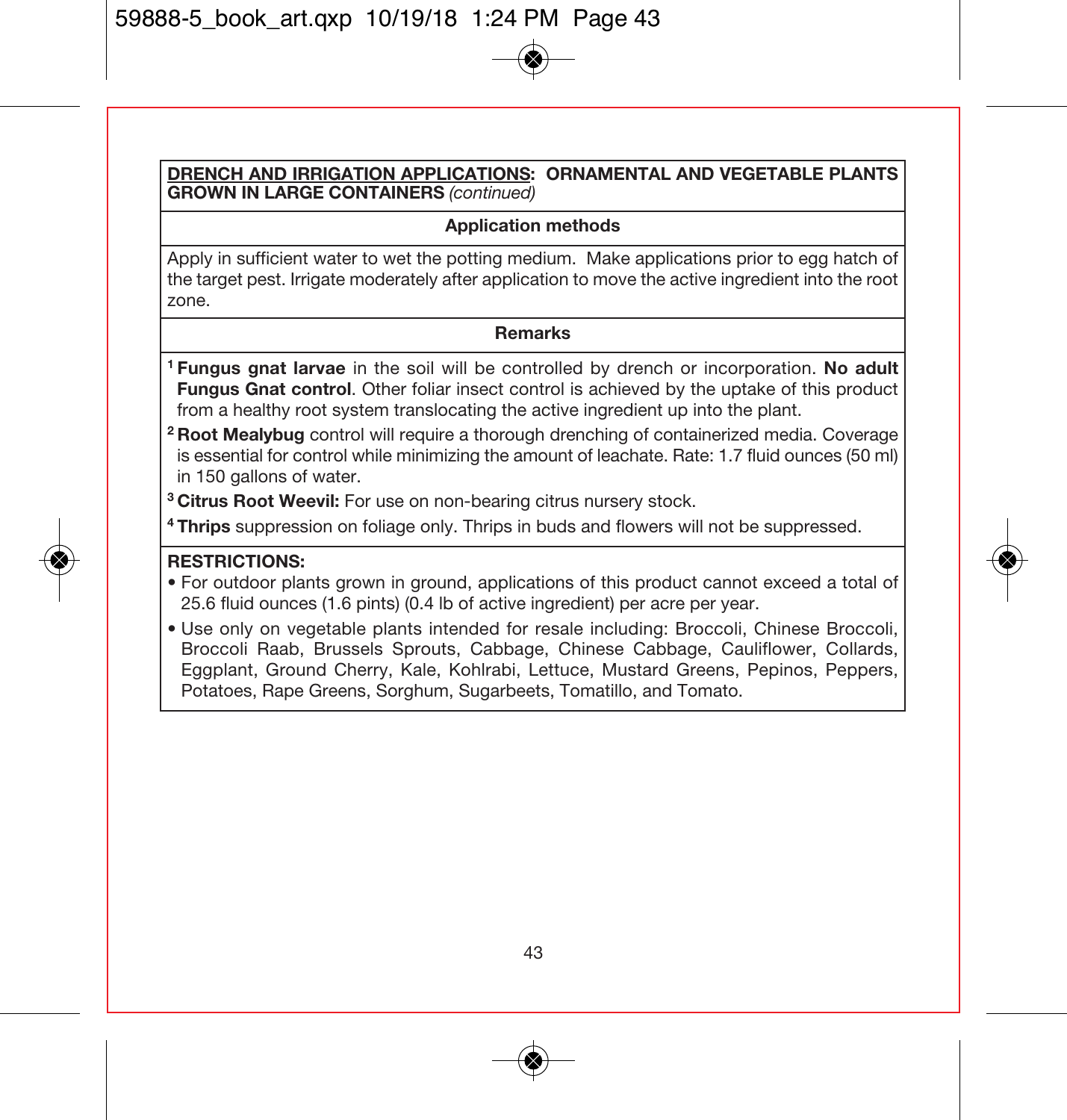**DRENCH AND IRRIGATION APPLICATIONS: ORNAMENTAL AND VEGETABLE PLANTS GROWN IN LARGE CONTAINERS** *(continued)*

**Application methods**

Apply in sufficient water to wet the potting medium. Make applications prior to egg hatch of the target pest. Irrigate moderately after application to move the active ingredient into the root zone.

**Remarks**

[1] **Fungus gnat larvae** in the soil will be controlled by drench or incorporation. **No adult Fungus Gnat control**. Other foliar insect control is achieved by the uptake of this product from a healthy root system translocating the active ingredient up into the plant.

[2] **Root Mealybug** control will require a thorough drenching of containerized media. Coverage is essential for control while minimizing the amount of leachate. Rate: 1.7 fluid ounces (50 ml) in 150 gallons of water.

[3] **Citrus Root Weevil:** For use on non-bearing citrus nursery stock.

[4] **Thrips** suppression on foliage only. Thrips in buds and flowers will not be suppressed.

**RESTRICTIONS:**

- For outdoor plants grown in ground, applications of this product cannot exceed a total of 25.6 fluid ounces (1.6 pints) (0.4 lb of active ingredient) per acre per year.
- Use only on vegetable plants intended for resale including: Broccoli, Chinese Broccoli, Broccoli Raab, Brussels Sprouts, Cabbage, Chinese Cabbage, Cauliflower, Collards, Eggplant, Ground Cherry, Kale, Kohlrabi, Lettuce, Mustard Greens, Pepinos, Peppers, Potatoes, Rape Greens, Sorghum, Sugarbeets, Tomatillo, and Tomato.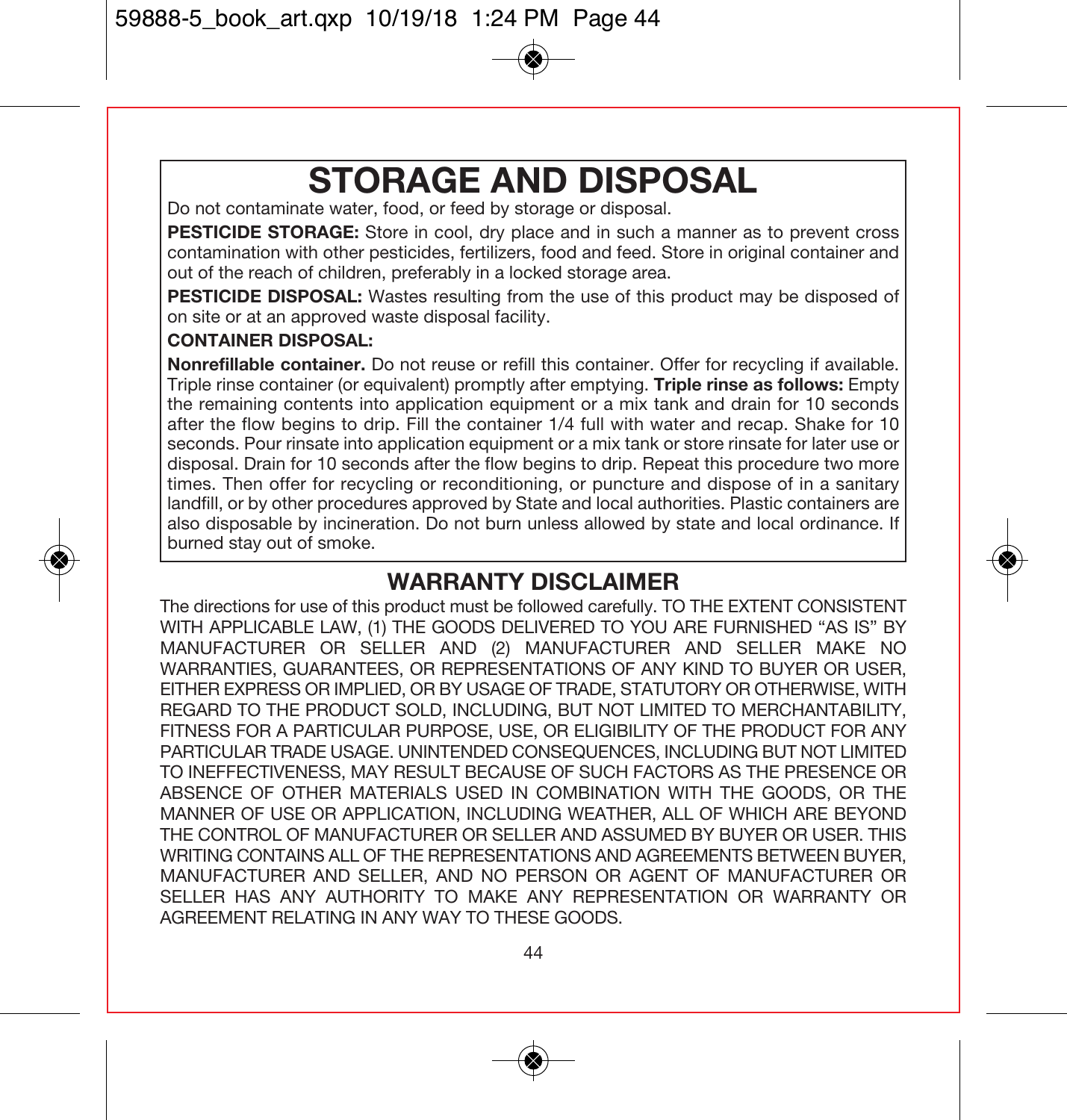# STORAGE AND DISPOSAL

Do not contaminate water, food, or feed by storage or disposal.

**PESTICIDE STORAGE:** Store in cool, dry place and in such a manner as to prevent cross contamination with other pesticides, fertilizers, food and feed. Store in original container and out of the reach of children, preferably in a locked storage area.

**PESTICIDE DISPOSAL:** Wastes resulting from the use of this product may be disposed of on site or at an approved waste disposal facility.

**CONTAINER DISPOSAL:**

**Nonrefillable container.** Do not reuse or refill this container. Offer for recycling if available. Triple rinse container (or equivalent) promptly after emptying. **Triple rinse as follows:** Empty the remaining contents into application equipment or a mix tank and drain for 10 seconds after the flow begins to drip. Fill the container 1/4 full with water and recap. Shake for 10 seconds. Pour rinsate into application equipment or a mix tank or store rinsate for later use or disposal. Drain for 10 seconds after the flow begins to drip. Repeat this procedure two more times. Then offer for recycling or reconditioning, or puncture and dispose of in a sanitary landfill, or by other procedures approved by State and local authorities. Plastic containers are also disposable by incineration. Do not burn unless allowed by state and local ordinance. If burned stay out of smoke.

## WARRANTY DISCLAIMER

The directions for use of this product must be followed carefully. TO THE EXTENT CONSISTENT WITH APPLICABLE LAW, (1) THE GOODS DELIVERED TO YOU ARE FURNISHED "AS IS" BY MANUFACTURER OR SELLER AND (2) MANUFACTURER AND SELLER MAKE NO WARRANTIES, GUARANTEES, OR REPRESENTATIONS OF ANY KIND TO BUYER OR USER, EITHER EXPRESS OR IMPLIED, OR BY USAGE OF TRADE, STATUTORY OR OTHERWISE, WITH REGARD TO THE PRODUCT SOLD, INCLUDING, BUT NOT LIMITED TO MERCHANTABILITY, FITNESS FOR A PARTICULAR PURPOSE, USE, OR ELIGIBILITY OF THE PRODUCT FOR ANY PARTICULAR TRADE USAGE. UNINTENDED CONSEQUENCES, INCLUDING BUT NOT LIMITED TO INEFFECTIVENESS, MAY RESULT BECAUSE OF SUCH FACTORS AS THE PRESENCE OR ABSENCE OF OTHER MATERIALS USED IN COMBINATION WITH THE GOODS, OR THE MANNER OF USE OR APPLICATION, INCLUDING WEATHER, ALL OF WHICH ARE BEYOND THE CONTROL OF MANUFACTURER OR SELLER AND ASSUMED BY BUYER OR USER. THIS WRITING CONTAINS ALL OF THE REPRESENTATIONS AND AGREEMENTS BETWEEN BUYER, MANUFACTURER AND SELLER, AND NO PERSON OR AGENT OF MANUFACTURER OR SELLER HAS ANY AUTHORITY TO MAKE ANY REPRESENTATION OR WARRANTY OR AGREEMENT RELATING IN ANY WAY TO THESE GOODS.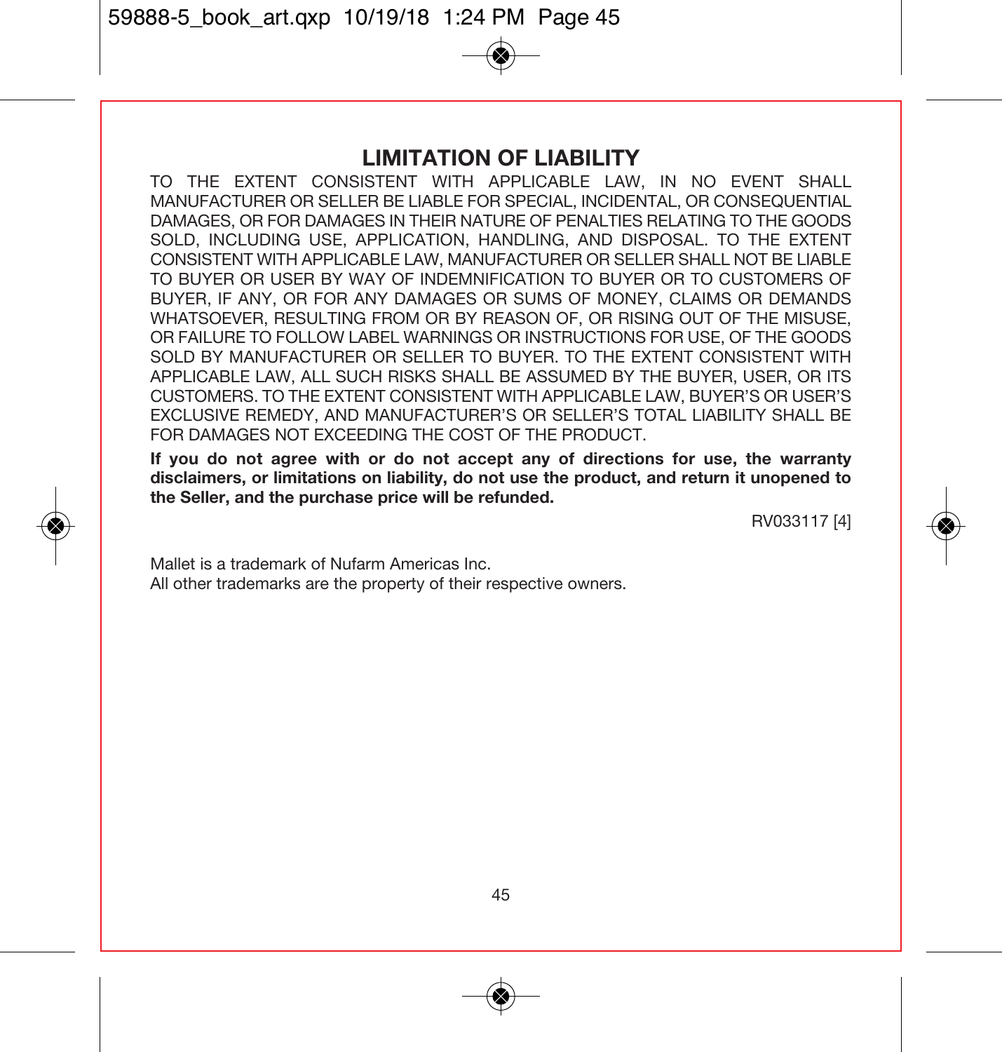## LIMITATION OF LIABILITY

TO THE EXTENT CONSISTENT WITH APPLICABLE LAW, IN NO EVENT SHALL MANUFACTURER OR SELLER BE LIABLE FOR SPECIAL, INCIDENTAL, OR CONSEQUENTIAL DAMAGES, OR FOR DAMAGES IN THEIR NATURE OF PENALTIES RELATING TO THE GOODS SOLD, INCLUDING USE, APPLICATION, HANDLING, AND DISPOSAL. TO THE EXTENT CONSISTENT WITH APPLICABLE LAW, MANUFACTURER OR SELLER SHALL NOT BE LIABLE TO BUYER OR USER BY WAY OF INDEMNIFICATION TO BUYER OR TO CUSTOMERS OF BUYER, IF ANY, OR FOR ANY DAMAGES OR SUMS OF MONEY, CLAIMS OR DEMANDS WHATSOEVER, RESULTING FROM OR BY REASON OF, OR RISING OUT OF THE MISUSE, OR FAILURE TO FOLLOW LABEL WARNINGS OR INSTRUCTIONS FOR USE, OF THE GOODS SOLD BY MANUFACTURER OR SELLER TO BUYER. TO THE EXTENT CONSISTENT WITH APPLICABLE LAW, ALL SUCH RISKS SHALL BE ASSUMED BY THE BUYER, USER, OR ITS CUSTOMERS. TO THE EXTENT CONSISTENT WITH APPLICABLE LAW, BUYER'S OR USER'S EXCLUSIVE REMEDY, AND MANUFACTURER'S OR SELLER'S TOTAL LIABILITY SHALL BE FOR DAMAGES NOT EXCEEDING THE COST OF THE PRODUCT.

**If you do not agree with or do not accept any of directions for use, the warranty disclaimers, or limitations on liability, do not use the product, and return it unopened to the Seller, and the purchase price will be refunded.**

RV033117 [4]

Mallet is a trademark of Nufarm Americas Inc.
All other trademarks are the property of their respective owners.